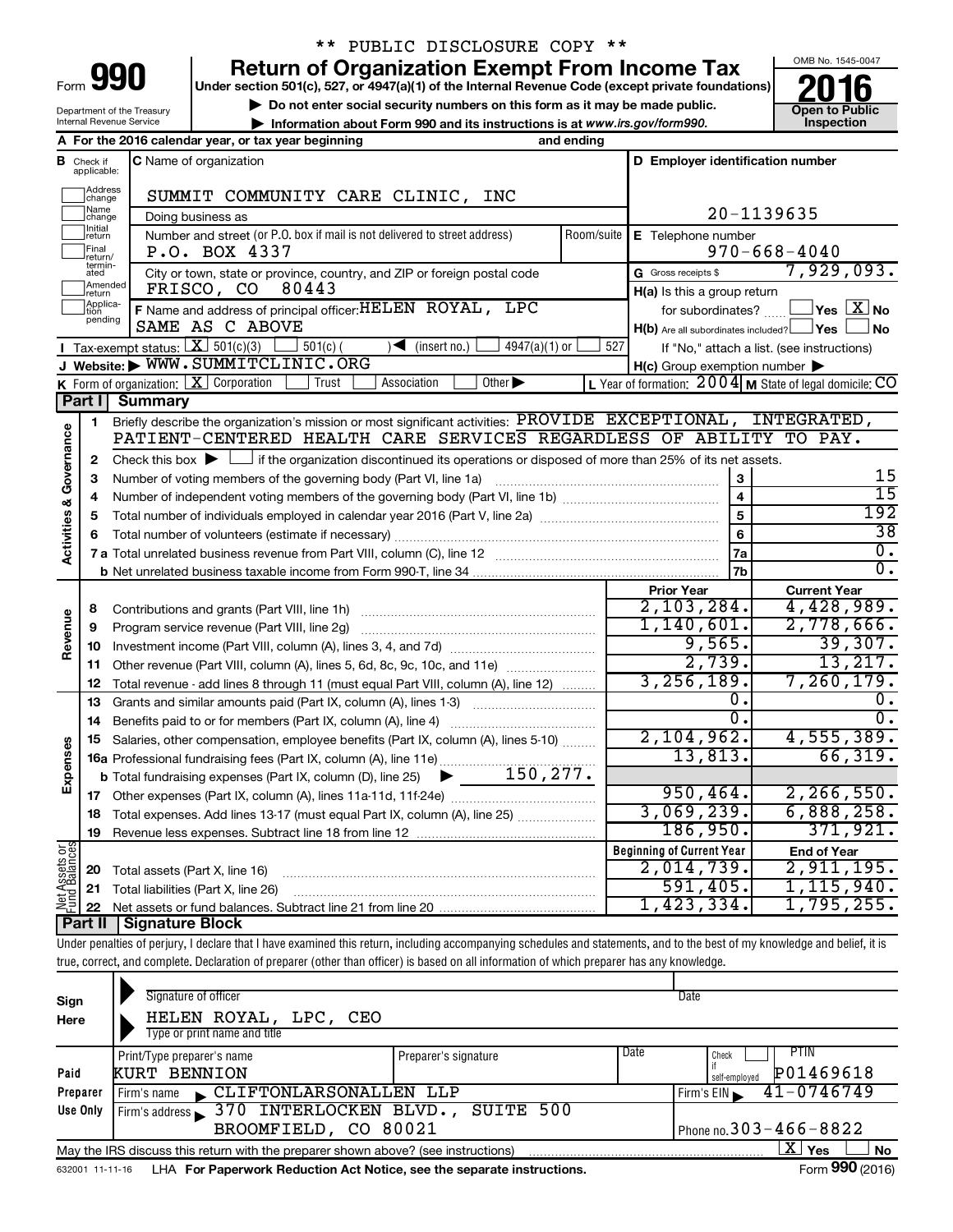\*\* PUBLIC DISCLOSURE COPY \*\*

# Form 990 — Return of Organization Exempt From Income Tax (2016)

Under section 501(c), 527, or 4947(a)(1) of the Internal Revenue Code (except private foundations)

▶ Do not enter social security numbers on this form as it may be made public.

▶ Information about Form 990 and its instructions is at www.irs.gov/form990.

Department of the Treasury, Internal Revenue Service

OMB No. 1545-0047 — Open to Public Inspection

**A** For the 2016 calendar year, or tax year beginning and ending

**B** Check if applicable: Address change / Name change / Initial return / Final return/terminated / Amended return / Application pending

**C** Name of organization: SUMMIT COMMUNITY CARE CLINIC, INC

Doing business as

Number and street (or P.O. box if mail is not delivered to street address): P.O. BOX 4337 — Room/suite

City or town, state or province, country, and ZIP or foreign postal code: FRISCO, CO 80443

**D** Employer identification number: 20-1139635

**E** Telephone number: 970-668-4040

**G** Gross receipts $ 7,929,093.

**F** Name and address of principal officer: HELEN ROYAL, LPC, SAME AS C ABOVE

**H(a)** Is this a group return for subordinates? ☐ Yes ☒ No

**H(b)** Are all subordinates included? ☐ Yes ☐ No — If "No," attach a list. (see instructions)

**H(c)** Group exemption number ▶

**I** Tax-exempt status: ☒ 501(c)(3) ☐ 501(c)( ) ◀ (insert no.) ☐ 4947(a)(1) or ☐ 527

**J** Website: ▶ WWW.SUMMITCLINIC.ORG

**K** Form of organization: ☒ Corporation ☐ Trust ☐ Association ☐ Other ▶

**L** Year of formation: 2004 **M** State of legal domicile: CO

## Part I Summary

**Activities & Governance**

1 Briefly describe the organization's mission or most significant activities: PROVIDE EXCEPTIONAL, INTEGRATED, PATIENT-CENTERED HEALTH CARE SERVICES REGARDLESS OF ABILITY TO PAY.

2 Check this box ▶ ☐ if the organization discontinued its operations or disposed of more than 25% of its net assets.

| Line | Description | | Value |
|---|---|---|---|
| 3 | Number of voting members of the governing body (Part VI, line 1a) | 3 | 15 |
| 4 | Number of independent voting members of the governing body (Part VI, line 1b) | 4 | 15 |
| 5 | Total number of individuals employed in calendar year 2016 (Part V, line 2a) | 5 | 192 |
| 6 | Total number of volunteers (estimate if necessary) | 6 | 38 |
| 7a | Total unrelated business revenue from Part VIII, column (C), line 12 | 7a | 0. |
| 7b | Net unrelated business taxable income from Form 990-T, line 34 | 7b | 0. |

| | Line | Description | Prior Year | Current Year |
|---|---|---|---|---|
| Revenue | 8 | Contributions and grants (Part VIII, line 1h) | 2,103,284. | 4,428,989. |
| | 9 | Program service revenue (Part VIII, line 2g) | 1,140,601. | 2,778,666. |
| | 10 | Investment income (Part VIII, column (A), lines 3, 4, and 7d) | 9,565. | 39,307. |
| | 11 | Other revenue (Part VIII, column (A), lines 5, 6d, 8c, 9c, 10c, and 11e) | 2,739. | 13,217. |
| | 12 | Total revenue - add lines 8 through 11 (must equal Part VIII, column (A), line 12) | 3,256,189. | 7,260,179. |
| Expenses | 13 | Grants and similar amounts paid (Part IX, column (A), lines 1-3) | 0. | 0. |
| | 14 | Benefits paid to or for members (Part IX, column (A), line 4) | 0. | 0. |
| | 15 | Salaries, other compensation, employee benefits (Part IX, column (A), lines 5-10) | 2,104,962. | 4,555,389. |
| | 16a | Professional fundraising fees (Part IX, column (A), line 11e) | 13,813. | 66,319. |
| | b | Total fundraising expenses (Part IX, column (D), line 25) ▶ 150,277. | | |
| | 17 | Other expenses (Part IX, column (A), lines 11a-11d, 11f-24e) | 950,464. | 2,266,550. |
| | 18 | Total expenses. Add lines 13-17 (must equal Part IX, column (A), line 25) | 3,069,239. | 6,888,258. |
| | 19 | Revenue less expenses. Subtract line 18 from line 12 | 186,950. | 371,921. |

| | Line | Description | Beginning of Current Year | End of Year |
|---|---|---|---|---|
| Net Assets or Fund Balances | 20 | Total assets (Part X, line 16) | 2,014,739. | 2,911,195. |
| | 21 | Total liabilities (Part X, line 26) | 591,405. | 1,115,940. |
| | 22 | Net assets or fund balances. Subtract line 21 from line 20 | 1,423,334. | 1,795,255. |

## Part II Signature Block

Under penalties of perjury, I declare that I have examined this return, including accompanying schedules and statements, and to the best of my knowledge and belief, it is true, correct, and complete. Declaration of preparer (other than officer) is based on all information of which preparer has any knowledge.

**Sign Here**

Signature of officer — Date

HELEN ROYAL, LPC, CEO

Type or print name and title

**Paid Preparer Use Only**

| Print/Type preparer's name | Preparer's signature | Date | Check if self-employed | PTIN |
|---|---|---|---|---|
| KURT BENNION | | | ☐ | P01469618 |

Firm's name ▶ CLIFTONLARSONALLEN LLP — Firm's EIN ▶ 41-0746749

Firm's address ▶ 370 INTERLOCKEN BLVD., SUITE 500, BROOMFIELD, CO 80021 — Phone no. 303-466-8822

May the IRS discuss this return with the preparer shown above? (see instructions) ☒ Yes ☐ No

632001 11-11-16 LHA For Paperwork Reduction Act Notice, see the separate instructions. Form 990 (2016)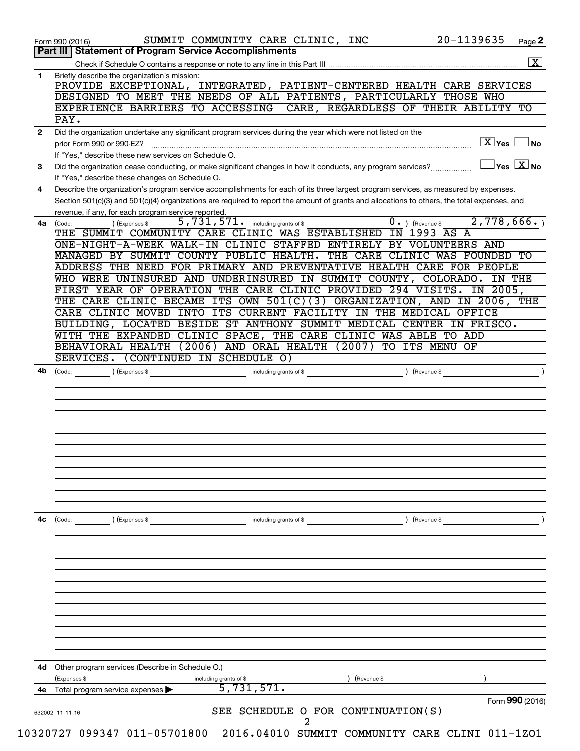Form 990 (2016) SUMMIT COMMUNITY CARE CLINIC, INC 20-1139635 Page **2**

**Part III | Statement of Program Service Accomplishments**

Check if Schedule O contains a response or note to any line in this Part III [X]

**1** Briefly describe the organization's mission:

PROVIDE EXCEPTIONAL, INTEGRATED, PATIENT-CENTERED HEALTH CARE SERVICES DESIGNED TO MEET THE NEEDS OF ALL PATIENTS, PARTICULARLY THOSE WHO EXPERIENCE BARRIERS TO ACCESSING CARE, REGARDLESS OF THEIR ABILITY TO PAY.

**2** Did the organization undertake any significant program services during the year which were not listed on the prior Form 990 or 990-EZ? [X] Yes [ ] No

If "Yes," describe these new services on Schedule O.

**3** Did the organization cease conducting, or make significant changes in how it conducts, any program services? [ ] Yes [X] No

If "Yes," describe these changes on Schedule O.

**4** Describe the organization's program service accomplishments for each of its three largest program services, as measured by expenses. Section 501(c)(3) and 501(c)(4) organizations are required to report the amount of grants and allocations to others, the total expenses, and revenue, if any, for each program service reported.

**4a** (Code: ) (Expenses $ 5,731,571. including grants of $ 0. ) (Revenue $ 2,778,666. )

THE SUMMIT COMMUNITY CARE CLINIC WAS ESTABLISHED IN 1993 AS A ONE-NIGHT-A-WEEK WALK-IN CLINIC STAFFED ENTIRELY BY VOLUNTEERS AND MANAGED BY SUMMIT COUNTY PUBLIC HEALTH. THE CARE CLINIC WAS FOUNDED TO ADDRESS THE NEED FOR PRIMARY AND PREVENTATIVE HEALTH CARE FOR PEOPLE WHO WERE UNINSURED AND UNDERINSURED IN SUMMIT COUNTY, COLORADO. IN THE FIRST YEAR OF OPERATION THE CARE CLINIC PROVIDED 294 VISITS. IN 2005, THE CARE CLINIC BECAME ITS OWN 501(C)(3) ORGANIZATION, AND IN 2006, THE CARE CLINIC MOVED INTO ITS CURRENT FACILITY IN THE MEDICAL OFFICE BUILDING, LOCATED BESIDE ST ANTHONY SUMMIT MEDICAL CENTER IN FRISCO. WITH THE EXPANDED CLINIC SPACE, THE CARE CLINIC WAS ABLE TO ADD BEHAVIORAL HEALTH (2006) AND ORAL HEALTH (2007) TO ITS MENU OF SERVICES. (CONTINUED IN SCHEDULE O)

**4b** (Code: ) (Expenses $ including grants of $ ) (Revenue $ )

**4c** (Code: ) (Expenses $ including grants of $ ) (Revenue $ )

**4d** Other program services (Describe in Schedule O.)

(Expenses $ including grants of $ ) (Revenue $ )

**4e** Total program service expenses ▶ 5,731,571.

Form **990** (2016)

632002 11-11-16

SEE SCHEDULE O FOR CONTINUATION(S)

10320727 099347 011-05701800 2016.04010 SUMMIT COMMUNITY CARE CLINI 011-1ZO1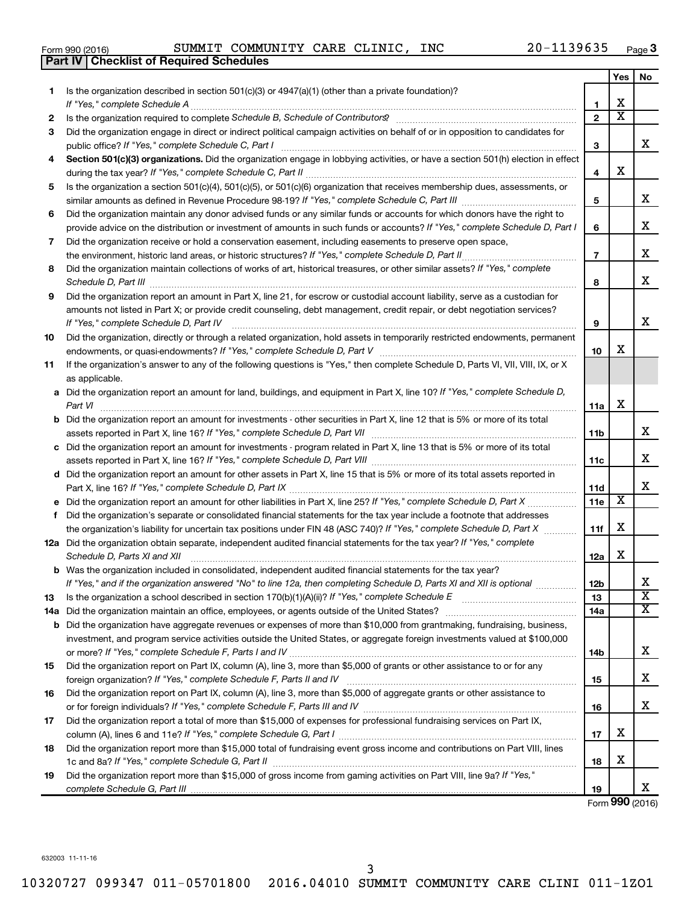Form 990 (2016) SUMMIT COMMUNITY CARE CLINIC, INC 20-1139635 Page 3

**Part IV | Checklist of Required Schedules**

| | | | Yes | No |
|---|---|---|---|---|
| 1 | Is the organization described in section 501(c)(3) or 4947(a)(1) (other than a private foundation)? *If "Yes," complete Schedule A* | 1 | X | |
| 2 | Is the organization required to complete *Schedule B, Schedule of Contributors*? | 2 | X | |
| 3 | Did the organization engage in direct or indirect political campaign activities on behalf of or in opposition to candidates for public office? *If "Yes," complete Schedule C, Part I* | 3 | | X |
| 4 | **Section 501(c)(3) organizations.** Did the organization engage in lobbying activities, or have a section 501(h) election in effect during the tax year? *If "Yes," complete Schedule C, Part II* | 4 | X | |
| 5 | Is the organization a section 501(c)(4), 501(c)(5), or 501(c)(6) organization that receives membership dues, assessments, or similar amounts as defined in Revenue Procedure 98-19? *If "Yes," complete Schedule C, Part III* | 5 | | X |
| 6 | Did the organization maintain any donor advised funds or any similar funds or accounts for which donors have the right to provide advice on the distribution or investment of amounts in such funds or accounts? *If "Yes," complete Schedule D, Part I* | 6 | | X |
| 7 | Did the organization receive or hold a conservation easement, including easements to preserve open space, the environment, historic land areas, or historic structures? *If "Yes," complete Schedule D, Part II* | 7 | | X |
| 8 | Did the organization maintain collections of works of art, historical treasures, or other similar assets? *If "Yes," complete Schedule D, Part III* | 8 | | X |
| 9 | Did the organization report an amount in Part X, line 21, for escrow or custodial account liability, serve as a custodian for amounts not listed in Part X; or provide credit counseling, debt management, credit repair, or debt negotiation services? *If "Yes," complete Schedule D, Part IV* | 9 | | X |
| 10 | Did the organization, directly or through a related organization, hold assets in temporarily restricted endowments, permanent endowments, or quasi-endowments? *If "Yes," complete Schedule D, Part V* | 10 | X | |
| 11 | If the organization's answer to any of the following questions is "Yes," then complete Schedule D, Parts VI, VII, VIII, IX, or X as applicable. | | | |
| a | Did the organization report an amount for land, buildings, and equipment in Part X, line 10? *If "Yes," complete Schedule D, Part VI* | 11a | X | |
| b | Did the organization report an amount for investments - other securities in Part X, line 12 that is 5% or more of its total assets reported in Part X, line 16? *If "Yes," complete Schedule D, Part VII* | 11b | | X |
| c | Did the organization report an amount for investments - program related in Part X, line 13 that is 5% or more of its total assets reported in Part X, line 16? *If "Yes," complete Schedule D, Part VIII* | 11c | | X |
| d | Did the organization report an amount for other assets in Part X, line 15 that is 5% or more of its total assets reported in Part X, line 16? *If "Yes," complete Schedule D, Part IX* | 11d | | X |
| e | Did the organization report an amount for other liabilities in Part X, line 25? *If "Yes," complete Schedule D, Part X* | 11e | X | |
| f | Did the organization's separate or consolidated financial statements for the tax year include a footnote that addresses the organization's liability for uncertain tax positions under FIN 48 (ASC 740)? *If "Yes," complete Schedule D, Part X* | 11f | X | |
| 12a | Did the organization obtain separate, independent audited financial statements for the tax year? *If "Yes," complete Schedule D, Parts XI and XII* | 12a | X | |
| b | Was the organization included in consolidated, independent audited financial statements for the tax year? *If "Yes," and if the organization answered "No" to line 12a, then completing Schedule D, Parts XI and XII is optional* | 12b | | X |
| 13 | Is the organization a school described in section 170(b)(1)(A)(ii)? *If "Yes," complete Schedule E* | 13 | | X |
| 14a | Did the organization maintain an office, employees, or agents outside of the United States? | 14a | | X |
| b | Did the organization have aggregate revenues or expenses of more than $10,000 from grantmaking, fundraising, business, investment, and program service activities outside the United States, or aggregate foreign investments valued at $100,000 or more? *If "Yes," complete Schedule F, Parts I and IV* | 14b | | X |
| 15 | Did the organization report on Part IX, column (A), line 3, more than $5,000 of grants or other assistance to or for any foreign organization? *If "Yes," complete Schedule F, Parts II and IV* | 15 | | X |
| 16 | Did the organization report on Part IX, column (A), line 3, more than $5,000 of aggregate grants or other assistance to or for foreign individuals? *If "Yes," complete Schedule F, Parts III and IV* | 16 | | X |
| 17 | Did the organization report a total of more than $15,000 of expenses for professional fundraising services on Part IX, column (A), lines 6 and 11e? *If "Yes," complete Schedule G, Part I* | 17 | X | |
| 18 | Did the organization report more than $15,000 total of fundraising event gross income and contributions on Part VIII, lines 1c and 8a? *If "Yes," complete Schedule G, Part II* | 18 | X | |
| 19 | Did the organization report more than $15,000 of gross income from gaming activities on Part VIII, line 9a? *If "Yes," complete Schedule G, Part III* | 19 | | X |

Form **990** (2016)

632003 11-11-16

10320727 099347 011-05701800 2016.04010 SUMMIT COMMUNITY CARE CLINI 011-1ZO1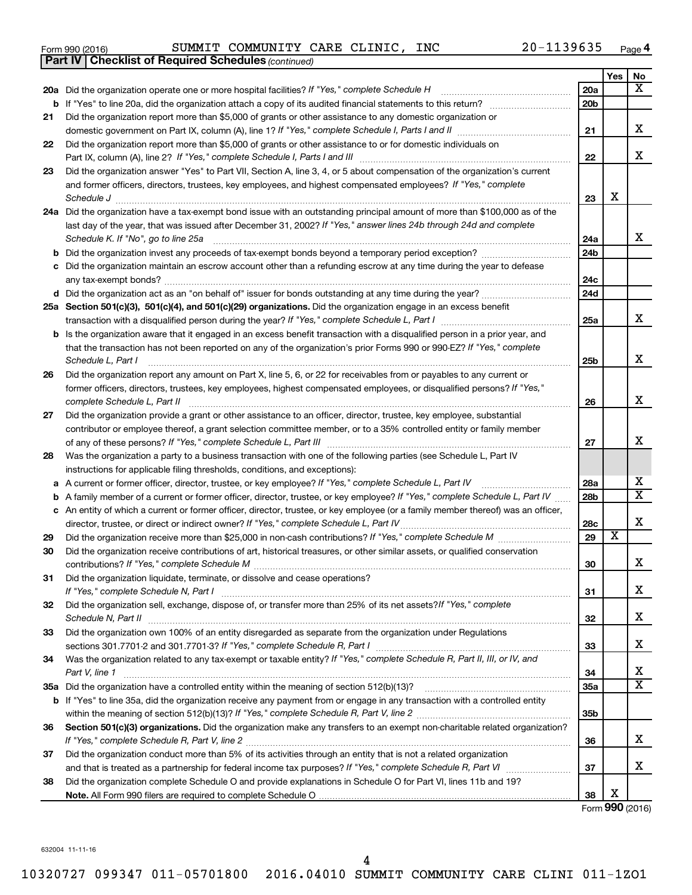Form 990 (2016) SUMMIT COMMUNITY CARE CLINIC, INC 20-1139635

## Part IV Checklist of Required Schedules *(continued)*

| | | | Yes | No |
|---|---|---|---|---|
| **20a** | Did the organization operate one or more hospital facilities? *If "Yes," complete Schedule H* | 20a | | X |
| **b** | If "Yes" to line 20a, did the organization attach a copy of its audited financial statements to this return? | 20b | | |
| **21** | Did the organization report more than $5,000 of grants or other assistance to any domestic organization or domestic government on Part IX, column (A), line 1? *If "Yes," complete Schedule I, Parts I and II* | 21 | | X |
| **22** | Did the organization report more than $5,000 of grants or other assistance to or for domestic individuals on Part IX, column (A), line 2? *If "Yes," complete Schedule I, Parts I and III* | 22 | | X |
| **23** | Did the organization answer "Yes" to Part VII, Section A, line 3, 4, or 5 about compensation of the organization's current and former officers, directors, trustees, key employees, and highest compensated employees? *If "Yes," complete Schedule J* | 23 | X | |
| **24a** | Did the organization have a tax-exempt bond issue with an outstanding principal amount of more than $100,000 as of the last day of the year, that was issued after December 31, 2002? *If "Yes," answer lines 24b through 24d and complete Schedule K. If "No", go to line 25a* | 24a | | X |
| **b** | Did the organization invest any proceeds of tax-exempt bonds beyond a temporary period exception? | 24b | | |
| **c** | Did the organization maintain an escrow account other than a refunding escrow at any time during the year to defease any tax-exempt bonds? | 24c | | |
| **d** | Did the organization act as an "on behalf of" issuer for bonds outstanding at any time during the year? | 24d | | |
| **25a** | **Section 501(c)(3), 501(c)(4), and 501(c)(29) organizations.** Did the organization engage in an excess benefit transaction with a disqualified person during the year? *If "Yes," complete Schedule L, Part I* | 25a | | X |
| **b** | Is the organization aware that it engaged in an excess benefit transaction with a disqualified person in a prior year, and that the transaction has not been reported on any of the organization's prior Forms 990 or 990-EZ? *If "Yes," complete Schedule L, Part I* | 25b | | X |
| **26** | Did the organization report any amount on Part X, line 5, 6, or 22 for receivables from or payables to any current or former officers, directors, trustees, key employees, highest compensated employees, or disqualified persons? *If "Yes," complete Schedule L, Part II* | 26 | | X |
| **27** | Did the organization provide a grant or other assistance to an officer, director, trustee, key employee, substantial contributor or employee thereof, a grant selection committee member, or to a 35% controlled entity or family member of any of these persons? *If "Yes," complete Schedule L, Part III* | 27 | | X |
| **28** | Was the organization a party to a business transaction with one of the following parties (see Schedule L, Part IV instructions for applicable filing thresholds, conditions, and exceptions): | | | |
| **a** | A current or former officer, director, trustee, or key employee? *If "Yes," complete Schedule L, Part IV* | 28a | | X |
| **b** | A family member of a current or former officer, director, trustee, or key employee? *If "Yes," complete Schedule L, Part IV* | 28b | | X |
| **c** | An entity of which a current or former officer, director, trustee, or key employee (or a family member thereof) was an officer, director, trustee, or direct or indirect owner? *If "Yes," complete Schedule L, Part IV* | 28c | | X |
| **29** | Did the organization receive more than $25,000 in non-cash contributions? *If "Yes," complete Schedule M* | 29 | X | |
| **30** | Did the organization receive contributions of art, historical treasures, or other similar assets, or qualified conservation contributions? *If "Yes," complete Schedule M* | 30 | | X |
| **31** | Did the organization liquidate, terminate, or dissolve and cease operations? *If "Yes," complete Schedule N, Part I* | 31 | | X |
| **32** | Did the organization sell, exchange, dispose of, or transfer more than 25% of its net assets? *If "Yes," complete Schedule N, Part II* | 32 | | X |
| **33** | Did the organization own 100% of an entity disregarded as separate from the organization under Regulations sections 301.7701-2 and 301.7701-3? *If "Yes," complete Schedule R, Part I* | 33 | | X |
| **34** | Was the organization related to any tax-exempt or taxable entity? *If "Yes," complete Schedule R, Part II, III, or IV, and Part V, line 1* | 34 | | X |
| **35a** | Did the organization have a controlled entity within the meaning of section 512(b)(13)? | 35a | | X |
| **b** | If "Yes" to line 35a, did the organization receive any payment from or engage in any transaction with a controlled entity within the meaning of section 512(b)(13)? *If "Yes," complete Schedule R, Part V, line 2* | 35b | | |
| **36** | **Section 501(c)(3) organizations.** Did the organization make any transfers to an exempt non-charitable related organization? *If "Yes," complete Schedule R, Part V, line 2* | 36 | | X |
| **37** | Did the organization conduct more than 5% of its activities through an entity that is not a related organization and that is treated as a partnership for federal income tax purposes? *If "Yes," complete Schedule R, Part VI* | 37 | | X |
| **38** | Did the organization complete Schedule O and provide explanations in Schedule O for Part VI, lines 11b and 19? **Note.** All Form 990 filers are required to complete Schedule O | 38 | X | |

Form **990** (2016)

632004 11-11-16

10320727 099347 011-05701800 2016.04010 SUMMIT COMMUNITY CARE CLINI 011-1ZO1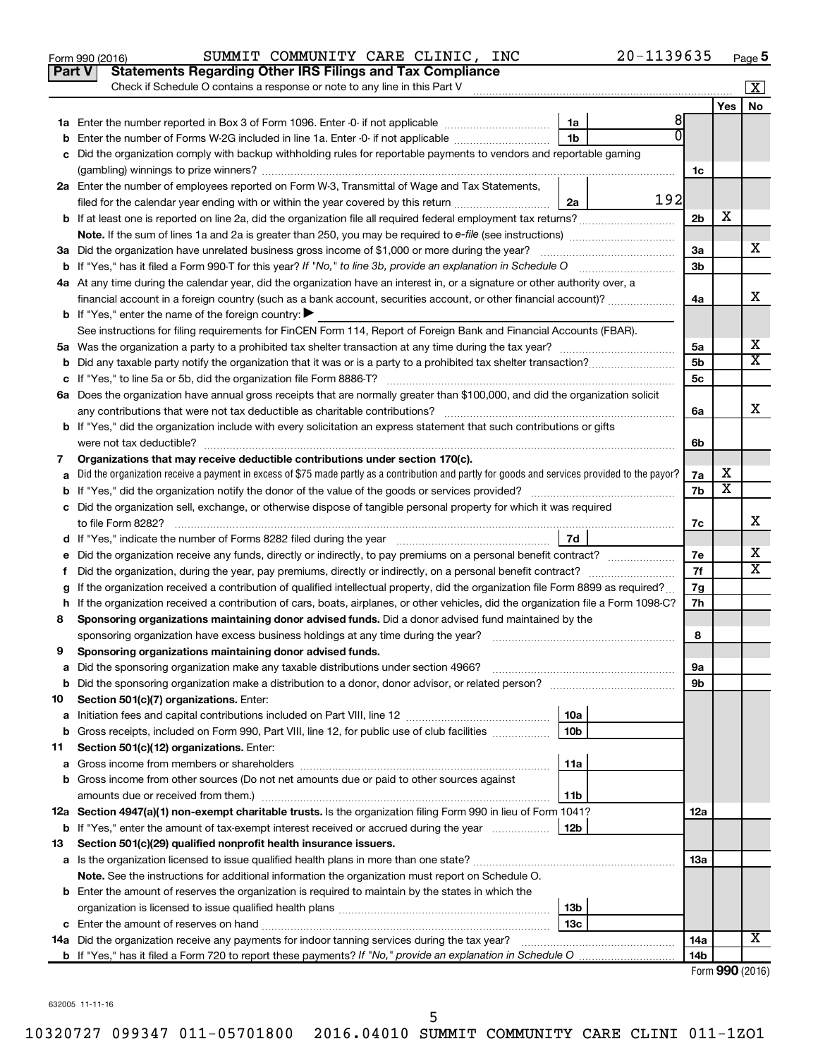Form 990 (2016) SUMMIT COMMUNITY CARE CLINIC, INC 20-1139635 Page 5

## Part V Statements Regarding Other IRS Filings and Tax Compliance

Check if Schedule O contains a response or note to any line in this Part V [X]

| | | | | | Yes | No |
|---|---|---|---|---|---|---|
| 1a | Enter the number reported in Box 3 of Form 1096. Enter -0- if not applicable | 1a | 8 | | | |
| b | Enter the number of Forms W-2G included in line 1a. Enter -0- if not applicable | 1b | 0 | | | |
| c | Did the organization comply with backup withholding rules for reportable payments to vendors and reportable gaming (gambling) winnings to prize winners? | | | 1c | | |
| 2a | Enter the number of employees reported on Form W-3, Transmittal of Wage and Tax Statements, filed for the calendar year ending with or within the year covered by this return | 2a | 192 | | | |
| b | If at least one is reported on line 2a, did the organization file all required federal employment tax returns? | | | 2b | X | |
| | Note. If the sum of lines 1a and 2a is greater than 250, you may be required to e-file (see instructions) | | | | | |
| 3a | Did the organization have unrelated business gross income of $1,000 or more during the year? | | | 3a | | X |
| b | If "Yes," has it filed a Form 990-T for this year? If "No," to line 3b, provide an explanation in Schedule O | | | 3b | | |
| 4a | At any time during the calendar year, did the organization have an interest in, or a signature or other authority over, a financial account in a foreign country (such as a bank account, securities account, or other financial account)? | | | 4a | | X |
| b | If "Yes," enter the name of the foreign country: ▶ | | | | | |
| | See instructions for filing requirements for FinCEN Form 114, Report of Foreign Bank and Financial Accounts (FBAR). | | | | | |
| 5a | Was the organization a party to a prohibited tax shelter transaction at any time during the tax year? | | | 5a | | X |
| b | Did any taxable party notify the organization that it was or is a party to a prohibited tax shelter transaction? | | | 5b | | X |
| c | If "Yes," to line 5a or 5b, did the organization file Form 8886-T? | | | 5c | | |
| 6a | Does the organization have annual gross receipts that are normally greater than $100,000, and did the organization solicit any contributions that were not tax deductible as charitable contributions? | | | 6a | | X |
| b | If "Yes," did the organization include with every solicitation an express statement that such contributions or gifts were not tax deductible? | | | 6b | | |
| 7 | **Organizations that may receive deductible contributions under section 170(c).** | | | | | |
| a | Did the organization receive a payment in excess of $75 made partly as a contribution and partly for goods and services provided to the payor? | | | 7a | X | |
| b | If "Yes," did the organization notify the donor of the value of the goods or services provided? | | | 7b | X | |
| c | Did the organization sell, exchange, or otherwise dispose of tangible personal property for which it was required to file Form 8282? | | | 7c | | X |
| d | If "Yes," indicate the number of Forms 8282 filed during the year | 7d | | | | |
| e | Did the organization receive any funds, directly or indirectly, to pay premiums on a personal benefit contract? | | | 7e | | X |
| f | Did the organization, during the year, pay premiums, directly or indirectly, on a personal benefit contract? | | | 7f | | X |
| g | If the organization received a contribution of qualified intellectual property, did the organization file Form 8899 as required? | | | 7g | | |
| h | If the organization received a contribution of cars, boats, airplanes, or other vehicles, did the organization file a Form 1098-C? | | | 7h | | |
| 8 | **Sponsoring organizations maintaining donor advised funds.** Did a donor advised fund maintained by the sponsoring organization have excess business holdings at any time during the year? | | | 8 | | |
| 9 | **Sponsoring organizations maintaining donor advised funds.** | | | | | |
| a | Did the sponsoring organization make any taxable distributions under section 4966? | | | 9a | | |
| b | Did the sponsoring organization make a distribution to a donor, donor advisor, or related person? | | | 9b | | |
| 10 | **Section 501(c)(7) organizations.** Enter: | | | | | |
| a | Initiation fees and capital contributions included on Part VIII, line 12 | 10a | | | | |
| b | Gross receipts, included on Form 990, Part VIII, line 12, for public use of club facilities | 10b | | | | |
| 11 | **Section 501(c)(12) organizations.** Enter: | | | | | |
| a | Gross income from members or shareholders | 11a | | | | |
| b | Gross income from other sources (Do not net amounts due or paid to other sources against amounts due or received from them.) | 11b | | | | |
| 12a | **Section 4947(a)(1) non-exempt charitable trusts.** Is the organization filing Form 990 in lieu of Form 1041? | | | 12a | | |
| b | If "Yes," enter the amount of tax-exempt interest received or accrued during the year | 12b | | | | |
| 13 | **Section 501(c)(29) qualified nonprofit health insurance issuers.** | | | | | |
| a | Is the organization licensed to issue qualified health plans in more than one state? | | | 13a | | |
| | **Note.** See the instructions for additional information the organization must report on Schedule O. | | | | | |
| b | Enter the amount of reserves the organization is required to maintain by the states in which the organization is licensed to issue qualified health plans | 13b | | | | |
| c | Enter the amount of reserves on hand | 13c | | | | |
| 14a | Did the organization receive any payments for indoor tanning services during the tax year? | | | 14a | | X |
| b | If "Yes," has it filed a Form 720 to report these payments? If "No," provide an explanation in Schedule O | | | 14b | | |

Form **990** (2016)

632005 11-11-16

10320727 099347 011-05701800 2016.04010 SUMMIT COMMUNITY CARE CLINI 011-1ZO1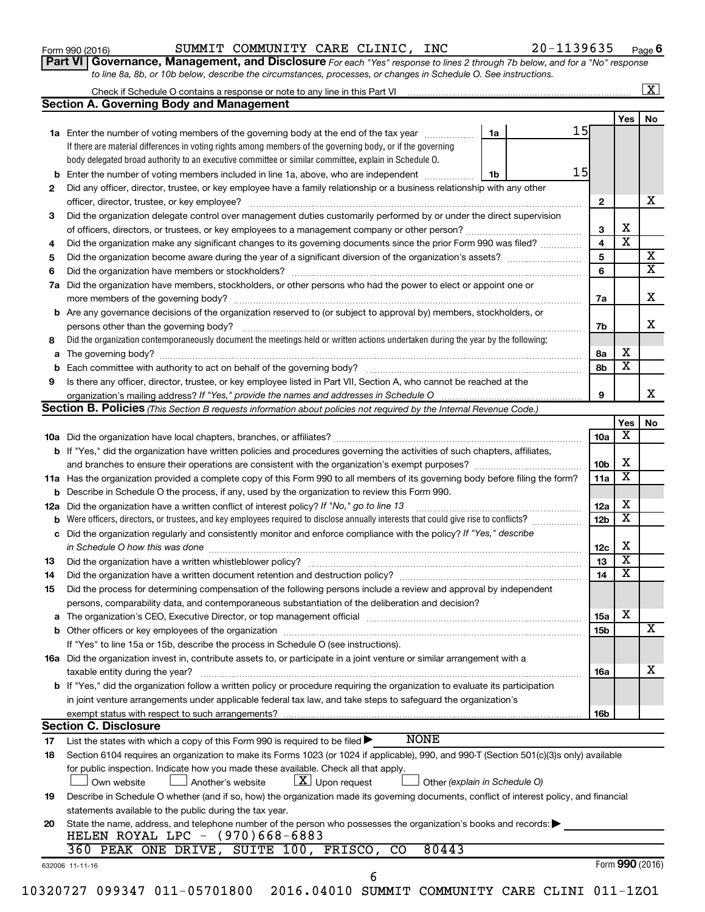Form 990 (2016) SUMMIT COMMUNITY CARE CLINIC, INC 20-1139635 Page 6

**Part VI Governance, Management, and Disclosure** *For each "Yes" response to lines 2 through 7b below, and for a "No" response to line 8a, 8b, or 10b below, describe the circumstances, processes, or changes in Schedule O. See instructions.*

Check if Schedule O contains a response or note to any line in this Part VI .......... [X]

**Section A. Governing Body and Management**

| | | | | Yes | No |
|---|---|---|---|---|---|
| **1a** | Enter the number of voting members of the governing body at the end of the tax year .......... **1a** 15 | | | | |
| | If there are material differences in voting rights among members of the governing body, or if the governing body delegated broad authority to an executive committee or similar committee, explain in Schedule O. | | | | |
| **b** | Enter the number of voting members included in line 1a, above, who are independent .......... **1b** 15 | | | | |
| **2** | Did any officer, director, trustee, or key employee have a family relationship or a business relationship with any other officer, director, trustee, or key employee? | | 2 | | X |
| **3** | Did the organization delegate control over management duties customarily performed by or under the direct supervision of officers, directors, or trustees, or key employees to a management company or other person? | | 3 | X | |
| **4** | Did the organization make any significant changes to its governing documents since the prior Form 990 was filed? | | 4 | X | |
| **5** | Did the organization become aware during the year of a significant diversion of the organization's assets? | | 5 | | X |
| **6** | Did the organization have members or stockholders? | | 6 | | X |
| **7a** | Did the organization have members, stockholders, or other persons who had the power to elect or appoint one or more members of the governing body? | | 7a | | X |
| **b** | Are any governance decisions of the organization reserved to (or subject to approval by) members, stockholders, or persons other than the governing body? | | 7b | | X |
| **8** | Did the organization contemporaneously document the meetings held or written actions undertaken during the year by the following: | | | | |
| **a** | The governing body? | | 8a | X | |
| **b** | Each committee with authority to act on behalf of the governing body? | | 8b | X | |
| **9** | Is there any officer, director, trustee, or key employee listed in Part VII, Section A, who cannot be reached at the organization's mailing address? *If "Yes," provide the names and addresses in Schedule O* | | 9 | | X |

**Section B. Policies** *(This Section B requests information about policies not required by the Internal Revenue Code.)*

| | | | Yes | No |
|---|---|---|---|---|
| **10a** | Did the organization have local chapters, branches, or affiliates? | 10a | X | |
| **b** | If "Yes," did the organization have written policies and procedures governing the activities of such chapters, affiliates, and branches to ensure their operations are consistent with the organization's exempt purposes? | 10b | X | |
| **11a** | Has the organization provided a complete copy of this Form 990 to all members of its governing body before filing the form? | 11a | X | |
| **b** | Describe in Schedule O the process, if any, used by the organization to review this Form 990. | | | |
| **12a** | Did the organization have a written conflict of interest policy? *If "No," go to line 13* | 12a | X | |
| **b** | Were officers, directors, or trustees, and key employees required to disclose annually interests that could give rise to conflicts? | 12b | X | |
| **c** | Did the organization regularly and consistently monitor and enforce compliance with the policy? *If "Yes," describe in Schedule O how this was done* | 12c | X | |
| **13** | Did the organization have a written whistleblower policy? | 13 | X | |
| **14** | Did the organization have a written document retention and destruction policy? | 14 | X | |
| **15** | Did the process for determining compensation of the following persons include a review and approval by independent persons, comparability data, and contemporaneous substantiation of the deliberation and decision? | | | |
| **a** | The organization's CEO, Executive Director, or top management official | 15a | X | |
| **b** | Other officers or key employees of the organization | 15b | | X |
| | If "Yes" to line 15a or 15b, describe the process in Schedule O (see instructions). | | | |
| **16a** | Did the organization invest in, contribute assets to, or participate in a joint venture or similar arrangement with a taxable entity during the year? | 16a | | X |
| **b** | If "Yes," did the organization follow a written policy or procedure requiring the organization to evaluate its participation in joint venture arrangements under applicable federal tax law, and take steps to safeguard the organization's exempt status with respect to such arrangements? | 16b | | |

**Section C. Disclosure**

**17** List the states with which a copy of this Form 990 is required to be filed ▶ NONE

**18** Section 6104 requires an organization to make its Forms 1023 (or 1024 if applicable), 990, and 990-T (Section 501(c)(3)s only) available for public inspection. Indicate how you made these available. Check all that apply.

[ ] Own website [ ] Another's website [X] Upon request [ ] Other *(explain in Schedule O)*

**19** Describe in Schedule O whether (and if so, how) the organization made its governing documents, conflict of interest policy, and financial statements available to the public during the tax year.

**20** State the name, address, and telephone number of the person who possesses the organization's books and records: ▶
HELEN ROYAL LPC - (970)668-6883
360 PEAK ONE DRIVE, SUITE 100, FRISCO, CO 80443

632006 11-11-16 Form **990** (2016)

10320727 099347 011-05701800 2016.04010 SUMMIT COMMUNITY CARE CLINI 011-1ZO1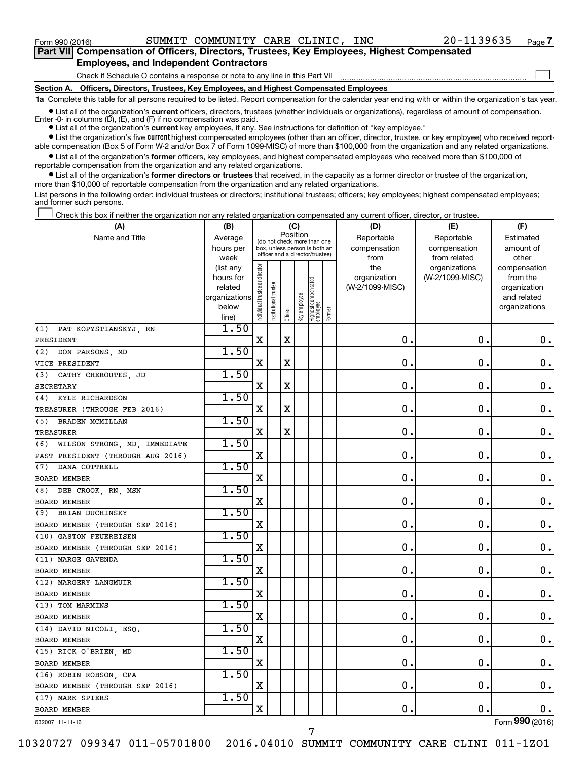Form 990 (2016) SUMMIT COMMUNITY CARE CLINIC, INC 20-1139635 Page 7

## Part VII Compensation of Officers, Directors, Trustees, Key Employees, Highest Compensated Employees, and Independent Contractors

Check if Schedule O contains a response or note to any line in this Part VII

### Section A. Officers, Directors, Trustees, Key Employees, and Highest Compensated Employees

**1a** Complete this table for all persons required to be listed. Report compensation for the calendar year ending with or within the organization's tax year.

- List all of the organization's **current** officers, directors, trustees (whether individuals or organizations), regardless of amount of compensation. Enter -0- in columns (D), (E), and (F) if no compensation was paid.
- List all of the organization's **current** key employees, if any. See instructions for definition of "key employee."
- List the organization's five **current** highest compensated employees (other than an officer, director, trustee, or key employee) who received reportable compensation (Box 5 of Form W-2 and/or Box 7 of Form 1099-MISC) of more than $100,000 from the organization and any related organizations.
- List all of the organization's **former** officers, key employees, and highest compensated employees who received more than $100,000 of reportable compensation from the organization and any related organizations.
- List all of the organization's **former directors or trustees** that received, in the capacity as a former director or trustee of the organization, more than $10,000 of reportable compensation from the organization and any related organizations.

List persons in the following order: individual trustees or directors; institutional trustees; officers; key employees; highest compensated employees; and former such persons.

Check this box if neither the organization nor any related organization compensated any current officer, director, or trustee.

| (A) Name and Title | (B) Average hours per week (list any hours for related organizations below line) | (C) Position: Individual trustee or director | Institutional trustee | Officer | Key employee | Highest compensated employee | Former | (D) Reportable compensation from the organization (W-2/1099-MISC) | (E) Reportable compensation from related organizations (W-2/1099-MISC) | (F) Estimated amount of other compensation from the organization and related organizations |
|---|---|---|---|---|---|---|---|---|---|---|
| (1) PAT KOPYSTIANSKYJ, RN<br>PRESIDENT | 1.50 | X | | X | | | | 0. | 0. | 0. |
| (2) DON PARSONS, MD<br>VICE PRESIDENT | 1.50 | X | | X | | | | 0. | 0. | 0. |
| (3) CATHY CHEROUTES, JD<br>SECRETARY | 1.50 | X | | X | | | | 0. | 0. | 0. |
| (4) KYLE RICHARDSON<br>TREASURER (THROUGH FEB 2016) | 1.50 | X | | X | | | | 0. | 0. | 0. |
| (5) BRADEN MCMILLAN<br>TREASURER | 1.50 | X | | X | | | | 0. | 0. | 0. |
| (6) WILSON STRONG, MD, IMMEDIATE PAST PRESIDENT (THROUGH AUG 2016) | 1.50 | X | | | | | | 0. | 0. | 0. |
| (7) DANA COTTRELL<br>BOARD MEMBER | 1.50 | X | | | | | | 0. | 0. | 0. |
| (8) DEB CROOK, RN, MSN<br>BOARD MEMBER | 1.50 | X | | | | | | 0. | 0. | 0. |
| (9) BRIAN DUCHINSKY<br>BOARD MEMBER (THROUGH SEP 2016) | 1.50 | X | | | | | | 0. | 0. | 0. |
| (10) GASTON FEUEREISEN<br>BOARD MEMBER (THROUGH SEP 2016) | 1.50 | X | | | | | | 0. | 0. | 0. |
| (11) MARGE GAVENDA<br>BOARD MEMBER | 1.50 | X | | | | | | 0. | 0. | 0. |
| (12) MARGERY LANGMUIR<br>BOARD MEMBER | 1.50 | X | | | | | | 0. | 0. | 0. |
| (13) TOM MARMINS<br>BOARD MEMBER | 1.50 | X | | | | | | 0. | 0. | 0. |
| (14) DAVID NICOLI, ESQ.<br>BOARD MEMBER | 1.50 | X | | | | | | 0. | 0. | 0. |
| (15) RICK O'BRIEN, MD<br>BOARD MEMBER | 1.50 | X | | | | | | 0. | 0. | 0. |
| (16) ROBIN ROBSON, CPA<br>BOARD MEMBER (THROUGH SEP 2016) | 1.50 | X | | | | | | 0. | 0. | 0. |
| (17) MARK SPIERS<br>BOARD MEMBER | 1.50 | X | | | | | | 0. | 0. | 0. |

632007 11-11-16 Form 990 (2016)

10320727 099347 011-05701800 2016.04010 SUMMIT COMMUNITY CARE CLINI 011-1Z01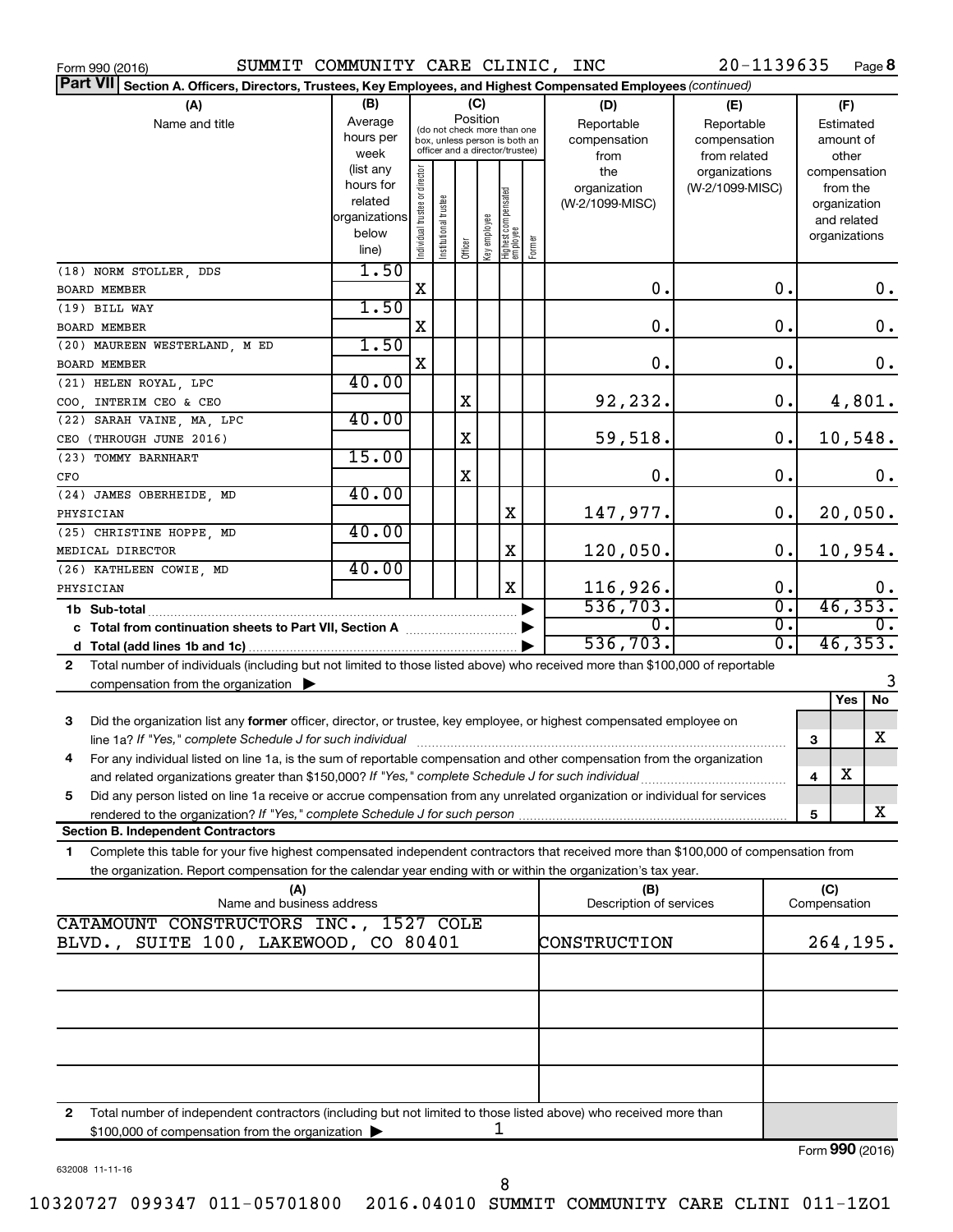Form 990 (2016) SUMMIT COMMUNITY CARE CLINIC, INC 20-1139635 Page 8

**Part VII Section A. Officers, Directors, Trustees, Key Employees, and Highest Compensated Employees** *(continued)*

| (A) Name and title | (B) Average hours per week (list any hours for related organizations below line) | (C) Position: Individual trustee or director | Institutional trustee | Officer | Key employee | Highest compensated employee | Former | (D) Reportable compensation from the organization (W-2/1099-MISC) | (E) Reportable compensation from related organizations (W-2/1099-MISC) | (F) Estimated amount of other compensation from the organization and related organizations |
|---|---|---|---|---|---|---|---|---|---|---|
| (18) NORM STOLLER, DDS<br>BOARD MEMBER | 1.50 | X | | | | | | 0. | 0. | 0. |
| (19) BILL WAY<br>BOARD MEMBER | 1.50 | X | | | | | | 0. | 0. | 0. |
| (20) MAUREEN WESTERLAND, M ED<br>BOARD MEMBER | 1.50 | X | | | | | | 0. | 0. | 0. |
| (21) HELEN ROYAL, LPC<br>COO, INTERIM CEO & CEO | 40.00 | | | X | | | | 92,232. | 0. | 4,801. |
| (22) SARAH VAINE, MA, LPC<br>CEO (THROUGH JUNE 2016) | 40.00 | | | X | | | | 59,518. | 0. | 10,548. |
| (23) TOMMY BARNHART<br>CFO | 15.00 | | | X | | | | 0. | 0. | 0. |
| (24) JAMES OBERHEIDE, MD<br>PHYSICIAN | 40.00 | | | | | X | | 147,977. | 0. | 20,050. |
| (25) CHRISTINE HOPPE, MD<br>MEDICAL DIRECTOR | 40.00 | | | | | X | | 120,050. | 0. | 10,954. |
| (26) KATHLEEN COWIE, MD<br>PHYSICIAN | 40.00 | | | | | X | | 116,926. | 0. | 0. |
| 1b Sub-total | | | | | | | | 536,703. | 0. | 46,353. |
| c Total from continuation sheets to Part VII, Section A | | | | | | | | 0. | 0. | 0. |
| d Total (add lines 1b and 1c) | | | | | | | | 536,703. | 0. | 46,353. |

2 Total number of individuals (including but not limited to those listed above) who received more than $100,000 of reportable compensation from the organization ▶ 3

| | | | Yes | No |
|---|---|---|---|---|
| 3 | Did the organization list any **former** officer, director, or trustee, key employee, or highest compensated employee on line 1a? *If "Yes," complete Schedule J for such individual* | 3 | | X |
| 4 | For any individual listed on line 1a, is the sum of reportable compensation and other compensation from the organization and related organizations greater than $150,000? *If "Yes," complete Schedule J for such individual* | 4 | X | |
| 5 | Did any person listed on line 1a receive or accrue compensation from any unrelated organization or individual for services rendered to the organization? *If "Yes," complete Schedule J for such person* | 5 | | X |

**Section B. Independent Contractors**

1 Complete this table for your five highest compensated independent contractors that received more than $100,000 of compensation from the organization. Report compensation for the calendar year ending with or within the organization's tax year.

| (A) Name and business address | (B) Description of services | (C) Compensation |
|---|---|---|
| CATAMOUNT CONSTRUCTORS INC., 1527 COLE BLVD., SUITE 100, LAKEWOOD, CO 80401 | CONSTRUCTION | 264,195. |
| | | |
| | | |
| | | |
| | | |

2 Total number of independent contractors (including but not limited to those listed above) who received more than $100,000 of compensation from the organization ▶ 1

Form **990** (2016)

632008 11-11-16

10320727 099347 011-05701800 2016.04010 SUMMIT COMMUNITY CARE CLINI 011-1ZO1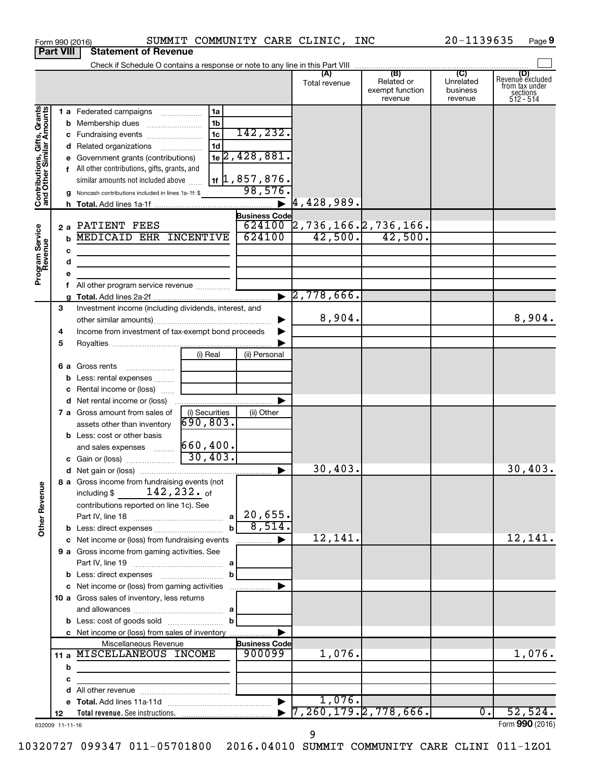Form 990 (2016) SUMMIT COMMUNITY CARE CLINIC, INC 20-1139635

## Part VIII Statement of Revenue

Check if Schedule O contains a response or note to any line in this Part VIII

| | | | | (A) Total revenue | (B) Related or exempt function revenue | (C) Unrelated business revenue | (D) Revenue excluded from tax under sections 512 - 514 |
|---|---|---|---|---|---|---|---|
| **Contributions, Gifts, Grants and Other Similar Amounts** | 1 a Federated campaigns | 1a | | | | | |
| | b Membership dues | 1b | | | | | |
| | c Fundraising events | 1c | 142,232. | | | | |
| | d Related organizations | 1d | | | | | |
| | e Government grants (contributions) | 1e | 2,428,881. | | | | |
| | f All other contributions, gifts, grants, and similar amounts not included above | 1f | 1,857,876. | | | | |
| | g Noncash contributions included in lines 1a-1f: $ | | 98,576. | | | | |
| | h Total. Add lines 1a-1f | | ▶ | 4,428,989. | | | |
| **Program Service Revenue** | | | Business Code | | | | |
| | 2 a PATIENT FEES | | 624100 | 2,736,166. | 2,736,166. | | |
| | b MEDICAID EHR INCENTIVE | | 624100 | 42,500. | 42,500. | | |
| | c | | | | | | |
| | d | | | | | | |
| | e | | | | | | |
| | f All other program service revenue | | | | | | |
| | g Total. Add lines 2a-2f | | ▶ | 2,778,666. | | | |
| | 3 Investment income (including dividends, interest, and other similar amounts) | | ▶ | 8,904. | | | 8,904. |
| | 4 Income from investment of tax-exempt bond proceeds | | ▶ | | | | |
| | 5 Royalties | | ▶ | | | | |
| | | (i) Real | (ii) Personal | | | | |
| | 6 a Gross rents | | | | | | |
| | b Less: rental expenses | | | | | | |
| | c Rental income or (loss) | | | | | | |
| | d Net rental income or (loss) | | ▶ | | | | |
| | | (i) Securities | (ii) Other | | | | |
| | 7 a Gross amount from sales of assets other than inventory | 690,803. | | | | | |
| | b Less: cost or other basis and sales expenses | 660,400. | | | | | |
| | c Gain or (loss) | 30,403. | | | | | |
| | d Net gain or (loss) | | ▶ | 30,403. | | | 30,403. |
| **Other Revenue** | 8 a Gross income from fundraising events (not including $ 142,232. of contributions reported on line 1c). See Part IV, line 18 | a | 20,655. | | | | |
| | b Less: direct expenses | b | 8,514. | | | | |
| | c Net income or (loss) from fundraising events | | ▶ | 12,141. | | | 12,141. |
| | 9 a Gross income from gaming activities. See Part IV, line 19 | a | | | | | |
| | b Less: direct expenses | b | | | | | |
| | c Net income or (loss) from gaming activities | | ▶ | | | | |
| | 10 a Gross sales of inventory, less returns and allowances | a | | | | | |
| | b Less: cost of goods sold | b | | | | | |
| | c Net income or (loss) from sales of inventory | | ▶ | | | | |
| | Miscellaneous Revenue | | Business Code | | | | |
| | 11 a MISCELLANEOUS INCOME | | 900099 | 1,076. | | | 1,076. |
| | b | | | | | | |
| | c | | | | | | |
| | d All other revenue | | | | | | |
| | e Total. Add lines 11a-11d | | ▶ | 1,076. | | | |
| | 12 Total revenue. See instructions. | | ▶ | 7,260,179. | 2,778,666. | 0. | 52,524. |

632009 11-11-16

Form **990** (2016)

10320727 099347 011-05701800 2016.04010 SUMMIT COMMUNITY CARE CLINI 011-1ZO1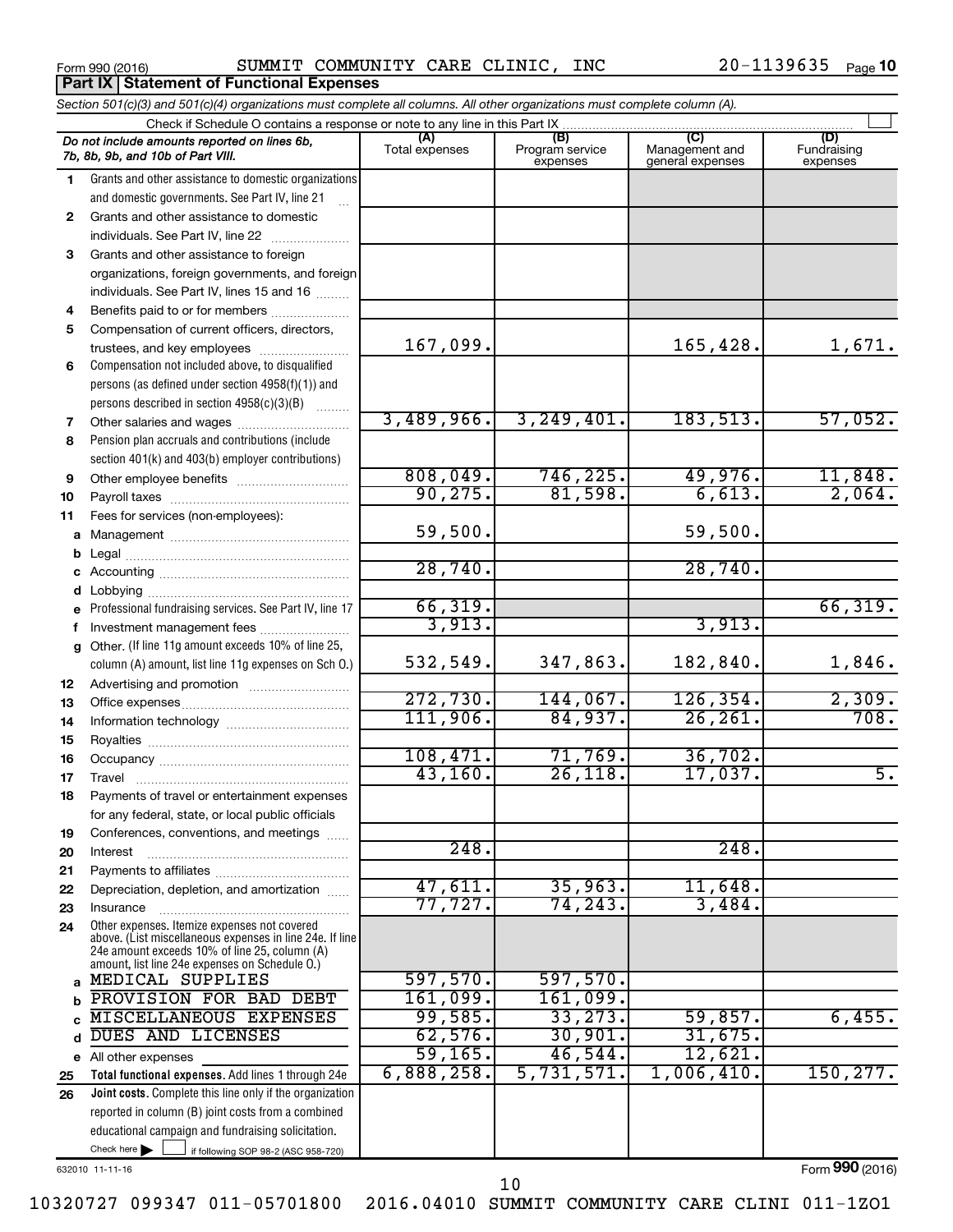Form 990 (2016) SUMMIT COMMUNITY CARE CLINIC, INC 20-1139635 Page **10**

## Part IX Statement of Functional Expenses

*Section 501(c)(3) and 501(c)(4) organizations must complete all columns. All other organizations must complete column (A).*

Check if Schedule O contains a response or note to any line in this Part IX

| *Do not include amounts reported on lines 6b, 7b, 8b, 9b, and 10b of Part VIII.* | (A) Total expenses | (B) Program service expenses | (C) Management and general expenses | (D) Fundraising expenses |
|---|---|---|---|---|
| **1** Grants and other assistance to domestic organizations and domestic governments. See Part IV, line 21 | | | | |
| **2** Grants and other assistance to domestic individuals. See Part IV, line 22 | | | | |
| **3** Grants and other assistance to foreign organizations, foreign governments, and foreign individuals. See Part IV, lines 15 and 16 | | | | |
| **4** Benefits paid to or for members | | | | |
| **5** Compensation of current officers, directors, trustees, and key employees | 167,099. | | 165,428. | 1,671. |
| **6** Compensation not included above, to disqualified persons (as defined under section 4958(f)(1)) and persons described in section 4958(c)(3)(B) | | | | |
| **7** Other salaries and wages | 3,489,966. | 3,249,401. | 183,513. | 57,052. |
| **8** Pension plan accruals and contributions (include section 401(k) and 403(b) employer contributions) | | | | |
| **9** Other employee benefits | 808,049. | 746,225. | 49,976. | 11,848. |
| **10** Payroll taxes | 90,275. | 81,598. | 6,613. | 2,064. |
| **11** Fees for services (non-employees): | | | | |
| **a** Management | 59,500. | | 59,500. | |
| **b** Legal | | | | |
| **c** Accounting | 28,740. | | 28,740. | |
| **d** Lobbying | | | | |
| **e** Professional fundraising services. See Part IV, line 17 | 66,319. | | | 66,319. |
| **f** Investment management fees | 3,913. | | 3,913. | |
| **g** Other. (If line 11g amount exceeds 10% of line 25, column (A) amount, list line 11g expenses on Sch O.) | 532,549. | 347,863. | 182,840. | 1,846. |
| **12** Advertising and promotion | | | | |
| **13** Office expenses | 272,730. | 144,067. | 126,354. | 2,309. |
| **14** Information technology | 111,906. | 84,937. | 26,261. | 708. |
| **15** Royalties | | | | |
| **16** Occupancy | 108,471. | 71,769. | 36,702. | |
| **17** Travel | 43,160. | 26,118. | 17,037. | 5. |
| **18** Payments of travel or entertainment expenses for any federal, state, or local public officials | | | | |
| **19** Conferences, conventions, and meetings | | | | |
| **20** Interest | 248. | | 248. | |
| **21** Payments to affiliates | | | | |
| **22** Depreciation, depletion, and amortization | 47,611. | 35,963. | 11,648. | |
| **23** Insurance | 77,727. | 74,243. | 3,484. | |
| **24** Other expenses. Itemize expenses not covered above. (List miscellaneous expenses in line 24e. If line 24e amount exceeds 10% of line 25, column (A) amount, list line 24e expenses on Schedule O.) | | | | |
| **a** MEDICAL SUPPLIES | 597,570. | 597,570. | | |
| **b** PROVISION FOR BAD DEBT | 161,099. | 161,099. | | |
| **c** MISCELLANEOUS EXPENSES | 99,585. | 33,273. | 59,857. | 6,455. |
| **d** DUES AND LICENSES | 62,576. | 30,901. | 31,675. | |
| **e** All other expenses | 59,165. | 46,544. | 12,621. | |
| **25** **Total functional expenses.** Add lines 1 through 24e | 6,888,258. | 5,731,571. | 1,006,410. | 150,277. |
| **26** **Joint costs.** Complete this line only if the organization reported in column (B) joint costs from a combined educational campaign and fundraising solicitation. Check here ▶ ☐ if following SOP 98-2 (ASC 958-720) | | | | |

632010 11-11-16 Form **990** (2016)

10320727 099347 011-05701800 2016.04010 SUMMIT COMMUNITY CARE CLINI 011-1ZO1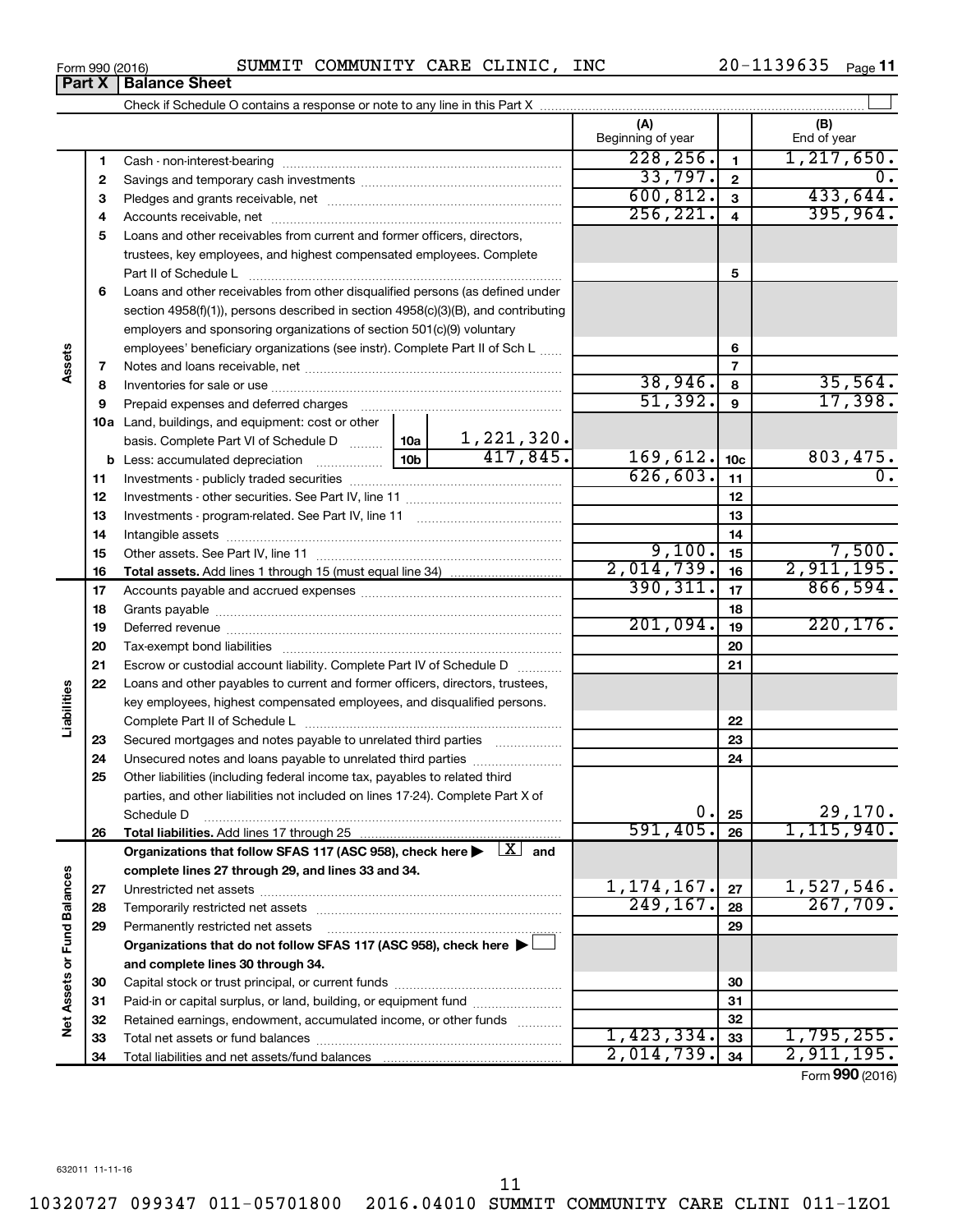Form 990 (2016) SUMMIT COMMUNITY CARE CLINIC, INC 20-1139635

## Part X Balance Sheet

Check if Schedule O contains a response or note to any line in this Part X

| | | | | (A) Beginning of year | | (B) End of year |
|---|---|---|---|---|---|---|
| **Assets** | 1 | Cash - non-interest-bearing | | 228,256. | 1 | 1,217,650. |
| | 2 | Savings and temporary cash investments | | 33,797. | 2 | 0. |
| | 3 | Pledges and grants receivable, net | | 600,812. | 3 | 433,644. |
| | 4 | Accounts receivable, net | | 256,221. | 4 | 395,964. |
| | 5 | Loans and other receivables from current and former officers, directors, trustees, key employees, and highest compensated employees. Complete Part II of Schedule L | | | 5 | |
| | 6 | Loans and other receivables from other disqualified persons (as defined under section 4958(f)(1)), persons described in section 4958(c)(3)(B), and contributing employers and sponsoring organizations of section 501(c)(9) voluntary employees' beneficiary organizations (see instr). Complete Part II of Sch L | | | 6 | |
| | 7 | Notes and loans receivable, net | | | 7 | |
| | 8 | Inventories for sale or use | | 38,946. | 8 | 35,564. |
| | 9 | Prepaid expenses and deferred charges | | 51,392. | 9 | 17,398. |
| | 10a | Land, buildings, and equipment: cost or other basis. Complete Part VI of Schedule D | 10a 1,221,320. | | | |
| | b | Less: accumulated depreciation | 10b 417,845. | 169,612. | 10c | 803,475. |
| | 11 | Investments - publicly traded securities | | 626,603. | 11 | 0. |
| | 12 | Investments - other securities. See Part IV, line 11 | | | 12 | |
| | 13 | Investments - program-related. See Part IV, line 11 | | | 13 | |
| | 14 | Intangible assets | | | 14 | |
| | 15 | Other assets. See Part IV, line 11 | | 9,100. | 15 | 7,500. |
| | 16 | **Total assets.** Add lines 1 through 15 (must equal line 34) | | 2,014,739. | 16 | 2,911,195. |
| **Liabilities** | 17 | Accounts payable and accrued expenses | | 390,311. | 17 | 866,594. |
| | 18 | Grants payable | | | 18 | |
| | 19 | Deferred revenue | | 201,094. | 19 | 220,176. |
| | 20 | Tax-exempt bond liabilities | | | 20 | |
| | 21 | Escrow or custodial account liability. Complete Part IV of Schedule D | | | 21 | |
| | 22 | Loans and other payables to current and former officers, directors, trustees, key employees, highest compensated employees, and disqualified persons. Complete Part II of Schedule L | | | 22 | |
| | 23 | Secured mortgages and notes payable to unrelated third parties | | | 23 | |
| | 24 | Unsecured notes and loans payable to unrelated third parties | | | 24 | |
| | 25 | Other liabilities (including federal income tax, payables to related third parties, and other liabilities not included on lines 17-24). Complete Part X of Schedule D | | 0. | 25 | 29,170. |
| | 26 | **Total liabilities.** Add lines 17 through 25 | | 591,405. | 26 | 1,115,940. |
| **Net Assets or Fund Balances** | | **Organizations that follow SFAS 117 (ASC 958), check here ▶ [X] and complete lines 27 through 29, and lines 33 and 34.** | | | | |
| | 27 | Unrestricted net assets | | 1,174,167. | 27 | 1,527,546. |
| | 28 | Temporarily restricted net assets | | 249,167. | 28 | 267,709. |
| | 29 | Permanently restricted net assets | | | 29 | |
| | | **Organizations that do not follow SFAS 117 (ASC 958), check here ▶ [ ] and complete lines 30 through 34.** | | | | |
| | 30 | Capital stock or trust principal, or current funds | | | 30 | |
| | 31 | Paid-in or capital surplus, or land, building, or equipment fund | | | 31 | |
| | 32 | Retained earnings, endowment, accumulated income, or other funds | | | 32 | |
| | 33 | Total net assets or fund balances | | 1,423,334. | 33 | 1,795,255. |
| | 34 | Total liabilities and net assets/fund balances | | 2,014,739. | 34 | 2,911,195. |

Form **990** (2016)

632011 11-11-16

10320727 099347 011-05701800 2016.04010 SUMMIT COMMUNITY CARE CLINI 011-1ZO1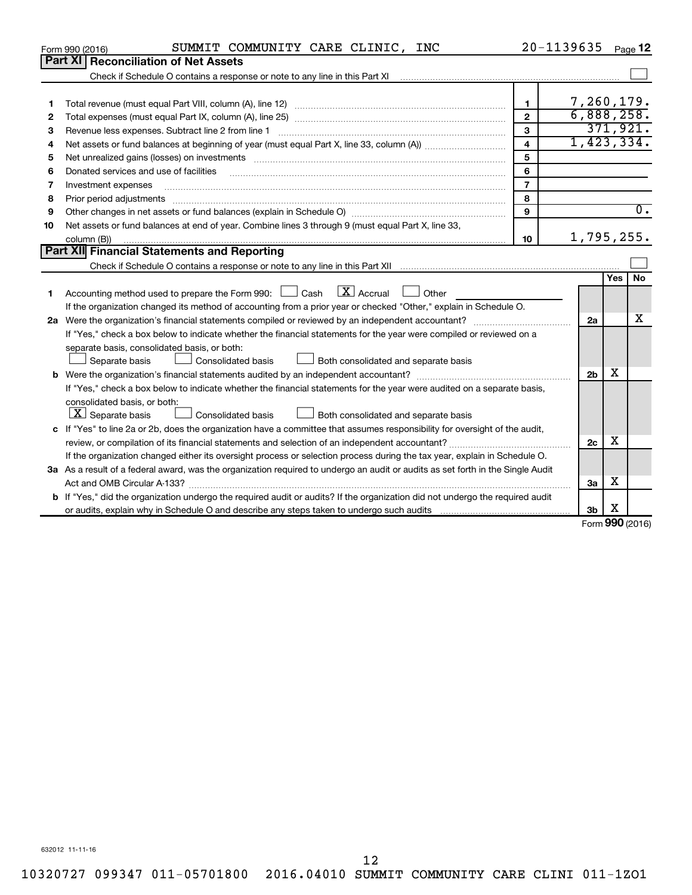Form 990 (2016) SUMMIT COMMUNITY CARE CLINIC, INC 20-1139635 Page **12**

## Part XI Reconciliation of Net Assets

Check if Schedule O contains a response or note to any line in this Part XI ☐

| | | | |
|---|---|---|---|
| 1 | Total revenue (must equal Part VIII, column (A), line 12) | 1 | 7,260,179. |
| 2 | Total expenses (must equal Part IX, column (A), line 25) | 2 | 6,888,258. |
| 3 | Revenue less expenses. Subtract line 2 from line 1 | 3 | 371,921. |
| 4 | Net assets or fund balances at beginning of year (must equal Part X, line 33, column (A)) | 4 | 1,423,334. |
| 5 | Net unrealized gains (losses) on investments | 5 | |
| 6 | Donated services and use of facilities | 6 | |
| 7 | Investment expenses | 7 | |
| 8 | Prior period adjustments | 8 | |
| 9 | Other changes in net assets or fund balances (explain in Schedule O) | 9 | 0. |
| 10 | Net assets or fund balances at end of year. Combine lines 3 through 9 (must equal Part X, line 33, column (B)) | 10 | 1,795,255. |

## Part XII Financial Statements and Reporting

Check if Schedule O contains a response or note to any line in this Part XII ☐

| | | | Yes | No |
|---|---|---|---|---|
| 1 | Accounting method used to prepare the Form 990: ☐ Cash ☒ Accrual ☐ Other<br>If the organization changed its method of accounting from a prior year or checked "Other," explain in Schedule O. | | | |
| 2a | Were the organization's financial statements compiled or reviewed by an independent accountant?<br>If "Yes," check a box below to indicate whether the financial statements for the year were compiled or reviewed on a separate basis, consolidated basis, or both:<br>☐ Separate basis ☐ Consolidated basis ☐ Both consolidated and separate basis | 2a | | X |
| b | Were the organization's financial statements audited by an independent accountant?<br>If "Yes," check a box below to indicate whether the financial statements for the year were audited on a separate basis, consolidated basis, or both:<br>☒ Separate basis ☐ Consolidated basis ☐ Both consolidated and separate basis | 2b | X | |
| c | If "Yes" to line 2a or 2b, does the organization have a committee that assumes responsibility for oversight of the audit, review, or compilation of its financial statements and selection of an independent accountant?<br>If the organization changed either its oversight process or selection process during the tax year, explain in Schedule O. | 2c | X | |
| 3a | As a result of a federal award, was the organization required to undergo an audit or audits as set forth in the Single Audit Act and OMB Circular A-133? | 3a | X | |
| b | If "Yes," did the organization undergo the required audit or audits? If the organization did not undergo the required audit or audits, explain why in Schedule O and describe any steps taken to undergo such audits | 3b | X | |

Form **990** (2016)

632012 11-11-16

10320727 099347 011-05701800 2016.04010 SUMMIT COMMUNITY CARE CLINI 011-1ZO1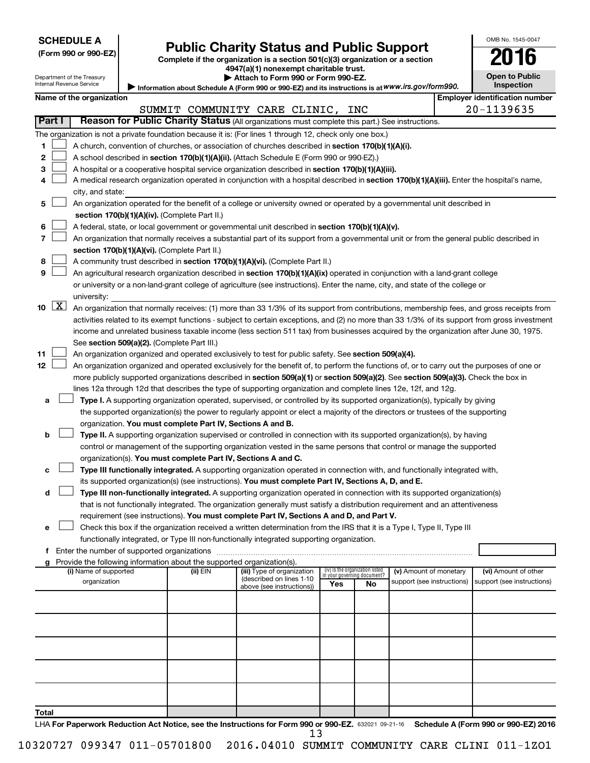**SCHEDULE A**
**(Form 990 or 990-EZ)**

Department of the Treasury
Internal Revenue Service

# Public Charity Status and Public Support

**Complete if the organization is a section 501(c)(3) organization or a section 4947(a)(1) nonexempt charitable trust.**
**▶ Attach to Form 990 or Form 990-EZ.**
▶ Information about Schedule A (Form 990 or 990-EZ) and its instructions is at *www.irs.gov/form990.*

OMB No. 1545-0047
**2016**
**Open to Public Inspection**

**Name of the organization:** SUMMIT COMMUNITY CARE CLINIC, INC
**Employer identification number:** 20-1139635

## Part I — Reason for Public Charity Status (All organizations must complete this part.) See instructions.

The organization is not a private foundation because it is: (For lines 1 through 12, check only one box.)

1. ☐ A church, convention of churches, or association of churches described in **section 170(b)(1)(A)(i).**
2. ☐ A school described in **section 170(b)(1)(A)(ii).** (Attach Schedule E (Form 990 or 990-EZ).)
3. ☐ A hospital or a cooperative hospital service organization described in **section 170(b)(1)(A)(iii).**
4. ☐ A medical research organization operated in conjunction with a hospital described in **section 170(b)(1)(A)(iii).** Enter the hospital's name, city, and state:
5. ☐ An organization operated for the benefit of a college or university owned or operated by a governmental unit described in **section 170(b)(1)(A)(iv).** (Complete Part II.)
6. ☐ A federal, state, or local government or governmental unit described in **section 170(b)(1)(A)(v).**
7. ☐ An organization that normally receives a substantial part of its support from a governmental unit or from the general public described in **section 170(b)(1)(A)(vi).** (Complete Part II.)
8. ☐ A community trust described in **section 170(b)(1)(A)(vi).** (Complete Part II.)
9. ☐ An agricultural research organization described in **section 170(b)(1)(A)(ix)** operated in conjunction with a land-grant college or university or a non-land-grant college of agriculture (see instructions). Enter the name, city, and state of the college or university:
10. ☒ An organization that normally receives: (1) more than 33 1/3% of its support from contributions, membership fees, and gross receipts from activities related to its exempt functions - subject to certain exceptions, and (2) no more than 33 1/3% of its support from gross investment income and unrelated business taxable income (less section 511 tax) from businesses acquired by the organization after June 30, 1975. See **section 509(a)(2).** (Complete Part III.)
11. ☐ An organization organized and operated exclusively to test for public safety. See **section 509(a)(4).**
12. ☐ An organization organized and operated exclusively for the benefit of, to perform the functions of, or to carry out the purposes of one or more publicly supported organizations described in **section 509(a)(1)** or **section 509(a)(2)**. See **section 509(a)(3).** Check the box in lines 12a through 12d that describes the type of supporting organization and complete lines 12e, 12f, and 12g.
   - a ☐ **Type I.** A supporting organization operated, supervised, or controlled by its supported organization(s), typically by giving the supported organization(s) the power to regularly appoint or elect a majority of the directors or trustees of the supporting organization. **You must complete Part IV, Sections A and B.**
   - b ☐ **Type II.** A supporting organization supervised or controlled in connection with its supported organization(s), by having control or management of the supporting organization vested in the same persons that control or manage the supported organization(s). **You must complete Part IV, Sections A and C.**
   - c ☐ **Type III functionally integrated.** A supporting organization operated in connection with, and functionally integrated with, its supported organization(s) (see instructions). **You must complete Part IV, Sections A, D, and E.**
   - d ☐ **Type III non-functionally integrated.** A supporting organization operated in connection with its supported organization(s) that is not functionally integrated. The organization generally must satisfy a distribution requirement and an attentiveness requirement (see instructions). **You must complete Part IV, Sections A and D, and Part V.**
   - e ☐ Check this box if the organization received a written determination from the IRS that it is a Type I, Type II, Type III functionally integrated, or Type III non-functionally integrated supporting organization.
   - f Enter the number of supported organizations
   - g Provide the following information about the supported organization(s).

| (i) Name of supported organization | (ii) EIN | (iii) Type of organization (described on lines 1-10 above (see instructions)) | (iv) Is the organization listed in your governing document? Yes | No | (v) Amount of monetary support (see instructions) | (vi) Amount of other support (see instructions) |
|---|---|---|---|---|---|---|
| | | | | | | |
| | | | | | | |
| | | | | | | |
| | | | | | | |
| | | | | | | |
| **Total** | | | | | | |

LHA **For Paperwork Reduction Act Notice, see the Instructions for Form 990 or 990-EZ.** 632021 09-21-16 **Schedule A (Form 990 or 990-EZ) 2016**

10320727 099347 011-05701800 2016.04010 SUMMIT COMMUNITY CARE CLINI 011-1ZO1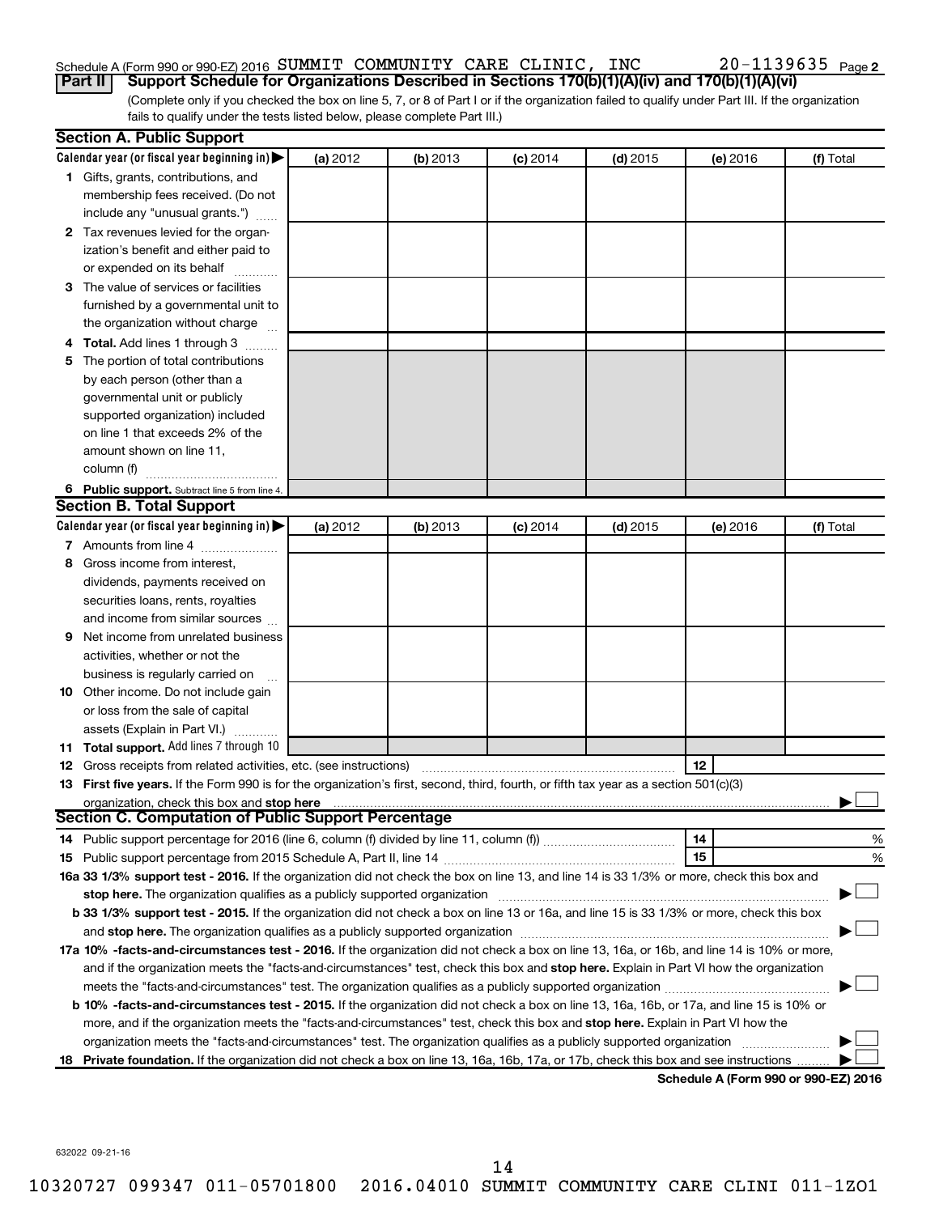Schedule A (Form 990 or 990-EZ) 2016 SUMMIT COMMUNITY CARE CLINIC, INC 20-1139635 Page 2

**Part II Support Schedule for Organizations Described in Sections 170(b)(1)(A)(iv) and 170(b)(1)(A)(vi)**

(Complete only if you checked the box on line 5, 7, or 8 of Part I or if the organization failed to qualify under Part III. If the organization fails to qualify under the tests listed below, please complete Part III.)

## Section A. Public Support

| Calendar year (or fiscal year beginning in) ▶ | (a) 2012 | (b) 2013 | (c) 2014 | (d) 2015 | (e) 2016 | (f) Total |
|---|---|---|---|---|---|---|
| **1** Gifts, grants, contributions, and membership fees received. (Do not include any "unusual grants.") | | | | | | |
| **2** Tax revenues levied for the organization's benefit and either paid to or expended on its behalf | | | | | | |
| **3** The value of services or facilities furnished by a governmental unit to the organization without charge | | | | | | |
| **4 Total.** Add lines 1 through 3 | | | | | | |
| **5** The portion of total contributions by each person (other than a governmental unit or publicly supported organization) included on line 1 that exceeds 2% of the amount shown on line 11, column (f) | | | | | | |
| **6 Public support.** Subtract line 5 from line 4. | | | | | | |

## Section B. Total Support

| Calendar year (or fiscal year beginning in) ▶ | (a) 2012 | (b) 2013 | (c) 2014 | (d) 2015 | (e) 2016 | (f) Total |
|---|---|---|---|---|---|---|
| **7** Amounts from line 4 | | | | | | |
| **8** Gross income from interest, dividends, payments received on securities loans, rents, royalties and income from similar sources | | | | | | |
| **9** Net income from unrelated business activities, whether or not the business is regularly carried on | | | | | | |
| **10** Other income. Do not include gain or loss from the sale of capital assets (Explain in Part VI.) | | | | | | |
| **11 Total support.** Add lines 7 through 10 | | | | | | |

**12** Gross receipts from related activities, etc. (see instructions) ..... **12**

**13 First five years.** If the Form 990 is for the organization's first, second, third, fourth, or fifth tax year as a section 501(c)(3) organization, check this box and **stop here** ..... ▶ ☐

## Section C. Computation of Public Support Percentage

**14** Public support percentage for 2016 (line 6, column (f) divided by line 11, column (f)) ..... **14** %

**15** Public support percentage from 2015 Schedule A, Part II, line 14 ..... **15** %

**16a 33 1/3% support test - 2016.** If the organization did not check the box on line 13, and line 14 is 33 1/3% or more, check this box and **stop here.** The organization qualifies as a publicly supported organization ..... ▶ ☐

**b 33 1/3% support test - 2015.** If the organization did not check a box on line 13 or 16a, and line 15 is 33 1/3% or more, check this box and **stop here.** The organization qualifies as a publicly supported organization ..... ▶ ☐

**17a 10% -facts-and-circumstances test - 2016.** If the organization did not check a box on line 13, 16a, or 16b, and line 14 is 10% or more, and if the organization meets the "facts-and-circumstances" test, check this box and **stop here.** Explain in Part VI how the organization meets the "facts-and-circumstances" test. The organization qualifies as a publicly supported organization ..... ▶ ☐

**b 10% -facts-and-circumstances test - 2015.** If the organization did not check a box on line 13, 16a, 16b, or 17a, and line 15 is 10% or more, and if the organization meets the "facts-and-circumstances" test, check this box and **stop here.** Explain in Part VI how the organization meets the "facts-and-circumstances" test. The organization qualifies as a publicly supported organization ..... ▶ ☐

**18 Private foundation.** If the organization did not check a box on line 13, 16a, 16b, 17a, or 17b, check this box and see instructions ..... ▶ ☐

**Schedule A (Form 990 or 990-EZ) 2016**

632022 09-21-16

10320727 099347 011-05701800 2016.04010 SUMMIT COMMUNITY CARE CLINI 011-1ZO1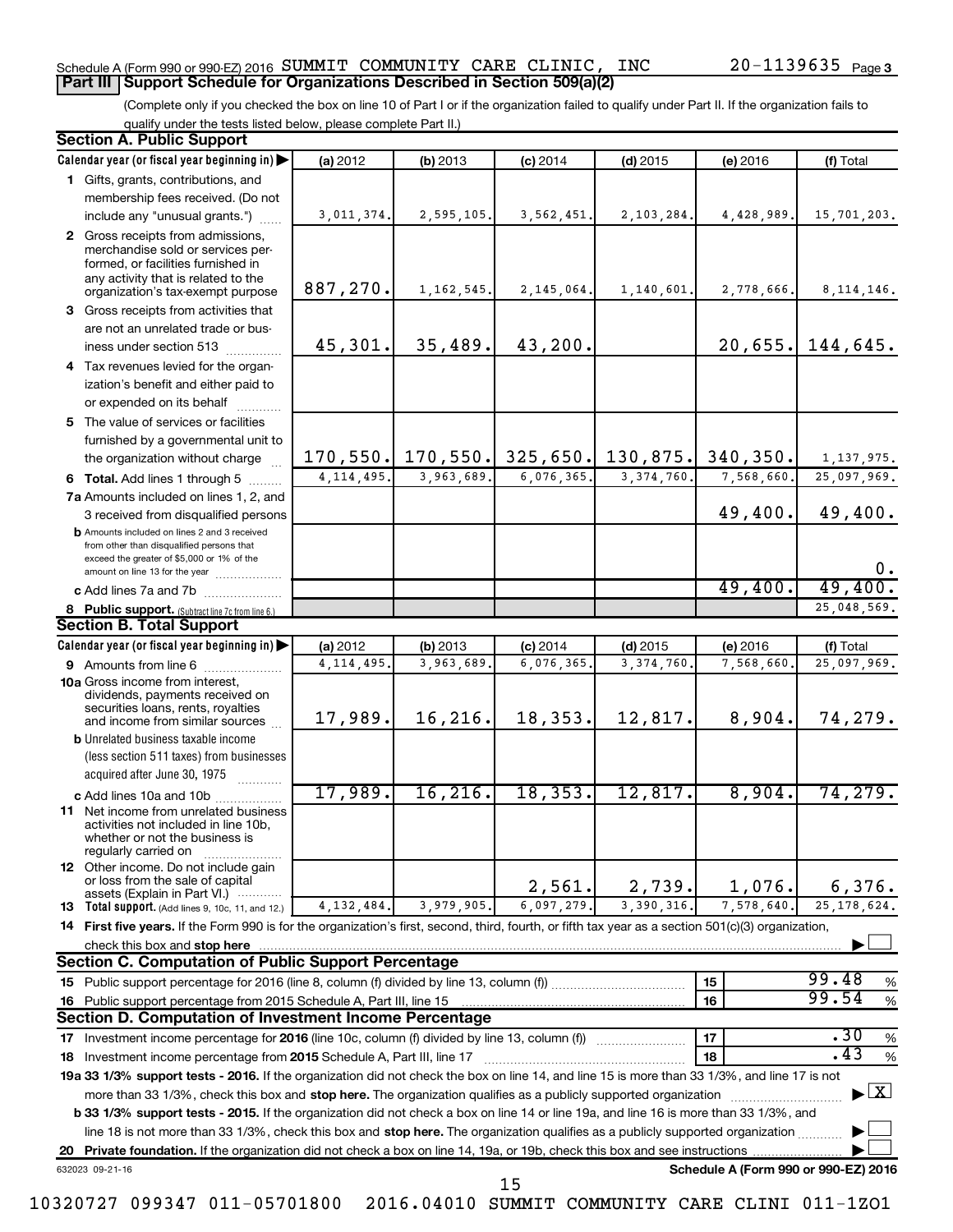Schedule A (Form 990 or 990-EZ) 2016 SUMMIT COMMUNITY CARE CLINIC, INC 20-1139635 Page 3

## Part III Support Schedule for Organizations Described in Section 509(a)(2)

(Complete only if you checked the box on line 10 of Part I or if the organization failed to qualify under Part II. If the organization fails to qualify under the tests listed below, please complete Part II.)

### Section A. Public Support

| Calendar year (or fiscal year beginning in) | (a) 2012 | (b) 2013 | (c) 2014 | (d) 2015 | (e) 2016 | (f) Total |
|---|---|---|---|---|---|---|
| 1 Gifts, grants, contributions, and membership fees received. (Do not include any "unusual grants.") | 3,011,374. | 2,595,105. | 3,562,451. | 2,103,284. | 4,428,989. | 15,701,203. |
| 2 Gross receipts from admissions, merchandise sold or services performed, or facilities furnished in any activity that is related to the organization's tax-exempt purpose | 887,270. | 1,162,545. | 2,145,064. | 1,140,601. | 2,778,666. | 8,114,146. |
| 3 Gross receipts from activities that are not an unrelated trade or business under section 513 | 45,301. | 35,489. | 43,200. | | 20,655. | 144,645. |
| 4 Tax revenues levied for the organization's benefit and either paid to or expended on its behalf | | | | | | |
| 5 The value of services or facilities furnished by a governmental unit to the organization without charge | 170,550. | 170,550. | 325,650. | 130,875. | 340,350. | 1,137,975. |
| 6 Total. Add lines 1 through 5 | 4,114,495. | 3,963,689. | 6,076,365. | 3,374,760. | 7,568,660. | 25,097,969. |
| 7a Amounts included on lines 1, 2, and 3 received from disqualified persons | | | | | 49,400. | 49,400. |
| b Amounts included on lines 2 and 3 received from other than disqualified persons that exceed the greater of $5,000 or 1% of the amount on line 13 for the year | | | | | | 0. |
| c Add lines 7a and 7b | | | | | 49,400. | 49,400. |
| 8 Public support. (Subtract line 7c from line 6.) | | | | | | 25,048,569. |

### Section B. Total Support

| Calendar year (or fiscal year beginning in) | (a) 2012 | (b) 2013 | (c) 2014 | (d) 2015 | (e) 2016 | (f) Total |
|---|---|---|---|---|---|---|
| 9 Amounts from line 6 | 4,114,495. | 3,963,689. | 6,076,365. | 3,374,760. | 7,568,660. | 25,097,969. |
| 10a Gross income from interest, dividends, payments received on securities loans, rents, royalties and income from similar sources | 17,989. | 16,216. | 18,353. | 12,817. | 8,904. | 74,279. |
| b Unrelated business taxable income (less section 511 taxes) from businesses acquired after June 30, 1975 | | | | | | |
| c Add lines 10a and 10b | 17,989. | 16,216. | 18,353. | 12,817. | 8,904. | 74,279. |
| 11 Net income from unrelated business activities not included in line 10b, whether or not the business is regularly carried on | | | | | | |
| 12 Other income. Do not include gain or loss from the sale of capital assets (Explain in Part VI.) | | | 2,561. | 2,739. | 1,076. | 6,376. |
| 13 Total support. (Add lines 9, 10c, 11, and 12.) | 4,132,484. | 3,979,905. | 6,097,279. | 3,390,316. | 7,578,640. | 25,178,624. |

14 First five years. If the Form 990 is for the organization's first, second, third, fourth, or fifth tax year as a section 501(c)(3) organization, check this box and stop here ☐

### Section C. Computation of Public Support Percentage

| | | |
|---|---|---|
| 15 Public support percentage for 2016 (line 8, column (f) divided by line 13, column (f)) | 15 | 99.48 % |
| 16 Public support percentage from 2015 Schedule A, Part III, line 15 | 16 | 99.54 % |

### Section D. Computation of Investment Income Percentage

| | | |
|---|---|---|
| 17 Investment income percentage for 2016 (line 10c, column (f) divided by line 13, column (f)) | 17 | .30 % |
| 18 Investment income percentage from 2015 Schedule A, Part III, line 17 | 18 | .43 % |

19a 33 1/3% support tests - 2016. If the organization did not check the box on line 14, and line 15 is more than 33 1/3%, and line 17 is not more than 33 1/3%, check this box and stop here. The organization qualifies as a publicly supported organization ☒

b 33 1/3% support tests - 2015. If the organization did not check a box on line 14 or line 19a, and line 16 is more than 33 1/3%, and line 18 is not more than 33 1/3%, check this box and stop here. The organization qualifies as a publicly supported organization ☐

20 Private foundation. If the organization did not check a box on line 14, 19a, or 19b, check this box and see instructions ☐

632023 09-21-16 Schedule A (Form 990 or 990-EZ) 2016

10320727 099347 011-05701800 2016.04010 SUMMIT COMMUNITY CARE CLINI 011-1ZO1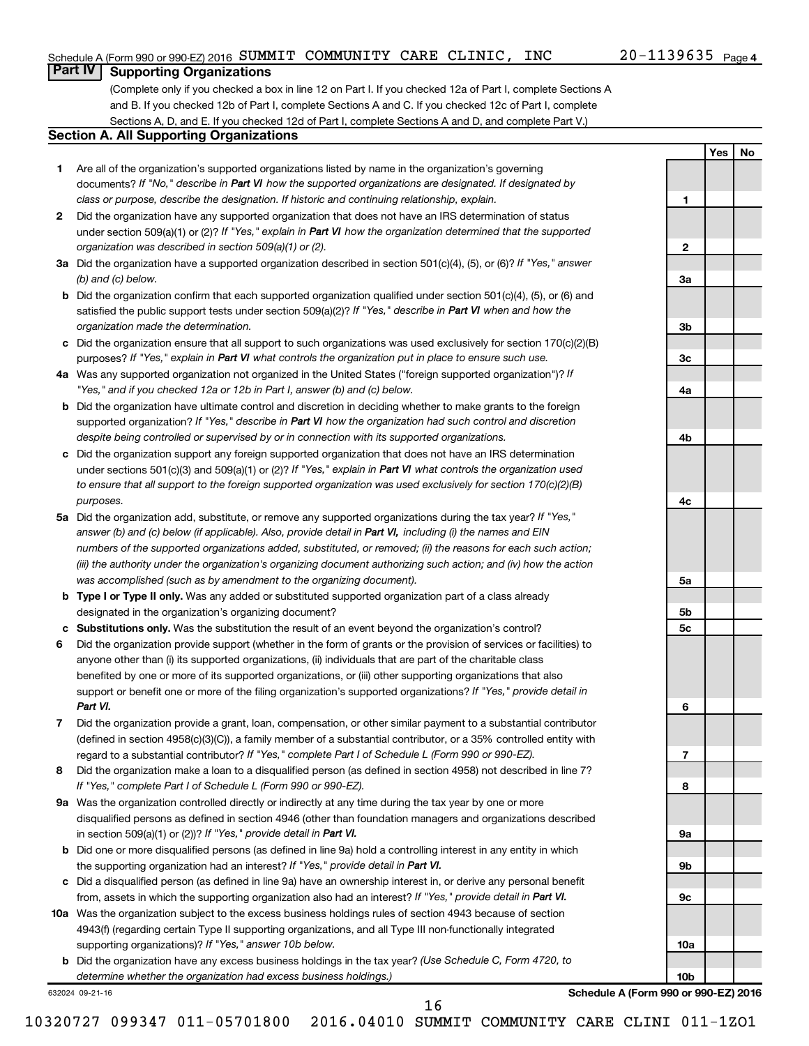Schedule A (Form 990 or 990-EZ) 2016 SUMMIT COMMUNITY CARE CLINIC, INC 20-1139635 Page 4

## Part IV Supporting Organizations

(Complete only if you checked a box in line 12 on Part I. If you checked 12a of Part I, complete Sections A and B. If you checked 12b of Part I, complete Sections A and C. If you checked 12c of Part I, complete Sections A, D, and E. If you checked 12d of Part I, complete Sections A and D, and complete Part V.)

### Section A. All Supporting Organizations

| | | | Yes | No |
|---|---|---|---|---|
| **1** | Are all of the organization's supported organizations listed by name in the organization's governing documents? *If "No," describe in **Part VI** how the supported organizations are designated. If designated by class or purpose, describe the designation. If historic and continuing relationship, explain.* | 1 | | |
| **2** | Did the organization have any supported organization that does not have an IRS determination of status under section 509(a)(1) or (2)? *If "Yes," explain in **Part VI** how the organization determined that the supported organization was described in section 509(a)(1) or (2).* | 2 | | |
| **3a** | Did the organization have a supported organization described in section 501(c)(4), (5), or (6)? *If "Yes," answer (b) and (c) below.* | 3a | | |
| **b** | Did the organization confirm that each supported organization qualified under section 501(c)(4), (5), or (6) and satisfied the public support tests under section 509(a)(2)? *If "Yes," describe in **Part VI** when and how the organization made the determination.* | 3b | | |
| **c** | Did the organization ensure that all support to such organizations was used exclusively for section 170(c)(2)(B) purposes? *If "Yes," explain in **Part VI** what controls the organization put in place to ensure such use.* | 3c | | |
| **4a** | Was any supported organization not organized in the United States ("foreign supported organization")? *If "Yes," and if you checked 12a or 12b in Part I, answer (b) and (c) below.* | 4a | | |
| **b** | Did the organization have ultimate control and discretion in deciding whether to make grants to the foreign supported organization? *If "Yes," describe in **Part VI** how the organization had such control and discretion despite being controlled or supervised by or in connection with its supported organizations.* | 4b | | |
| **c** | Did the organization support any foreign supported organization that does not have an IRS determination under sections 501(c)(3) and 509(a)(1) or (2)? *If "Yes," explain in **Part VI** what controls the organization used to ensure that all support to the foreign supported organization was used exclusively for section 170(c)(2)(B) purposes.* | 4c | | |
| **5a** | Did the organization add, substitute, or remove any supported organizations during the tax year? *If "Yes," answer (b) and (c) below (if applicable). Also, provide detail in **Part VI**, including (i) the names and EIN numbers of the supported organizations added, substituted, or removed; (ii) the reasons for each such action; (iii) the authority under the organization's organizing document authorizing such action; and (iv) how the action was accomplished (such as by amendment to the organizing document).* | 5a | | |
| **b** | **Type I or Type II only.** Was any added or substituted supported organization part of a class already designated in the organization's organizing document? | 5b | | |
| **c** | **Substitutions only.** Was the substitution the result of an event beyond the organization's control? | 5c | | |
| **6** | Did the organization provide support (whether in the form of grants or the provision of services or facilities) to anyone other than (i) its supported organizations, (ii) individuals that are part of the charitable class benefited by one or more of its supported organizations, or (iii) other supporting organizations that also support or benefit one or more of the filing organization's supported organizations? *If "Yes," provide detail in **Part VI.*** | 6 | | |
| **7** | Did the organization provide a grant, loan, compensation, or other similar payment to a substantial contributor (defined in section 4958(c)(3)(C)), a family member of a substantial contributor, or a 35% controlled entity with regard to a substantial contributor? *If "Yes," complete Part I of Schedule L (Form 990 or 990-EZ).* | 7 | | |
| **8** | Did the organization make a loan to a disqualified person (as defined in section 4958) not described in line 7? *If "Yes," complete Part I of Schedule L (Form 990 or 990-EZ).* | 8 | | |
| **9a** | Was the organization controlled directly or indirectly at any time during the tax year by one or more disqualified persons as defined in section 4946 (other than foundation managers and organizations described in section 509(a)(1) or (2))? *If "Yes," provide detail in **Part VI.*** | 9a | | |
| **b** | Did one or more disqualified persons (as defined in line 9a) hold a controlling interest in any entity in which the supporting organization had an interest? *If "Yes," provide detail in **Part VI.*** | 9b | | |
| **c** | Did a disqualified person (as defined in line 9a) have an ownership interest in, or derive any personal benefit from, assets in which the supporting organization also had an interest? *If "Yes," provide detail in **Part VI.*** | 9c | | |
| **10a** | Was the organization subject to the excess business holdings rules of section 4943 because of section 4943(f) (regarding certain Type II supporting organizations, and all Type III non-functionally integrated supporting organizations)? *If "Yes," answer 10b below.* | 10a | | |
| **b** | Did the organization have any excess business holdings in the tax year? *(Use Schedule C, Form 4720, to determine whether the organization had excess business holdings.)* | 10b | | |

632024 09-21-16

**Schedule A (Form 990 or 990-EZ) 2016**

10320727 099347 011-05701800 2016.04010 SUMMIT COMMUNITY CARE CLINI 011-1ZO1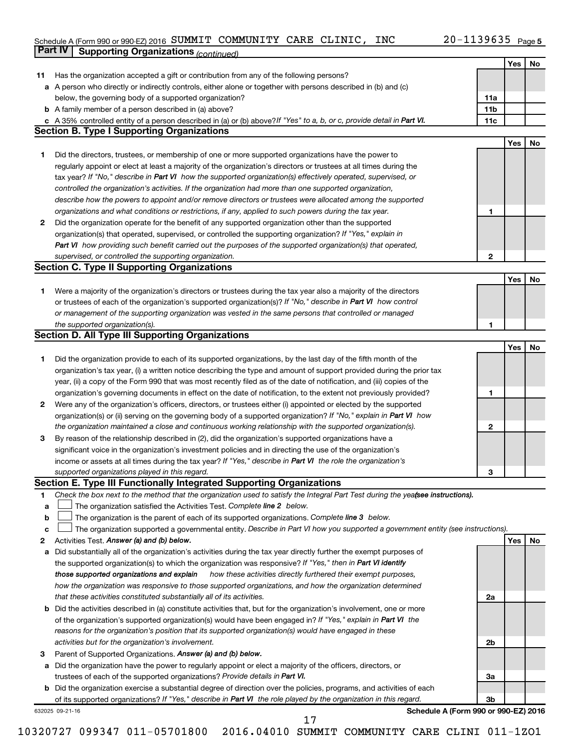Schedule A (Form 990 or 990-EZ) 2016 SUMMIT COMMUNITY CARE CLINIC, INC 20-1139635 Page 5

## Part IV Supporting Organizations *(continued)*

| | | | Yes | No |
|---|---|---|---|---|
| **11** | Has the organization accepted a gift or contribution from any of the following persons? | | | |
| **a** | A person who directly or indirectly controls, either alone or together with persons described in (b) and (c) below, the governing body of a supported organization? | **11a** | | |
| **b** | A family member of a person described in (a) above? | **11b** | | |
| **c** | A 35% controlled entity of a person described in (a) or (b) above? *If "Yes" to a, b, or c, provide detail in* ***Part VI.*** | **11c** | | |

### Section B. Type I Supporting Organizations

| | | | Yes | No |
|---|---|---|---|---|
| **1** | Did the directors, trustees, or membership of one or more supported organizations have the power to regularly appoint or elect at least a majority of the organization's directors or trustees at all times during the tax year? *If "No," describe in* ***Part VI*** *how the supported organization(s) effectively operated, supervised, or controlled the organization's activities. If the organization had more than one supported organization, describe how the powers to appoint and/or remove directors or trustees were allocated among the supported organizations and what conditions or restrictions, if any, applied to such powers during the tax year.* | **1** | | |
| **2** | Did the organization operate for the benefit of any supported organization other than the supported organization(s) that operated, supervised, or controlled the supporting organization? *If "Yes," explain in* ***Part VI*** *how providing such benefit carried out the purposes of the supported organization(s) that operated, supervised, or controlled the supporting organization.* | **2** | | |

### Section C. Type II Supporting Organizations

| | | | Yes | No |
|---|---|---|---|---|
| **1** | Were a majority of the organization's directors or trustees during the tax year also a majority of the directors or trustees of each of the organization's supported organization(s)? *If "No," describe in* ***Part VI*** *how control or management of the supporting organization was vested in the same persons that controlled or managed the supported organization(s).* | **1** | | |

### Section D. All Type III Supporting Organizations

| | | | Yes | No |
|---|---|---|---|---|
| **1** | Did the organization provide to each of its supported organizations, by the last day of the fifth month of the organization's tax year, (i) a written notice describing the type and amount of support provided during the prior tax year, (ii) a copy of the Form 990 that was most recently filed as of the date of notification, and (iii) copies of the organization's governing documents in effect on the date of notification, to the extent not previously provided? | **1** | | |
| **2** | Were any of the organization's officers, directors, or trustees either (i) appointed or elected by the supported organization(s) or (ii) serving on the governing body of a supported organization? *If "No," explain in* ***Part VI*** *how the organization maintained a close and continuous working relationship with the supported organization(s).* | **2** | | |
| **3** | By reason of the relationship described in (2), did the organization's supported organizations have a significant voice in the organization's investment policies and in directing the use of the organization's income or assets at all times during the tax year? *If "Yes," describe in* ***Part VI*** *the role the organization's supported organizations played in this regard.* | **3** | | |

### Section E. Type III Functionally Integrated Supporting Organizations

**1** *Check the box next to the method that the organization used to satisfy the Integral Part Test during the year* ***(see instructions).***

- **a** ☐ The organization satisfied the Activities Test. *Complete* ***line 2*** *below.*
- **b** ☐ The organization is the parent of each of its supported organizations. *Complete* ***line 3*** *below.*
- **c** ☐ The organization supported a governmental entity. *Describe in Part VI how you supported a government entity (see instructions).*

| | | | Yes | No |
|---|---|---|---|---|
| **2** | Activities Test. ***Answer (a) and (b) below.*** | | | |
| **a** | Did substantially all of the organization's activities during the tax year directly further the exempt purposes of the supported organization(s) to which the organization was responsive? *If "Yes," then in* ***Part VI identify those supported organizations and explain*** *how these activities directly furthered their exempt purposes, how the organization was responsive to those supported organizations, and how the organization determined that these activities constituted substantially all of its activities.* | **2a** | | |
| **b** | Did the activities described in (a) constitute activities that, but for the organization's involvement, one or more of the organization's supported organization(s) would have been engaged in? *If "Yes," explain in* ***Part VI*** *the reasons for the organization's position that its supported organization(s) would have engaged in these activities but for the organization's involvement.* | **2b** | | |
| **3** | Parent of Supported Organizations. ***Answer (a) and (b) below.*** | | | |
| **a** | Did the organization have the power to regularly appoint or elect a majority of the officers, directors, or trustees of each of the supported organizations? *Provide details in* ***Part VI.*** | **3a** | | |
| **b** | Did the organization exercise a substantial degree of direction over the policies, programs, and activities of each of its supported organizations? *If "Yes," describe in* ***Part VI*** *the role played by the organization in this regard.* | **3b** | | |

632025 09-21-16 **Schedule A (Form 990 or 990-EZ) 2016**

10320727 099347 011-05701800 2016.04010 SUMMIT COMMUNITY CARE CLINI 011-1ZO1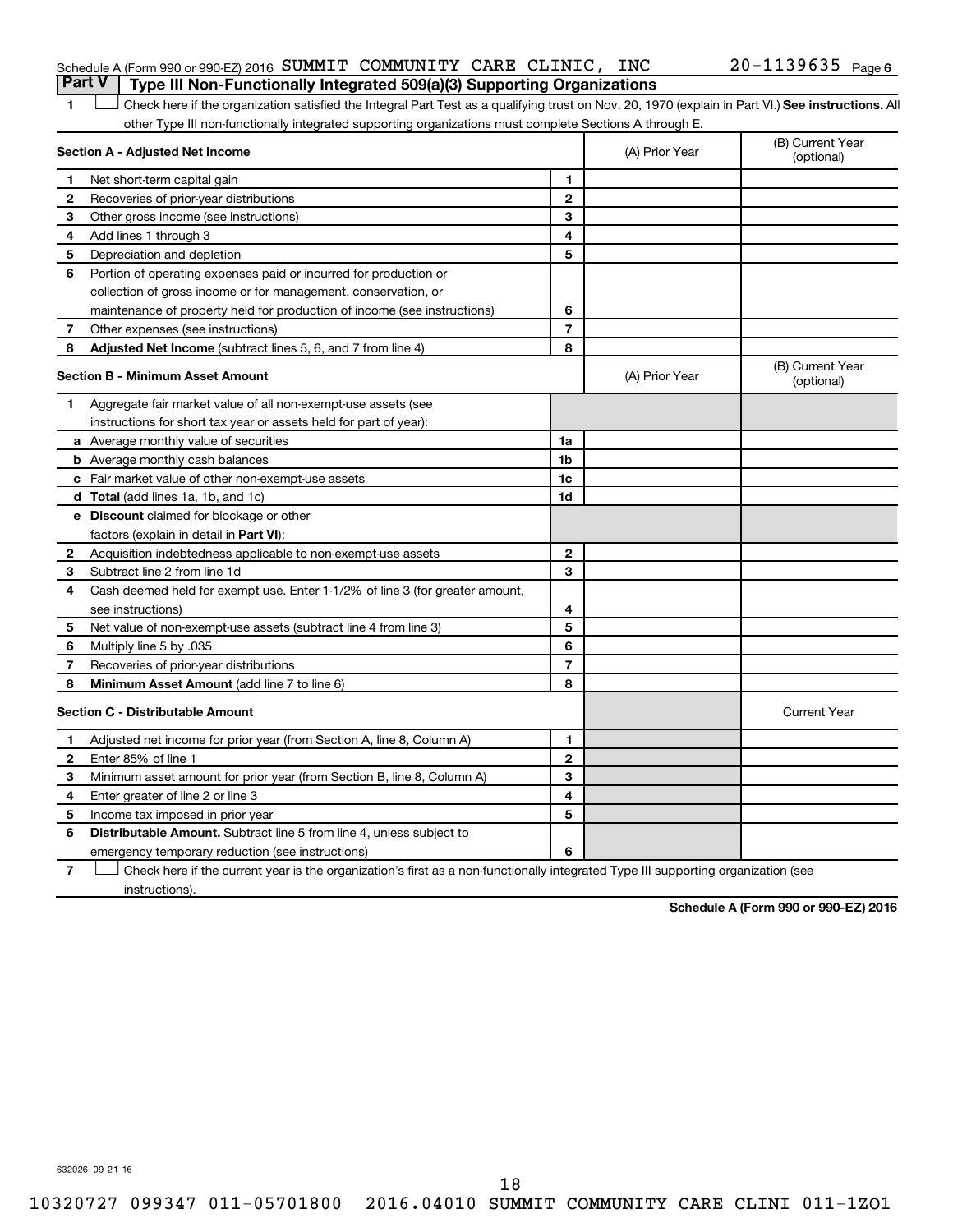Schedule A (Form 990 or 990-EZ) 2016 SUMMIT COMMUNITY CARE CLINIC, INC 20-1139635 Page 6

## Part V Type III Non-Functionally Integrated 509(a)(3) Supporting Organizations

**1** ☐ Check here if the organization satisfied the Integral Part Test as a qualifying trust on Nov. 20, 1970 (explain in Part VI.) **See instructions.** All other Type III non-functionally integrated supporting organizations must complete Sections A through E.

| **Section A - Adjusted Net Income** | | (A) Prior Year | (B) Current Year (optional) |
|---|---|---|---|
| **1** Net short-term capital gain | 1 | | |
| **2** Recoveries of prior-year distributions | 2 | | |
| **3** Other gross income (see instructions) | 3 | | |
| **4** Add lines 1 through 3 | 4 | | |
| **5** Depreciation and depletion | 5 | | |
| **6** Portion of operating expenses paid or incurred for production or collection of gross income or for management, conservation, or maintenance of property held for production of income (see instructions) | 6 | | |
| **7** Other expenses (see instructions) | 7 | | |
| **8** **Adjusted Net Income** (subtract lines 5, 6, and 7 from line 4) | 8 | | |

| **Section B - Minimum Asset Amount** | | (A) Prior Year | (B) Current Year (optional) |
|---|---|---|---|
| **1** Aggregate fair market value of all non-exempt-use assets (see instructions for short tax year or assets held for part of year): | | | |
| **a** Average monthly value of securities | 1a | | |
| **b** Average monthly cash balances | 1b | | |
| **c** Fair market value of other non-exempt-use assets | 1c | | |
| **d** **Total** (add lines 1a, 1b, and 1c) | 1d | | |
| **e** **Discount** claimed for blockage or other factors (explain in detail in **Part VI**): | | | |
| **2** Acquisition indebtedness applicable to non-exempt-use assets | 2 | | |
| **3** Subtract line 2 from line 1d | 3 | | |
| **4** Cash deemed held for exempt use. Enter 1-1/2% of line 3 (for greater amount, see instructions) | 4 | | |
| **5** Net value of non-exempt-use assets (subtract line 4 from line 3) | 5 | | |
| **6** Multiply line 5 by .035 | 6 | | |
| **7** Recoveries of prior-year distributions | 7 | | |
| **8** **Minimum Asset Amount** (add line 7 to line 6) | 8 | | |

| **Section C - Distributable Amount** | | | Current Year |
|---|---|---|---|
| **1** Adjusted net income for prior year (from Section A, line 8, Column A) | 1 | | |
| **2** Enter 85% of line 1 | 2 | | |
| **3** Minimum asset amount for prior year (from Section B, line 8, Column A) | 3 | | |
| **4** Enter greater of line 2 or line 3 | 4 | | |
| **5** Income tax imposed in prior year | 5 | | |
| **6** **Distributable Amount.** Subtract line 5 from line 4, unless subject to emergency temporary reduction (see instructions) | 6 | | |

**7** ☐ Check here if the current year is the organization's first as a non-functionally integrated Type III supporting organization (see instructions).

**Schedule A (Form 990 or 990-EZ) 2016**

632026 09-21-16

10320727 099347 011-05701800 2016.04010 SUMMIT COMMUNITY CARE CLINI 011-1ZO1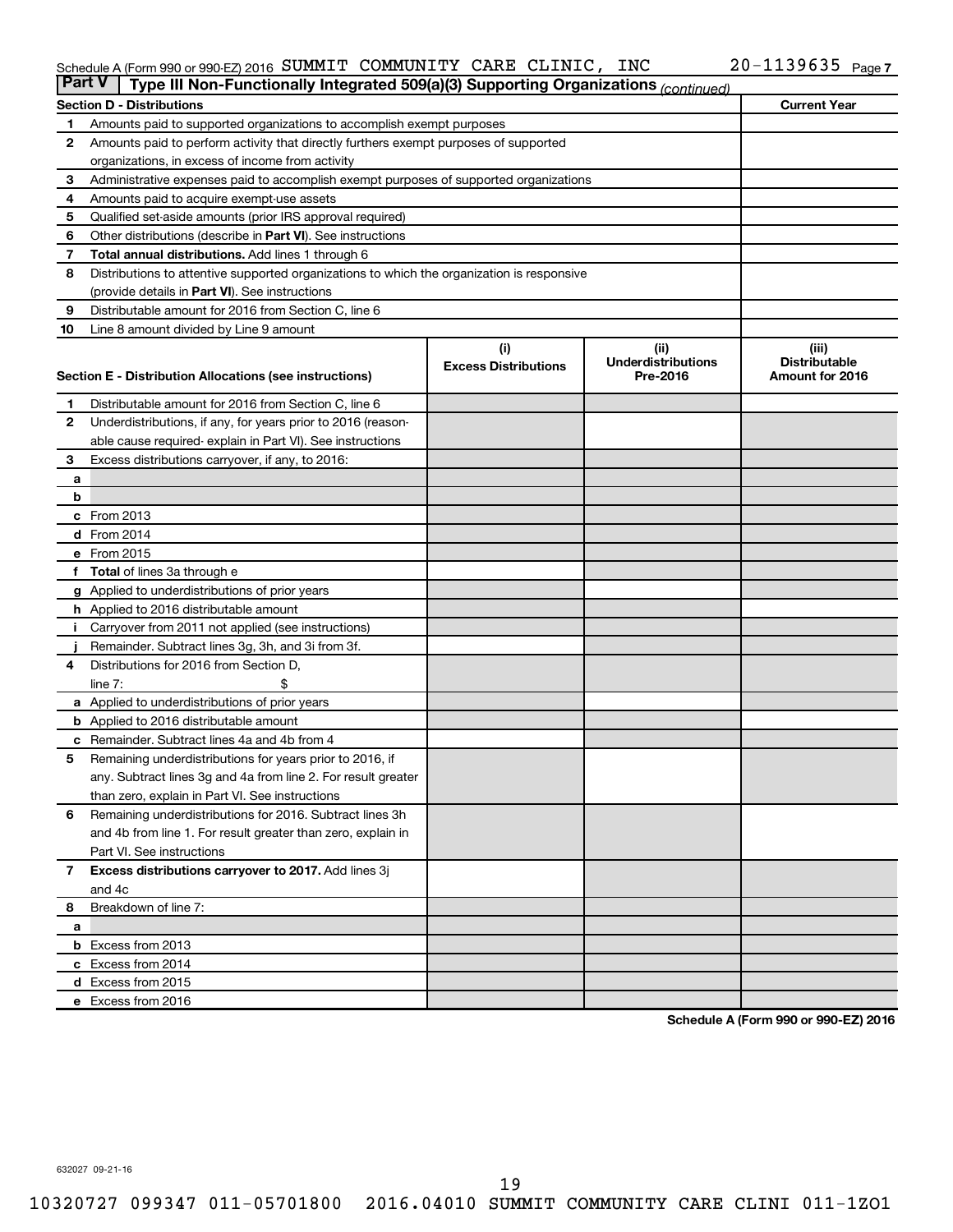Schedule A (Form 990 or 990-EZ) 2016 SUMMIT COMMUNITY CARE CLINIC, INC 20-1139635 Page 7

## Part V Type III Non-Functionally Integrated 509(a)(3) Supporting Organizations *(continued)*

| Section D - Distributions | | Current Year |
|---|---|---|
| 1 | Amounts paid to supported organizations to accomplish exempt purposes | |
| 2 | Amounts paid to perform activity that directly furthers exempt purposes of supported organizations, in excess of income from activity | |
| 3 | Administrative expenses paid to accomplish exempt purposes of supported organizations | |
| 4 | Amounts paid to acquire exempt-use assets | |
| 5 | Qualified set-aside amounts (prior IRS approval required) | |
| 6 | Other distributions (describe in **Part VI**). See instructions | |
| 7 | **Total annual distributions.** Add lines 1 through 6 | |
| 8 | Distributions to attentive supported organizations to which the organization is responsive (provide details in **Part VI**). See instructions | |
| 9 | Distributable amount for 2016 from Section C, line 6 | |
| 10 | Line 8 amount divided by Line 9 amount | |

| Section E - Distribution Allocations (see instructions) | (i) Excess Distributions | (ii) Underdistributions Pre-2016 | (iii) Distributable Amount for 2016 |
|---|---|---|---|
| **1** Distributable amount for 2016 from Section C, line 6 | | | |
| **2** Underdistributions, if any, for years prior to 2016 (reasonable cause required- explain in Part VI). See instructions | | | |
| **3** Excess distributions carryover, if any, to 2016: | | | |
| **a** | | | |
| **b** | | | |
| **c** From 2013 | | | |
| **d** From 2014 | | | |
| **e** From 2015 | | | |
| **f Total** of lines 3a through e | | | |
| **g** Applied to underdistributions of prior years | | | |
| **h** Applied to 2016 distributable amount | | | |
| **i** Carryover from 2011 not applied (see instructions) | | | |
| **j** Remainder. Subtract lines 3g, 3h, and 3i from 3f. | | | |
| **4** Distributions for 2016 from Section D, line 7: $ | | | |
| **a** Applied to underdistributions of prior years | | | |
| **b** Applied to 2016 distributable amount | | | |
| **c** Remainder. Subtract lines 4a and 4b from 4 | | | |
| **5** Remaining underdistributions for years prior to 2016, if any. Subtract lines 3g and 4a from line 2. For result greater than zero, explain in Part VI. See instructions | | | |
| **6** Remaining underdistributions for 2016. Subtract lines 3h and 4b from line 1. For result greater than zero, explain in Part VI. See instructions | | | |
| **7 Excess distributions carryover to 2017.** Add lines 3j and 4c | | | |
| **8** Breakdown of line 7: | | | |
| **a** | | | |
| **b** Excess from 2013 | | | |
| **c** Excess from 2014 | | | |
| **d** Excess from 2015 | | | |
| **e** Excess from 2016 | | | |

**Schedule A (Form 990 or 990-EZ) 2016**

632027 09-21-16

10320727 099347 011-05701800 2016.04010 SUMMIT COMMUNITY CARE CLINI 011-1ZO1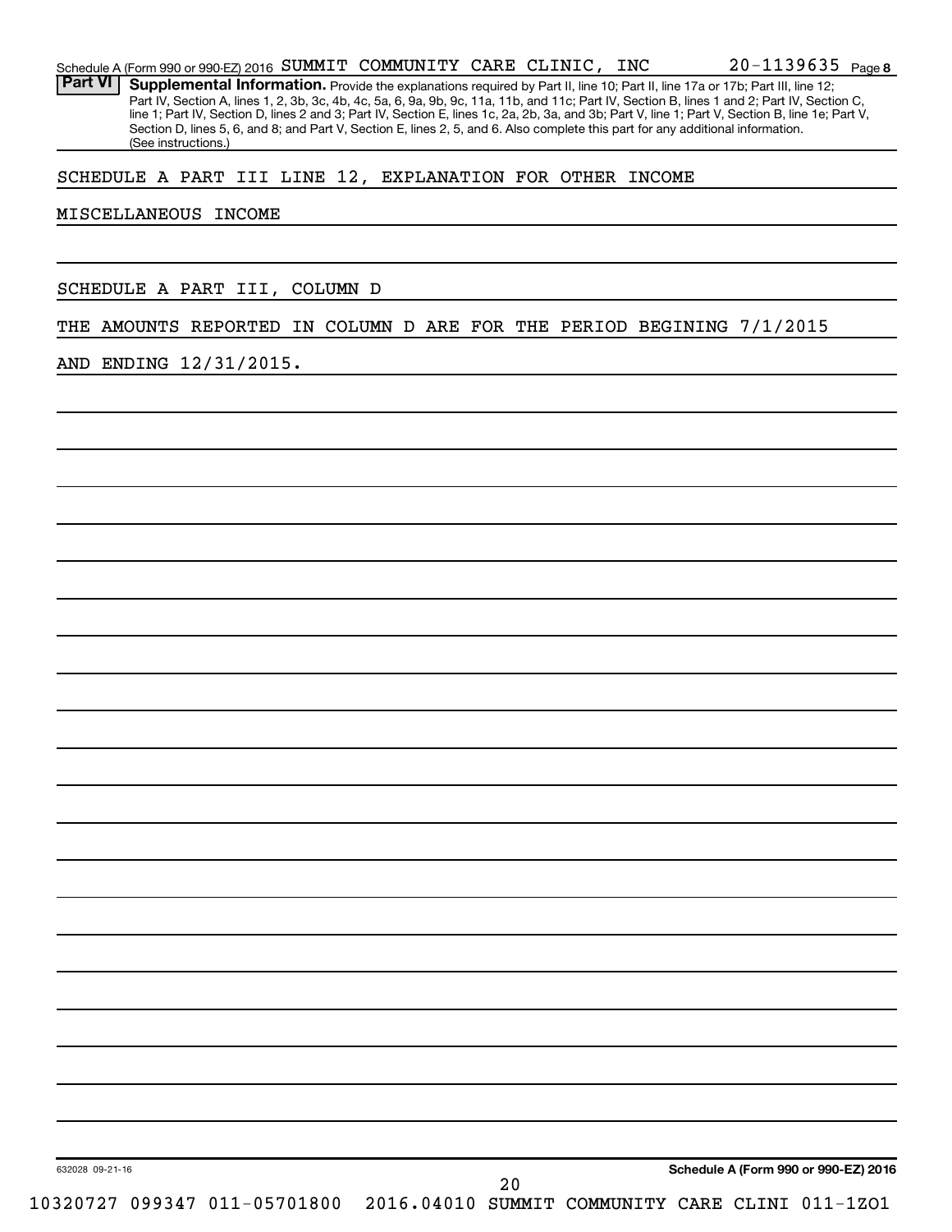Schedule A (Form 990 or 990-EZ) 2016 SUMMIT COMMUNITY CARE CLINIC, INC 20-1139635 Page 8

**Part VI Supplemental Information.** Provide the explanations required by Part II, line 10; Part II, line 17a or 17b; Part III, line 12; Part IV, Section A, lines 1, 2, 3b, 3c, 4b, 4c, 5a, 6, 9a, 9b, 9c, 11a, 11b, and 11c; Part IV, Section B, lines 1 and 2; Part IV, Section C, line 1; Part IV, Section D, lines 2 and 3; Part IV, Section E, lines 1c, 2a, 2b, 3a, and 3b; Part V, line 1; Part V, Section B, line 1e; Part V, Section D, lines 5, 6, and 8; and Part V, Section E, lines 2, 5, and 6. Also complete this part for any additional information. (See instructions.)

SCHEDULE A PART III LINE 12, EXPLANATION FOR OTHER INCOME

MISCELLANEOUS INCOME

SCHEDULE A PART III, COLUMN D

THE AMOUNTS REPORTED IN COLUMN D ARE FOR THE PERIOD BEGINING 7/1/2015 AND ENDING 12/31/2015.

632028 09-21-16

**Schedule A (Form 990 or 990-EZ) 2016**

10320727 099347 011-05701800 2016.04010 SUMMIT COMMUNITY CARE CLINI 011-1ZO1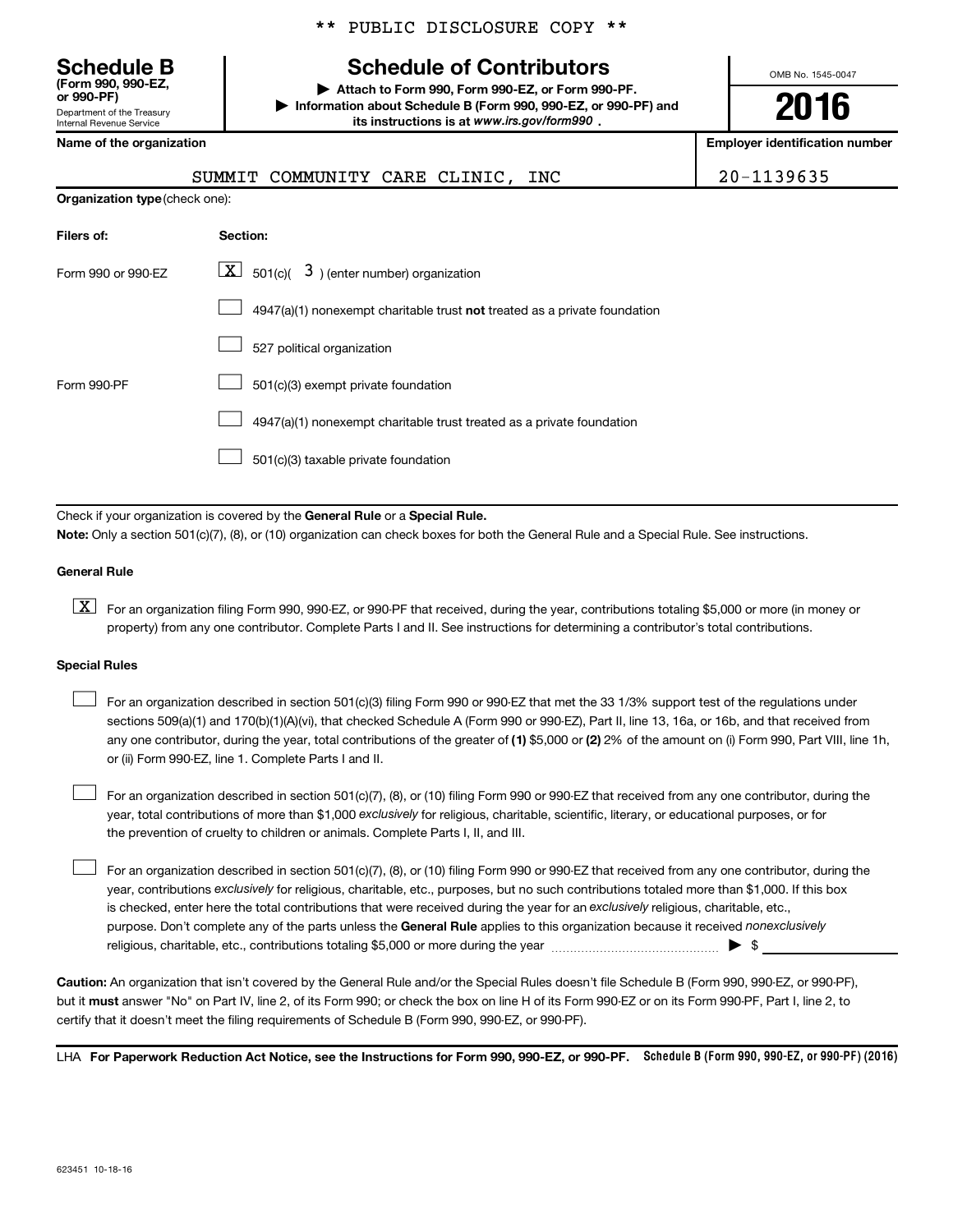** PUBLIC DISCLOSURE COPY **

# Schedule B (Form 990, 990-EZ, or 990-PF)

Department of the Treasury
Internal Revenue Service

## Schedule of Contributors

▶ Attach to Form 990, Form 990-EZ, or Form 990-PF.

▶ Information about Schedule B (Form 990, 990-EZ, or 990-PF) and its instructions is at *www.irs.gov/form990*.

OMB No. 1545-0047

**2016**

| Name of the organization | Employer identification number |
|---|---|
| SUMMIT COMMUNITY CARE CLINIC, INC | 20-1139635 |

**Organization type** (check one):

| Filers of: | Section: |
|---|---|
| Form 990 or 990-EZ | [X] 501(c)( 3 ) (enter number) organization |
| | [ ] 4947(a)(1) nonexempt charitable trust **not** treated as a private foundation |
| | [ ] 527 political organization |
| Form 990-PF | [ ] 501(c)(3) exempt private foundation |
| | [ ] 4947(a)(1) nonexempt charitable trust treated as a private foundation |
| | [ ] 501(c)(3) taxable private foundation |

Check if your organization is covered by the **General Rule** or a **Special Rule.**

**Note:** Only a section 501(c)(7), (8), or (10) organization can check boxes for both the General Rule and a Special Rule. See instructions.

**General Rule**

[X] For an organization filing Form 990, 990-EZ, or 990-PF that received, during the year, contributions totaling $5,000 or more (in money or property) from any one contributor. Complete Parts I and II. See instructions for determining a contributor's total contributions.

**Special Rules**

[ ] For an organization described in section 501(c)(3) filing Form 990 or 990-EZ that met the 33 1/3% support test of the regulations under sections 509(a)(1) and 170(b)(1)(A)(vi), that checked Schedule A (Form 990 or 990-EZ), Part II, line 13, 16a, or 16b, and that received from any one contributor, during the year, total contributions of the greater of **(1)** $5,000 or **(2)** 2% of the amount on (i) Form 990, Part VIII, line 1h, or (ii) Form 990-EZ, line 1. Complete Parts I and II.

[ ] For an organization described in section 501(c)(7), (8), or (10) filing Form 990 or 990-EZ that received from any one contributor, during the year, total contributions of more than $1,000 *exclusively* for religious, charitable, scientific, literary, or educational purposes, or for the prevention of cruelty to children or animals. Complete Parts I, II, and III.

[ ] For an organization described in section 501(c)(7), (8), or (10) filing Form 990 or 990-EZ that received from any one contributor, during the year, contributions *exclusively* for religious, charitable, etc., purposes, but no such contributions totaled more than $1,000. If this box is checked, enter here the total contributions that were received during the year for an *exclusively* religious, charitable, etc., purpose. Don't complete any of the parts unless the **General Rule** applies to this organization because it received *nonexclusively* religious, charitable, etc., contributions totaling $5,000 or more during the year ▶ $ ____________

**Caution:** An organization that isn't covered by the General Rule and/or the Special Rules doesn't file Schedule B (Form 990, 990-EZ, or 990-PF), but it **must** answer "No" on Part IV, line 2, of its Form 990; or check the box on line H of its Form 990-EZ or on its Form 990-PF, Part I, line 2, to certify that it doesn't meet the filing requirements of Schedule B (Form 990, 990-EZ, or 990-PF).

LHA **For Paperwork Reduction Act Notice, see the Instructions for Form 990, 990-EZ, or 990-PF.** **Schedule B (Form 990, 990-EZ, or 990-PF) (2016)**

623451 10-18-16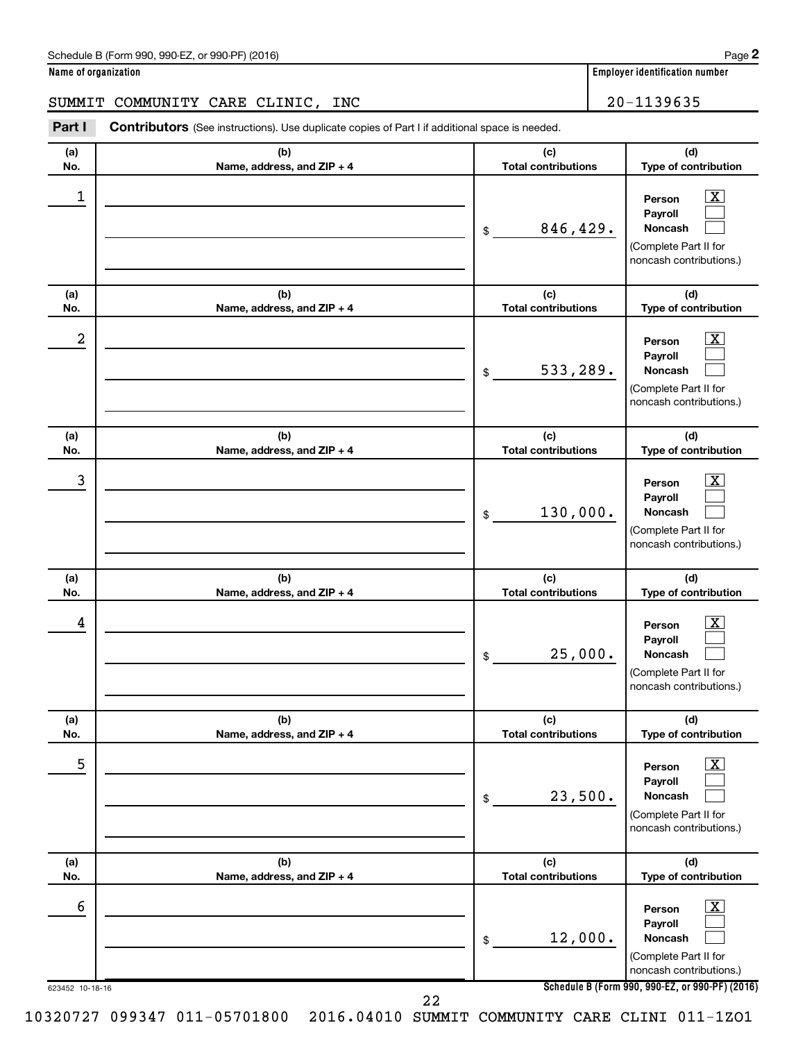Schedule B (Form 990, 990-EZ, or 990-PF) (2016)

**Name of organization**

SUMMIT COMMUNITY CARE CLINIC, INC

**Employer identification number**

20-1139635

**Part I** **Contributors** (See instructions). Use duplicate copies of Part I if additional space is needed.

| (a) No. | (b) Name, address, and ZIP + 4 | (c) Total contributions | (d) Type of contribution |
|---|---|---|---|
| 1 | | $ 846,429. | Person [X] Payroll [ ] Noncash [ ] (Complete Part II for noncash contributions.) |
| 2 | | $ 533,289. | Person [X] Payroll [ ] Noncash [ ] (Complete Part II for noncash contributions.) |
| 3 | | $ 130,000. | Person [X] Payroll [ ] Noncash [ ] (Complete Part II for noncash contributions.) |
| 4 | | $ 25,000. | Person [X] Payroll [ ] Noncash [ ] (Complete Part II for noncash contributions.) |
| 5 | | $ 23,500. | Person [X] Payroll [ ] Noncash [ ] (Complete Part II for noncash contributions.) |
| 6 | | $ 12,000. | Person [X] Payroll [ ] Noncash [ ] (Complete Part II for noncash contributions.) |

623452 10-18-16

**Schedule B (Form 990, 990-EZ, or 990-PF) (2016)**

10320727 099347 011-05701800 2016.04010 SUMMIT COMMUNITY CARE CLINI 011-1ZO1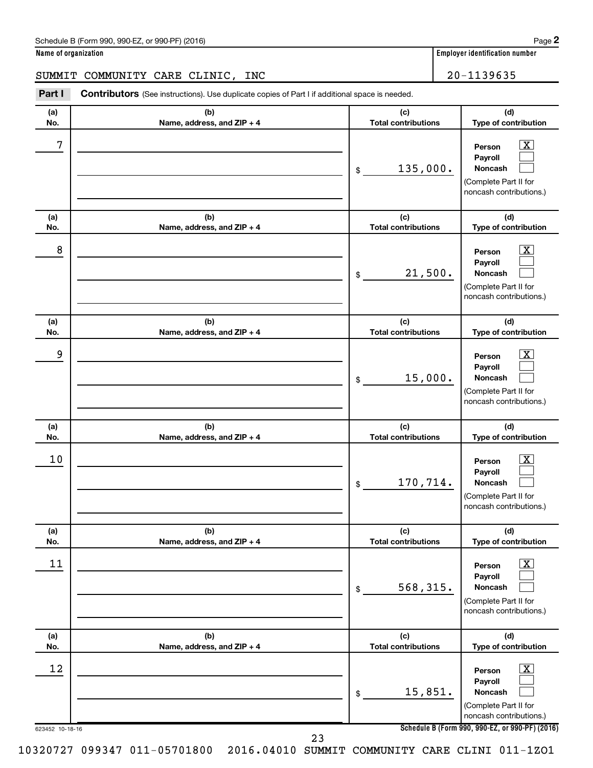Schedule B (Form 990, 990-EZ, or 990-PF) (2016)

**Name of organization**

SUMMIT COMMUNITY CARE CLINIC, INC

**Employer identification number**

20-1139635

**Part I** **Contributors** (See instructions). Use duplicate copies of Part I if additional space is needed.

| (a) No. | (b) Name, address, and ZIP + 4 | (c) Total contributions | (d) Type of contribution |
|---|---|---|---|
| 7 | | $ 135,000. | Person [X] Payroll [ ] Noncash [ ] (Complete Part II for noncash contributions.) |
| 8 | | $ 21,500. | Person [X] Payroll [ ] Noncash [ ] (Complete Part II for noncash contributions.) |
| 9 | | $ 15,000. | Person [X] Payroll [ ] Noncash [ ] (Complete Part II for noncash contributions.) |
| 10 | | $ 170,714. | Person [X] Payroll [ ] Noncash [ ] (Complete Part II for noncash contributions.) |
| 11 | | $ 568,315. | Person [X] Payroll [ ] Noncash [ ] (Complete Part II for noncash contributions.) |
| 12 | | $ 15,851. | Person [X] Payroll [ ] Noncash [ ] (Complete Part II for noncash contributions.) |

623452 10-18-16

**Schedule B (Form 990, 990-EZ, or 990-PF) (2016)**

10320727 099347 011-05701800 2016.04010 SUMMIT COMMUNITY CARE CLINI 011-1ZO1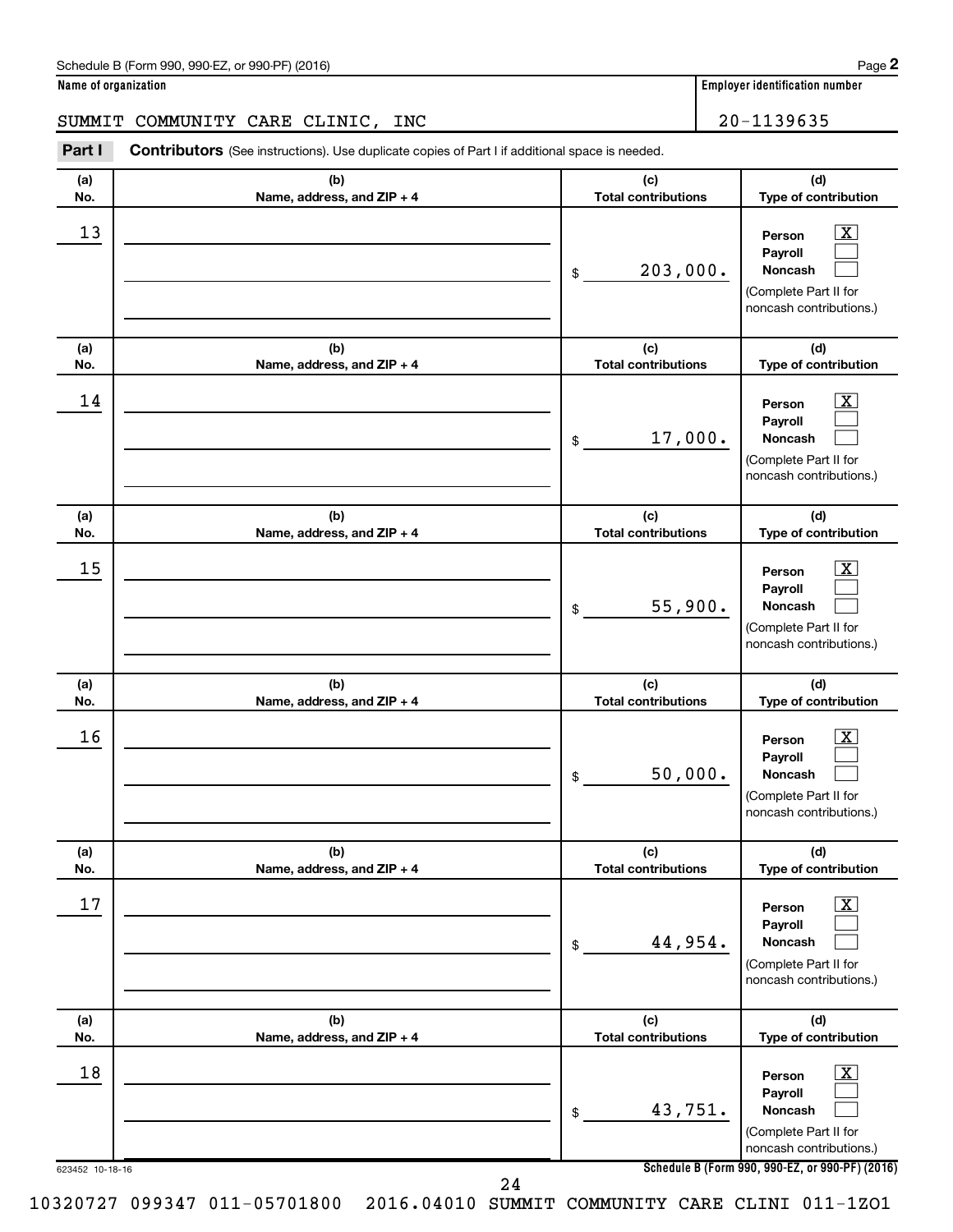Schedule B (Form 990, 990-EZ, or 990-PF) (2016)

**Name of organization**

SUMMIT COMMUNITY CARE CLINIC, INC

**Employer identification number**

20-1139635

**Part I** **Contributors** (See instructions). Use duplicate copies of Part I if additional space is needed.

| (a) No. | (b) Name, address, and ZIP + 4 | (c) Total contributions | (d) Type of contribution |
|---|---|---|---|
| 13 | | $ 203,000. | Person [X] Payroll [ ] Noncash [ ] (Complete Part II for noncash contributions.) |
| 14 | | $ 17,000. | Person [X] Payroll [ ] Noncash [ ] (Complete Part II for noncash contributions.) |
| 15 | | $ 55,900. | Person [X] Payroll [ ] Noncash [ ] (Complete Part II for noncash contributions.) |
| 16 | | $ 50,000. | Person [X] Payroll [ ] Noncash [ ] (Complete Part II for noncash contributions.) |
| 17 | | $ 44,954. | Person [X] Payroll [ ] Noncash [ ] (Complete Part II for noncash contributions.) |
| 18 | | $ 43,751. | Person [X] Payroll [ ] Noncash [ ] (Complete Part II for noncash contributions.) |

623452 10-18-16

**Schedule B (Form 990, 990-EZ, or 990-PF) (2016)**

10320727 099347 011-05701800 2016.04010 SUMMIT COMMUNITY CARE CLINI 011-1ZO1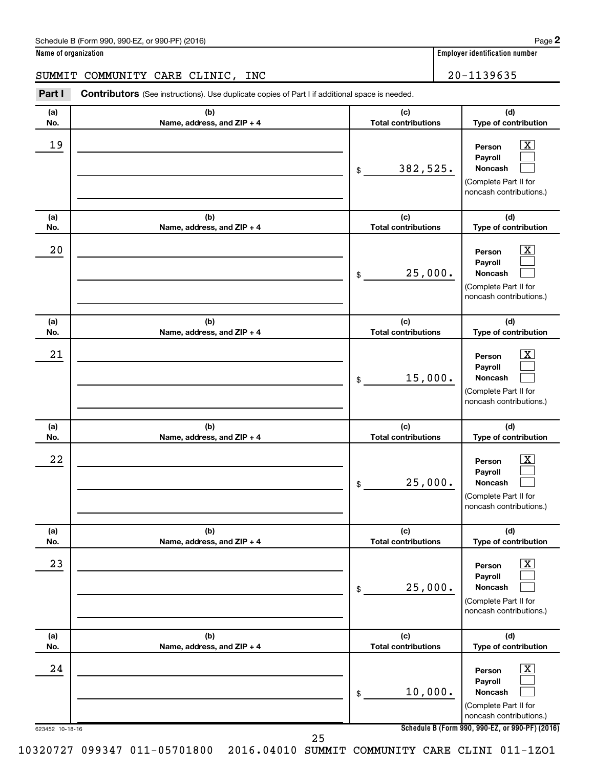Schedule B (Form 990, 990-EZ, or 990-PF) (2016)

**Name of organization**

SUMMIT COMMUNITY CARE CLINIC, INC

**Employer identification number**

20-1139635

**Part I** **Contributors** (See instructions). Use duplicate copies of Part I if additional space is needed.

| (a) No. | (b) Name, address, and ZIP + 4 | (c) Total contributions | (d) Type of contribution |
|---|---|---|---|
| 19 | | $ 382,525. | Person [X] Payroll [ ] Noncash [ ] (Complete Part II for noncash contributions.) |
| 20 | | $ 25,000. | Person [X] Payroll [ ] Noncash [ ] (Complete Part II for noncash contributions.) |
| 21 | | $ 15,000. | Person [X] Payroll [ ] Noncash [ ] (Complete Part II for noncash contributions.) |
| 22 | | $ 25,000. | Person [X] Payroll [ ] Noncash [ ] (Complete Part II for noncash contributions.) |
| 23 | | $ 25,000. | Person [X] Payroll [ ] Noncash [ ] (Complete Part II for noncash contributions.) |
| 24 | | $ 10,000. | Person [X] Payroll [ ] Noncash [ ] (Complete Part II for noncash contributions.) |

623452 10-18-16

**Schedule B (Form 990, 990-EZ, or 990-PF) (2016)**

10320727 099347 011-05701800 2016.04010 SUMMIT COMMUNITY CARE CLINI 011-1ZO1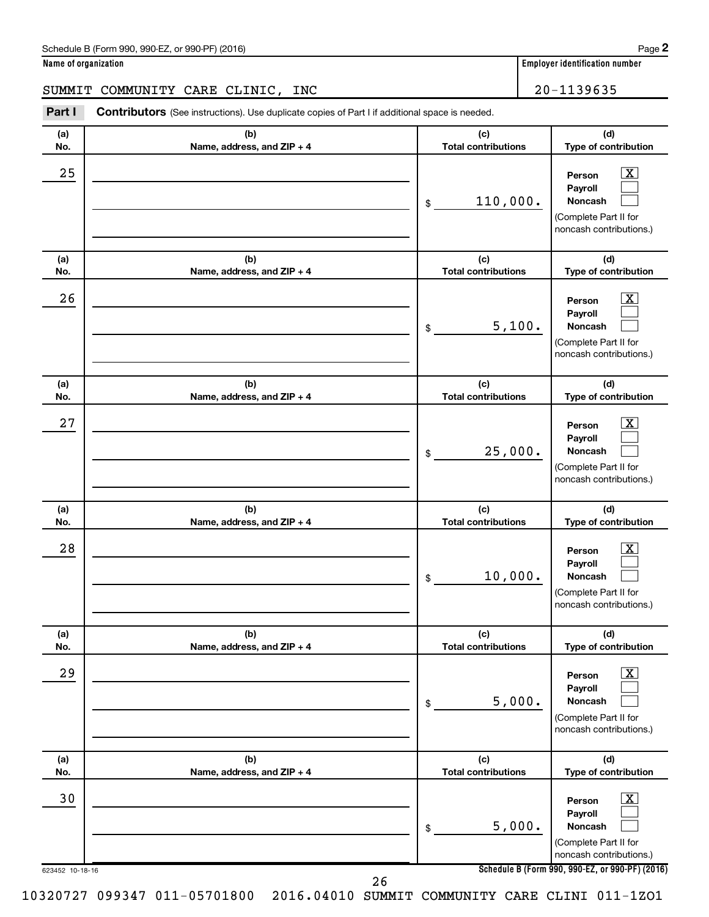Schedule B (Form 990, 990-EZ, or 990-PF) (2016)

**Name of organization**

SUMMIT COMMUNITY CARE CLINIC, INC

**Employer identification number**

20-1139635

**Part I** **Contributors** (See instructions). Use duplicate copies of Part I if additional space is needed.

| (a) No. | (b) Name, address, and ZIP + 4 | (c) Total contributions | (d) Type of contribution |
|---|---|---|---|
| 25 | | $ 110,000. | Person [X] Payroll [ ] Noncash [ ] (Complete Part II for noncash contributions.) |
| 26 | | $ 5,100. | Person [X] Payroll [ ] Noncash [ ] (Complete Part II for noncash contributions.) |
| 27 | | $ 25,000. | Person [X] Payroll [ ] Noncash [ ] (Complete Part II for noncash contributions.) |
| 28 | | $ 10,000. | Person [X] Payroll [ ] Noncash [ ] (Complete Part II for noncash contributions.) |
| 29 | | $ 5,000. | Person [X] Payroll [ ] Noncash [ ] (Complete Part II for noncash contributions.) |
| 30 | | $ 5,000. | Person [X] Payroll [ ] Noncash [ ] (Complete Part II for noncash contributions.) |

623452 10-18-16

**Schedule B (Form 990, 990-EZ, or 990-PF) (2016)**

10320727 099347 011-05701800 2016.04010 SUMMIT COMMUNITY CARE CLINI 011-1ZO1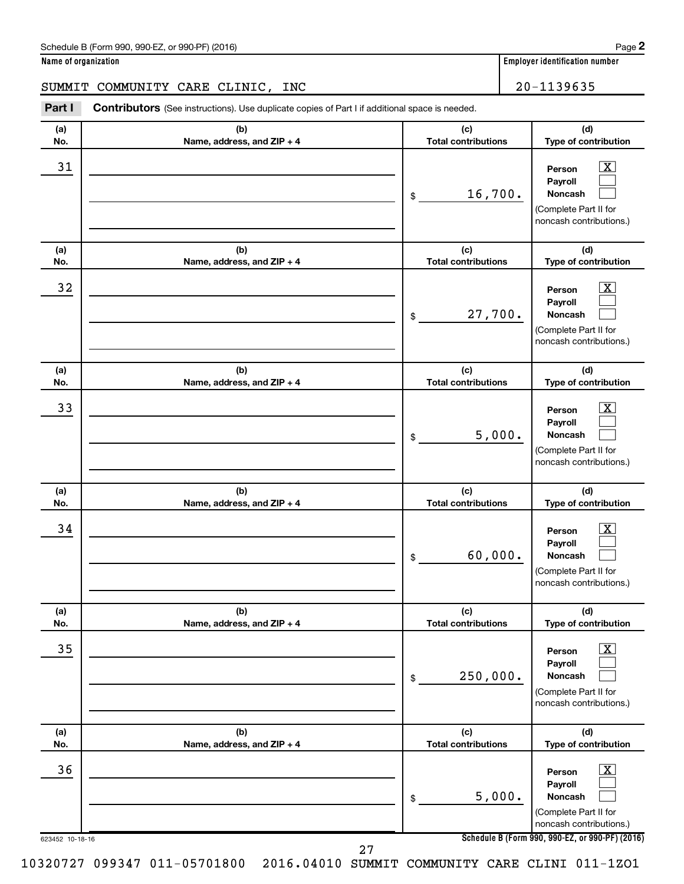Schedule B (Form 990, 990-EZ, or 990-PF) (2016)

**Name of organization**

SUMMIT COMMUNITY CARE CLINIC, INC

**Employer identification number**

20-1139635

**Part I** **Contributors** (See instructions). Use duplicate copies of Part I if additional space is needed.

| (a) No. | (b) Name, address, and ZIP + 4 | (c) Total contributions | (d) Type of contribution |
|---|---|---|---|
| 31 | | $ 16,700. | Person [X] Payroll [ ] Noncash [ ] (Complete Part II for noncash contributions.) |
| 32 | | $ 27,700. | Person [X] Payroll [ ] Noncash [ ] (Complete Part II for noncash contributions.) |
| 33 | | $ 5,000. | Person [X] Payroll [ ] Noncash [ ] (Complete Part II for noncash contributions.) |
| 34 | | $ 60,000. | Person [X] Payroll [ ] Noncash [ ] (Complete Part II for noncash contributions.) |
| 35 | | $ 250,000. | Person [X] Payroll [ ] Noncash [ ] (Complete Part II for noncash contributions.) |
| 36 | | $ 5,000. | Person [X] Payroll [ ] Noncash [ ] (Complete Part II for noncash contributions.) |

623452 10-18-16

**Schedule B (Form 990, 990-EZ, or 990-PF) (2016)**

10320727 099347 011-05701800 2016.04010 SUMMIT COMMUNITY CARE CLINI 011-1ZO1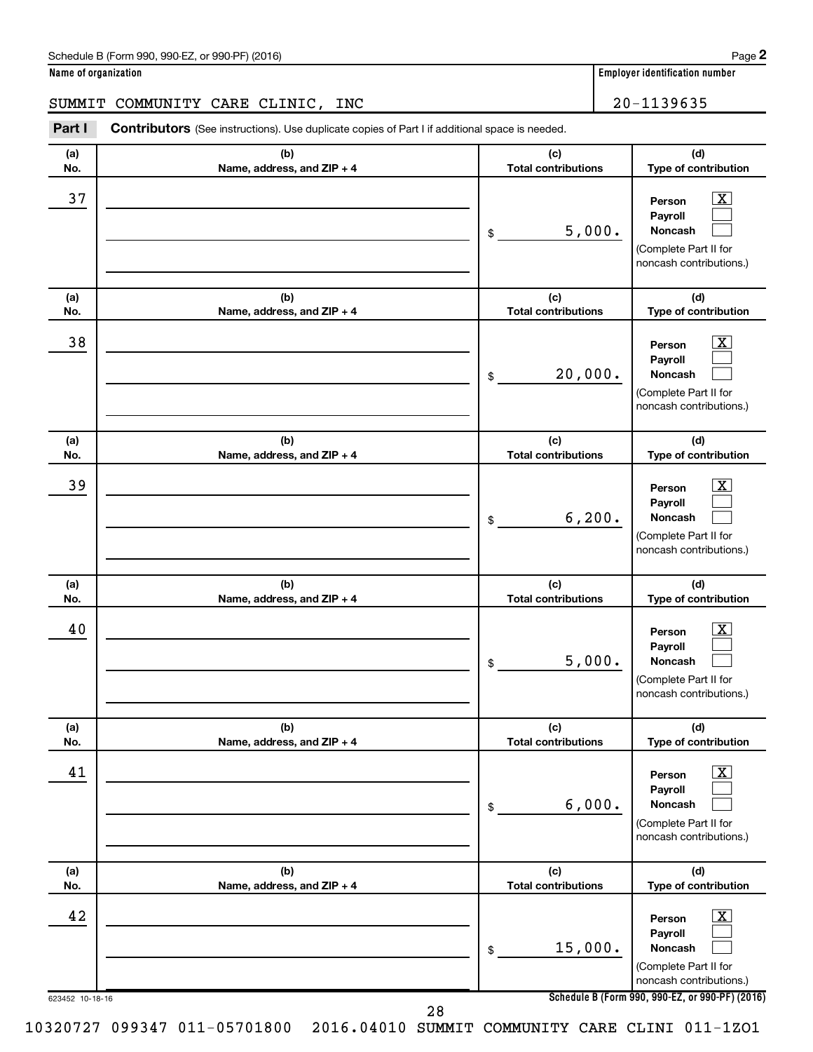Schedule B (Form 990, 990-EZ, or 990-PF) (2016)

**Name of organization**

SUMMIT COMMUNITY CARE CLINIC, INC

**Employer identification number**

20-1139635

**Part I** **Contributors** (See instructions). Use duplicate copies of Part I if additional space is needed.

| (a) No. | (b) Name, address, and ZIP + 4 | (c) Total contributions | (d) Type of contribution |
|---|---|---|---|
| 37 | | $ 5,000. | Person [X] Payroll [ ] Noncash [ ] (Complete Part II for noncash contributions.) |
| 38 | | $ 20,000. | Person [X] Payroll [ ] Noncash [ ] (Complete Part II for noncash contributions.) |
| 39 | | $ 6,200. | Person [X] Payroll [ ] Noncash [ ] (Complete Part II for noncash contributions.) |
| 40 | | $ 5,000. | Person [X] Payroll [ ] Noncash [ ] (Complete Part II for noncash contributions.) |
| 41 | | $ 6,000. | Person [X] Payroll [ ] Noncash [ ] (Complete Part II for noncash contributions.) |
| 42 | | $ 15,000. | Person [X] Payroll [ ] Noncash [ ] (Complete Part II for noncash contributions.) |

623452 10-18-16

**Schedule B (Form 990, 990-EZ, or 990-PF) (2016)**

10320727 099347 011-05701800 2016.04010 SUMMIT COMMUNITY CARE CLINI 011-1ZO1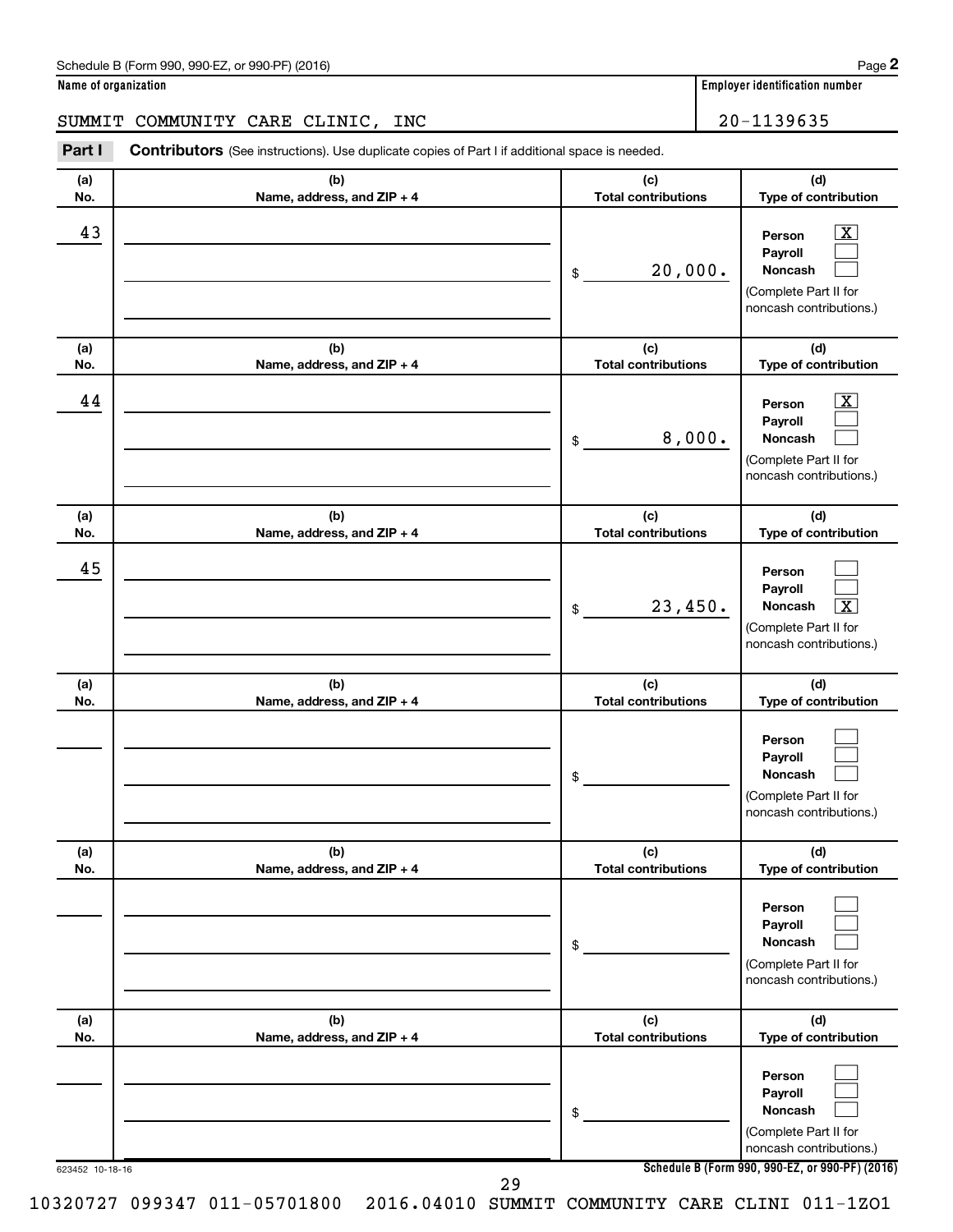Schedule B (Form 990, 990-EZ, or 990-PF) (2016)

**Name of organization**

SUMMIT COMMUNITY CARE CLINIC, INC

**Employer identification number**

20-1139635

**Part I** **Contributors** (See instructions). Use duplicate copies of Part I if additional space is needed.

| (a) No. | (b) Name, address, and ZIP + 4 | (c) Total contributions | (d) Type of contribution |
|---|---|---|---|
| 43 | | $ 20,000. | Person [X] Payroll [ ] Noncash [ ] (Complete Part II for noncash contributions.) |
| 44 | | $ 8,000. | Person [X] Payroll [ ] Noncash [ ] (Complete Part II for noncash contributions.) |
| 45 | | $ 23,450. | Person [ ] Payroll [ ] Noncash [X] (Complete Part II for noncash contributions.) |
| | | $ | Person [ ] Payroll [ ] Noncash [ ] (Complete Part II for noncash contributions.) |
| | | $ | Person [ ] Payroll [ ] Noncash [ ] (Complete Part II for noncash contributions.) |
| | | $ | Person [ ] Payroll [ ] Noncash [ ] (Complete Part II for noncash contributions.) |

623452 10-18-16

**Schedule B (Form 990, 990-EZ, or 990-PF) (2016)**

10320727 099347 011-05701800 2016.04010 SUMMIT COMMUNITY CARE CLINI 011-1ZO1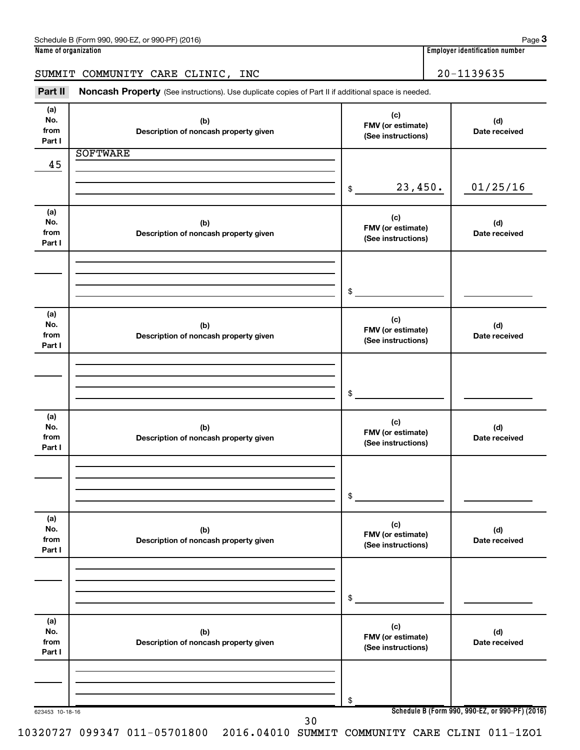Schedule B (Form 990, 990-EZ, or 990-PF) (2016) Page **3**

**Name of organization**

SUMMIT COMMUNITY CARE CLINIC, INC

**Employer identification number**

20-1139635

**Part II** **Noncash Property** (See instructions). Use duplicate copies of Part II if additional space is needed.

| (a) No. from Part I | (b) Description of noncash property given | (c) FMV (or estimate) (See instructions) | (d) Date received |
|---|---|---|---|
| 45 | SOFTWARE | $ 23,450. | 01/25/16 |
| | | $ | |
| | | $ | |
| | | $ | |
| | | $ | |
| | | $ | |

623453 10-18-16

**Schedule B (Form 990, 990-EZ, or 990-PF) (2016)**

10320727 099347 011-05701800 2016.04010 SUMMIT COMMUNITY CARE CLINI 011-1ZO1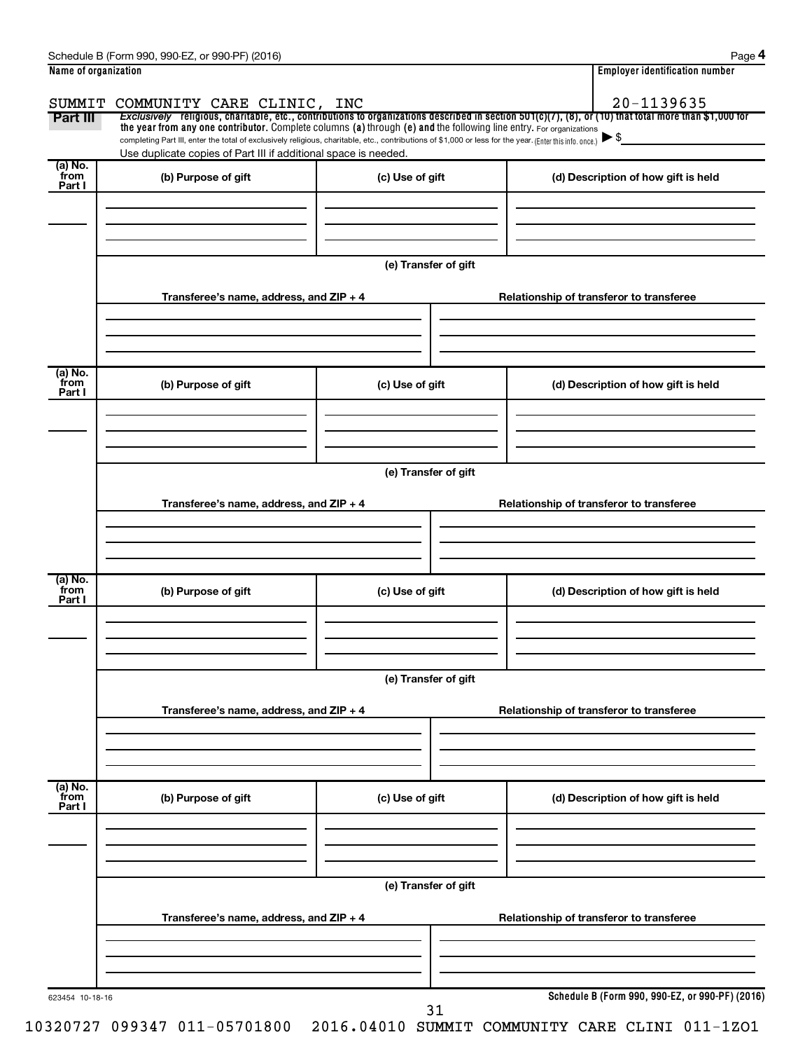Schedule B (Form 990, 990-EZ, or 990-PF) (2016) Page **4**

**Name of organization**

SUMMIT COMMUNITY CARE CLINIC, INC

**Employer identification number**

20-1139635

**Part III** *Exclusively* religious, charitable, etc., contributions to organizations described in section 501(c)(7), (8), or (10) that total more than $1,000 for the year from any one contributor. Complete columns (a) through (e) and the following line entry. For organizations completing Part III, enter the total of exclusively religious, charitable, etc., contributions of $1,000 or less for the year. (Enter this info. once.) ▶ $

Use duplicate copies of Part III if additional space is needed.

| (a) No. from Part I | (b) Purpose of gift | (c) Use of gift | (d) Description of how gift is held |
|---|---|---|---|
| | | | |

(e) Transfer of gift

| Transferee's name, address, and ZIP + 4 | Relationship of transferor to transferee |
|---|---|
| | |

| (a) No. from Part I | (b) Purpose of gift | (c) Use of gift | (d) Description of how gift is held |
|---|---|---|---|
| | | | |

(e) Transfer of gift

| Transferee's name, address, and ZIP + 4 | Relationship of transferor to transferee |
|---|---|
| | |

| (a) No. from Part I | (b) Purpose of gift | (c) Use of gift | (d) Description of how gift is held |
|---|---|---|---|
| | | | |

(e) Transfer of gift

| Transferee's name, address, and ZIP + 4 | Relationship of transferor to transferee |
|---|---|
| | |

| (a) No. from Part I | (b) Purpose of gift | (c) Use of gift | (d) Description of how gift is held |
|---|---|---|---|
| | | | |

(e) Transfer of gift

| Transferee's name, address, and ZIP + 4 | Relationship of transferor to transferee |
|---|---|
| | |

623454 10-18-16

**Schedule B (Form 990, 990-EZ, or 990-PF) (2016)**

10320727 099347 011-05701800 2016.04010 SUMMIT COMMUNITY CARE CLINI 011-1ZO1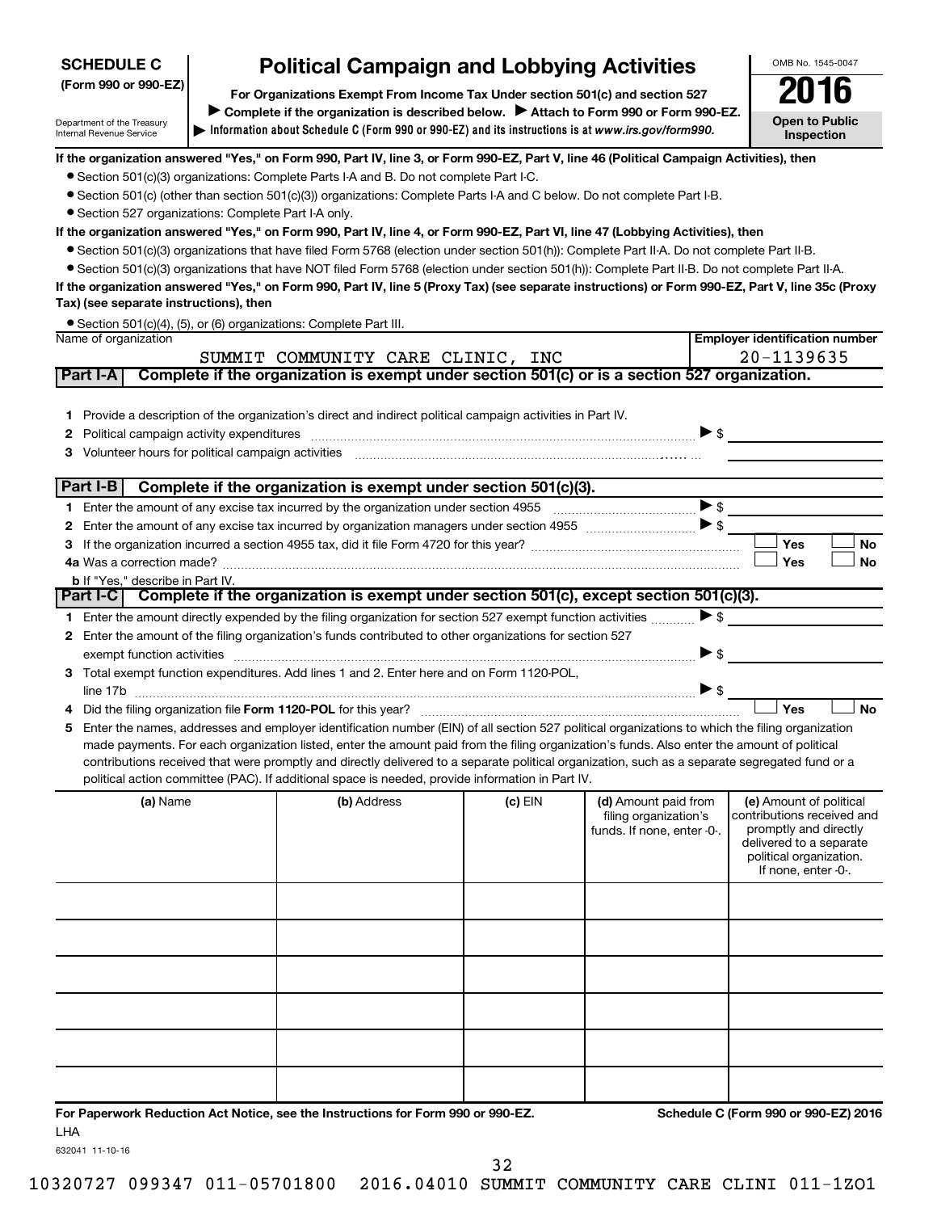**SCHEDULE C (Form 990 or 990-EZ)**

Department of the Treasury
Internal Revenue Service

# Political Campaign and Lobbying Activities

**For Organizations Exempt From Income Tax Under section 501(c) and section 527**

▶ **Complete if the organization is described below.** ▶ **Attach to Form 990 or Form 990-EZ.**

▶ **Information about Schedule C (Form 990 or 990-EZ) and its instructions is at *www.irs.gov/form990.***

OMB No. 1545-0047

**2016**

**Open to Public Inspection**

**If the organization answered "Yes," on Form 990, Part IV, line 3, or Form 990-EZ, Part V, line 46 (Political Campaign Activities), then**

- Section 501(c)(3) organizations: Complete Parts I-A and B. Do not complete Part I-C.
- Section 501(c) (other than section 501(c)(3)) organizations: Complete Parts I-A and C below. Do not complete Part I-B.
- Section 527 organizations: Complete Part I-A only.

**If the organization answered "Yes," on Form 990, Part IV, line 4, or Form 990-EZ, Part VI, line 47 (Lobbying Activities), then**

- Section 501(c)(3) organizations that have filed Form 5768 (election under section 501(h)): Complete Part II-A. Do not complete Part II-B.
- Section 501(c)(3) organizations that have NOT filed Form 5768 (election under section 501(h)): Complete Part II-B. Do not complete Part II-A.

**If the organization answered "Yes," on Form 990, Part IV, line 5 (Proxy Tax) (see separate instructions) or Form 990-EZ, Part V, line 35c (Proxy Tax) (see separate instructions), then**

- Section 501(c)(4), (5), or (6) organizations: Complete Part III.

| Name of organization | Employer identification number |
|---|---|
| SUMMIT COMMUNITY CARE CLINIC, INC | 20-1139635 |

## Part I-A — Complete if the organization is exempt under section 501(c) or is a section 527 organization.

1. Provide a description of the organization's direct and indirect political campaign activities in Part IV.
2. Political campaign activity expenditures ▶ $
3. Volunteer hours for political campaign activities

## Part I-B — Complete if the organization is exempt under section 501(c)(3).

1. Enter the amount of any excise tax incurred by the organization under section 4955 ▶ $
2. Enter the amount of any excise tax incurred by organization managers under section 4955 ▶ $
3. If the organization incurred a section 4955 tax, did it file Form 4720 for this year? ☐ Yes ☐ No

4a. Was a correction made? ☐ Yes ☐ No

b. If "Yes," describe in Part IV.

## Part I-C — Complete if the organization is exempt under section 501(c), except section 501(c)(3).

1. Enter the amount directly expended by the filing organization for section 527 exempt function activities ▶ $
2. Enter the amount of the filing organization's funds contributed to other organizations for section 527 exempt function activities ▶ $
3. Total exempt function expenditures. Add lines 1 and 2. Enter here and on Form 1120-POL, line 17b ▶ $
4. Did the filing organization file **Form 1120-POL** for this year? ☐ Yes ☐ No
5. Enter the names, addresses and employer identification number (EIN) of all section 527 political organizations to which the filing organization made payments. For each organization listed, enter the amount paid from the filing organization's funds. Also enter the amount of political contributions received that were promptly and directly delivered to a separate political organization, such as a separate segregated fund or a political action committee (PAC). If additional space is needed, provide information in Part IV.

| (a) Name | (b) Address | (c) EIN | (d) Amount paid from filing organization's funds. If none, enter -0-. | (e) Amount of political contributions received and promptly and directly delivered to a separate political organization. If none, enter -0-. |
|---|---|---|---|---|
| | | | | |
| | | | | |
| | | | | |
| | | | | |
| | | | | |
| | | | | |

**For Paperwork Reduction Act Notice, see the Instructions for Form 990 or 990-EZ.** **Schedule C (Form 990 or 990-EZ) 2016**

LHA

632041 11-10-16

10320727 099347 011-05701800 2016.04010 SUMMIT COMMUNITY CARE CLINI 011-1ZO1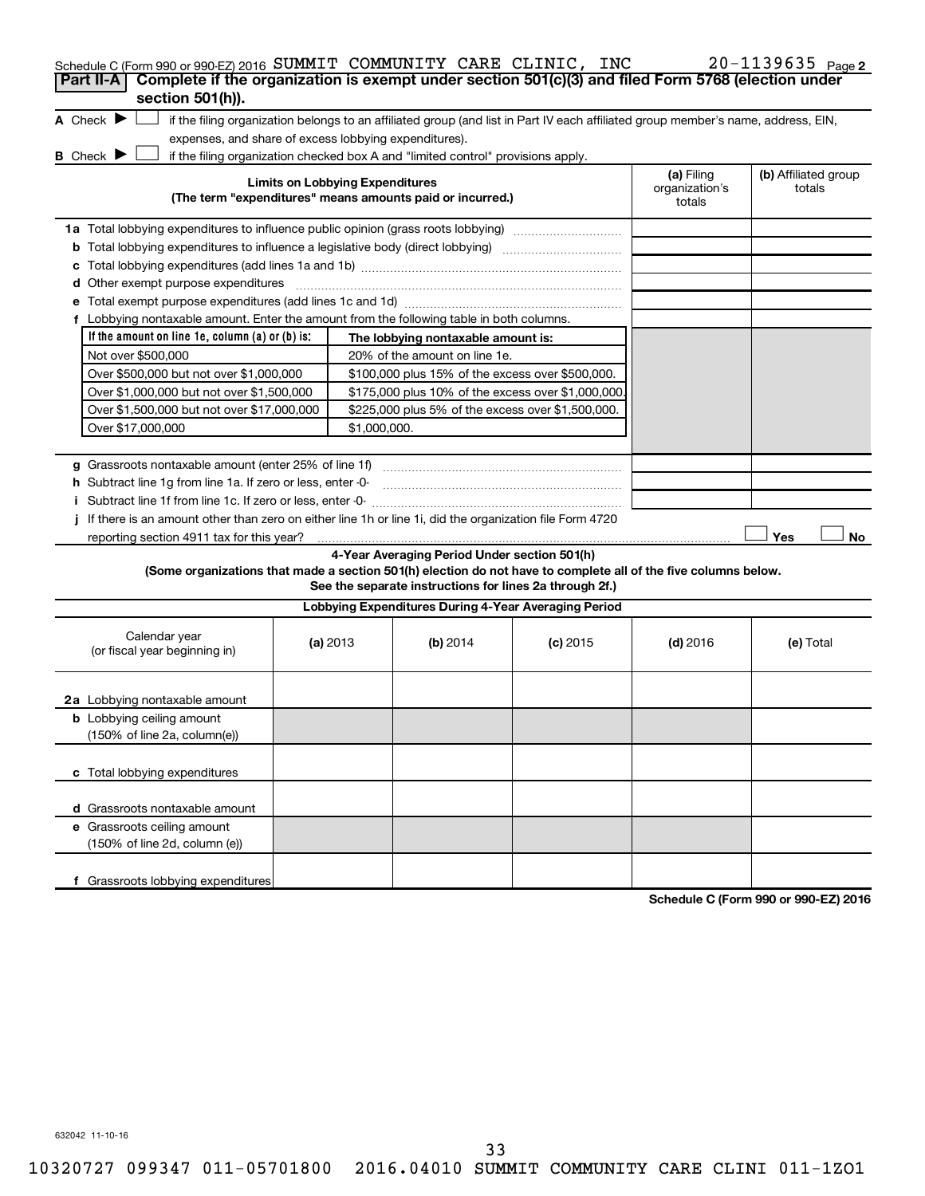Schedule C (Form 990 or 990-EZ) 2016 SUMMIT COMMUNITY CARE CLINIC, INC 20-1139635 Page 2

**Part II-A | Complete if the organization is exempt under section 501(c)(3) and filed Form 5768 (election under section 501(h)).**

**A** Check ▶ ☐ if the filing organization belongs to an affiliated group (and list in Part IV each affiliated group member's name, address, EIN, expenses, and share of excess lobbying expenditures).

**B** Check ▶ ☐ if the filing organization checked box A and "limited control" provisions apply.

| Limits on Lobbying Expenditures (The term "expenditures" means amounts paid or incurred.) | (a) Filing organization's totals | (b) Affiliated group totals |
|---|---|---|
| **1a** Total lobbying expenditures to influence public opinion (grass roots lobbying) | | |
| **b** Total lobbying expenditures to influence a legislative body (direct lobbying) | | |
| **c** Total lobbying expenditures (add lines 1a and 1b) | | |
| **d** Other exempt purpose expenditures | | |
| **e** Total exempt purpose expenditures (add lines 1c and 1d) | | |
| **f** Lobbying nontaxable amount. Enter the amount from the following table in both columns. | | |

| If the amount on line 1e, column (a) or (b) is: | The lobbying nontaxable amount is: |
|---|---|
| Not over $500,000 | 20% of the amount on line 1e. |
| Over $500,000 but not over $1,000,000 | $100,000 plus 15% of the excess over $500,000. |
| Over $1,000,000 but not over $1,500,000 | $175,000 plus 10% of the excess over $1,000,000. |
| Over $1,500,000 but not over $17,000,000 | $225,000 plus 5% of the excess over $1,500,000. |
| Over $17,000,000 | $1,000,000. |

| | (a) Filing organization's totals | (b) Affiliated group totals |
|---|---|---|
| **g** Grassroots nontaxable amount (enter 25% of line 1f) | | |
| **h** Subtract line 1g from line 1a. If zero or less, enter -0- | | |
| **i** Subtract line 1f from line 1c. If zero or less, enter -0- | | |

**j** If there is an amount other than zero on either line 1h or line 1i, did the organization file Form 4720 reporting section 4911 tax for this year? ☐ Yes ☐ No

**4-Year Averaging Period Under section 501(h)**

**(Some organizations that made a section 501(h) election do not have to complete all of the five columns below. See the separate instructions for lines 2a through 2f.)**

**Lobbying Expenditures During 4-Year Averaging Period**

| Calendar year (or fiscal year beginning in) | (a) 2013 | (b) 2014 | (c) 2015 | (d) 2016 | (e) Total |
|---|---|---|---|---|---|
| **2a** Lobbying nontaxable amount | | | | | |
| **b** Lobbying ceiling amount (150% of line 2a, column(e)) | | | | | |
| **c** Total lobbying expenditures | | | | | |
| **d** Grassroots nontaxable amount | | | | | |
| **e** Grassroots ceiling amount (150% of line 2d, column (e)) | | | | | |
| **f** Grassroots lobbying expenditures | | | | | |

**Schedule C (Form 990 or 990-EZ) 2016**

632042 11-10-16

10320727 099347 011-05701800 2016.04010 SUMMIT COMMUNITY CARE CLINI 011-1ZO1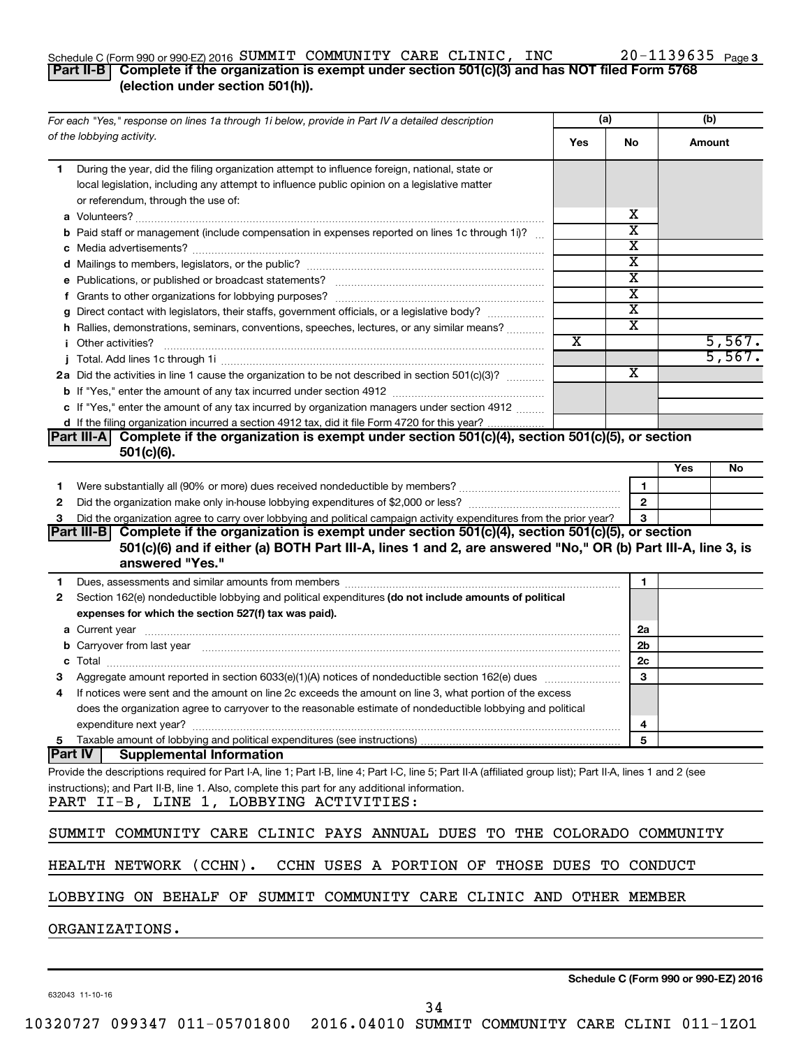Schedule C (Form 990 or 990-EZ) 2016 SUMMIT COMMUNITY CARE CLINIC, INC 20-1139635 Page 3

## Part II-B Complete if the organization is exempt under section 501(c)(3) and has NOT filed Form 5768 (election under section 501(h)).

| For each "Yes," response on lines 1a through 1i below, provide in Part IV a detailed description of the lobbying activity. | (a) Yes | (a) No | (b) Amount |
|---|---|---|---|
| **1** During the year, did the filing organization attempt to influence foreign, national, state or local legislation, including any attempt to influence public opinion on a legislative matter or referendum, through the use of: | | | |
| **a** Volunteers? | | X | |
| **b** Paid staff or management (include compensation in expenses reported on lines 1c through 1i)? | | X | |
| **c** Media advertisements? | | X | |
| **d** Mailings to members, legislators, or the public? | | X | |
| **e** Publications, or published or broadcast statements? | | X | |
| **f** Grants to other organizations for lobbying purposes? | | X | |
| **g** Direct contact with legislators, their staffs, government officials, or a legislative body? | | X | |
| **h** Rallies, demonstrations, seminars, conventions, speeches, lectures, or any similar means? | | X | |
| **i** Other activities? | X | | 5,567. |
| **j** Total. Add lines 1c through 1i | | | 5,567. |
| **2a** Did the activities in line 1 cause the organization to be not described in section 501(c)(3)? | | X | |
| **b** If "Yes," enter the amount of any tax incurred under section 4912 | | | |
| **c** If "Yes," enter the amount of any tax incurred by organization managers under section 4912 | | | |
| **d** If the filing organization incurred a section 4912 tax, did it file Form 4720 for this year? | | | |

## Part III-A Complete if the organization is exempt under section 501(c)(4), section 501(c)(5), or section 501(c)(6).

| | | Yes | No |
|---|---|---|---|
| **1** Were substantially all (90% or more) dues received nondeductible by members? | 1 | | |
| **2** Did the organization make only in-house lobbying expenditures of $2,000 or less? | 2 | | |
| **3** Did the organization agree to carry over lobbying and political campaign activity expenditures from the prior year? | 3 | | |

## Part III-B Complete if the organization is exempt under section 501(c)(4), section 501(c)(5), or section 501(c)(6) and if either (a) BOTH Part III-A, lines 1 and 2, are answered "No," OR (b) Part III-A, line 3, is answered "Yes."

| | | |
|---|---|---|
| **1** Dues, assessments and similar amounts from members | 1 | |
| **2** Section 162(e) nondeductible lobbying and political expenditures **(do not include amounts of political expenses for which the section 527(f) tax was paid).** | | |
| **a** Current year | 2a | |
| **b** Carryover from last year | 2b | |
| **c** Total | 2c | |
| **3** Aggregate amount reported in section 6033(e)(1)(A) notices of nondeductible section 162(e) dues | 3 | |
| **4** If notices were sent and the amount on line 2c exceeds the amount on line 3, what portion of the excess does the organization agree to carryover to the reasonable estimate of nondeductible lobbying and political expenditure next year? | 4 | |
| **5** Taxable amount of lobbying and political expenditures (see instructions) | 5 | |

## Part IV Supplemental Information

Provide the descriptions required for Part I-A, line 1; Part I-B, line 4; Part I-C, line 5; Part II-A (affiliated group list); Part II-A, lines 1 and 2 (see instructions); and Part II-B, line 1. Also, complete this part for any additional information.

PART II-B, LINE 1, LOBBYING ACTIVITIES:

SUMMIT COMMUNITY CARE CLINIC PAYS ANNUAL DUES TO THE COLORADO COMMUNITY HEALTH NETWORK (CCHN). CCHN USES A PORTION OF THOSE DUES TO CONDUCT LOBBYING ON BEHALF OF SUMMIT COMMUNITY CARE CLINIC AND OTHER MEMBER ORGANIZATIONS.

632043 11-10-16 Schedule C (Form 990 or 990-EZ) 2016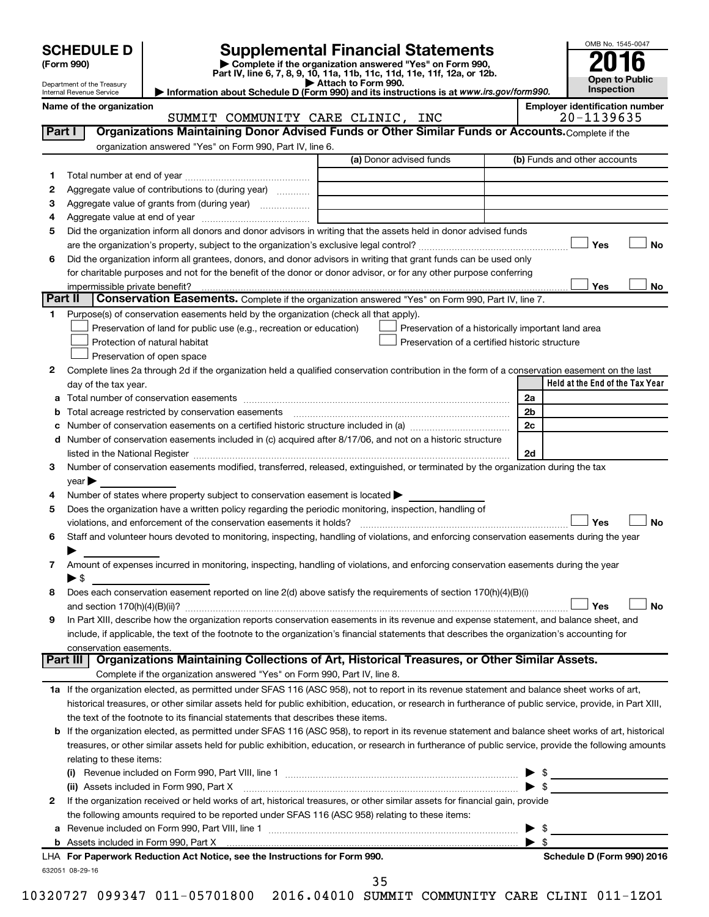# SCHEDULE D (Form 990)

Department of the Treasury
Internal Revenue Service

## Supplemental Financial Statements

▶ Complete if the organization answered "Yes" on Form 990, Part IV, line 6, 7, 8, 9, 10, 11a, 11b, 11c, 11d, 11e, 11f, 12a, or 12b.
▶ Attach to Form 990.
▶ Information about Schedule D (Form 990) and its instructions is at *www.irs.gov/form990.*

OMB No. 1545-0047
**2016**
**Open to Public Inspection**

**Name of the organization:** SUMMIT COMMUNITY CARE CLINIC, INC
**Employer identification number:** 20-1139635

### Part I — Organizations Maintaining Donor Advised Funds or Other Similar Funds or Accounts. Complete if the organization answered "Yes" on Form 990, Part IV, line 6.

| | | (a) Donor advised funds | (b) Funds and other accounts |
|---|---|---|---|
| 1 | Total number at end of year | | |
| 2 | Aggregate value of contributions to (during year) | | |
| 3 | Aggregate value of grants from (during year) | | |
| 4 | Aggregate value at end of year | | |

5 Did the organization inform all donors and donor advisors in writing that the assets held in donor advised funds are the organization's property, subject to the organization's exclusive legal control? ☐ Yes ☐ No

6 Did the organization inform all grantees, donors, and donor advisors in writing that grant funds can be used only for charitable purposes and not for the benefit of the donor or donor advisor, or for any other purpose conferring impermissible private benefit? ☐ Yes ☐ No

### Part II — Conservation Easements. Complete if the organization answered "Yes" on Form 990, Part IV, line 7.

1 Purpose(s) of conservation easements held by the organization (check all that apply).
- ☐ Preservation of land for public use (e.g., recreation or education)
- ☐ Preservation of a historically important land area
- ☐ Protection of natural habitat
- ☐ Preservation of a certified historic structure
- ☐ Preservation of open space

2 Complete lines 2a through 2d if the organization held a qualified conservation contribution in the form of a conservation easement on the last day of the tax year.

| | | | Held at the End of the Tax Year |
|---|---|---|---|
| a | Total number of conservation easements | 2a | |
| b | Total acreage restricted by conservation easements | 2b | |
| c | Number of conservation easements on a certified historic structure included in (a) | 2c | |
| d | Number of conservation easements included in (c) acquired after 8/17/06, and not on a historic structure listed in the National Register | 2d | |

3 Number of conservation easements modified, transferred, released, extinguished, or terminated by the organization during the tax year ▶

4 Number of states where property subject to conservation easement is located ▶

5 Does the organization have a written policy regarding the periodic monitoring, inspection, handling of violations, and enforcement of the conservation easements it holds? ☐ Yes ☐ No

6 Staff and volunteer hours devoted to monitoring, inspecting, handling of violations, and enforcing conservation easements during the year ▶

7 Amount of expenses incurred in monitoring, inspecting, handling of violations, and enforcing conservation easements during the year ▶ $

8 Does each conservation easement reported on line 2(d) above satisfy the requirements of section 170(h)(4)(B)(i) and section 170(h)(4)(B)(ii)? ☐ Yes ☐ No

9 In Part XIII, describe how the organization reports conservation easements in its revenue and expense statement, and balance sheet, and include, if applicable, the text of the footnote to the organization's financial statements that describes the organization's accounting for conservation easements.

### Part III — Organizations Maintaining Collections of Art, Historical Treasures, or Other Similar Assets.
Complete if the organization answered "Yes" on Form 990, Part IV, line 8.

1a If the organization elected, as permitted under SFAS 116 (ASC 958), not to report in its revenue statement and balance sheet works of art, historical treasures, or other similar assets held for public exhibition, education, or research in furtherance of public service, provide, in Part XIII, the text of the footnote to its financial statements that describes these items.

b If the organization elected, as permitted under SFAS 116 (ASC 958), to report in its revenue statement and balance sheet works of art, historical treasures, or other similar assets held for public exhibition, education, or research in furtherance of public service, provide the following amounts relating to these items:

(i) Revenue included on Form 990, Part VIII, line 1 ▶ $

(ii) Assets included in Form 990, Part X ▶ $

2 If the organization received or held works of art, historical treasures, or other similar assets for financial gain, provide the following amounts required to be reported under SFAS 116 (ASC 958) relating to these items:

a Revenue included on Form 990, Part VIII, line 1 ▶ $

b Assets included in Form 990, Part X ▶ $

**LHA For Paperwork Reduction Act Notice, see the Instructions for Form 990.** **Schedule D (Form 990) 2016**

632051 08-29-16

10320727 099347 011-05701800 2016.04010 SUMMIT COMMUNITY CARE CLINI 011-1ZO1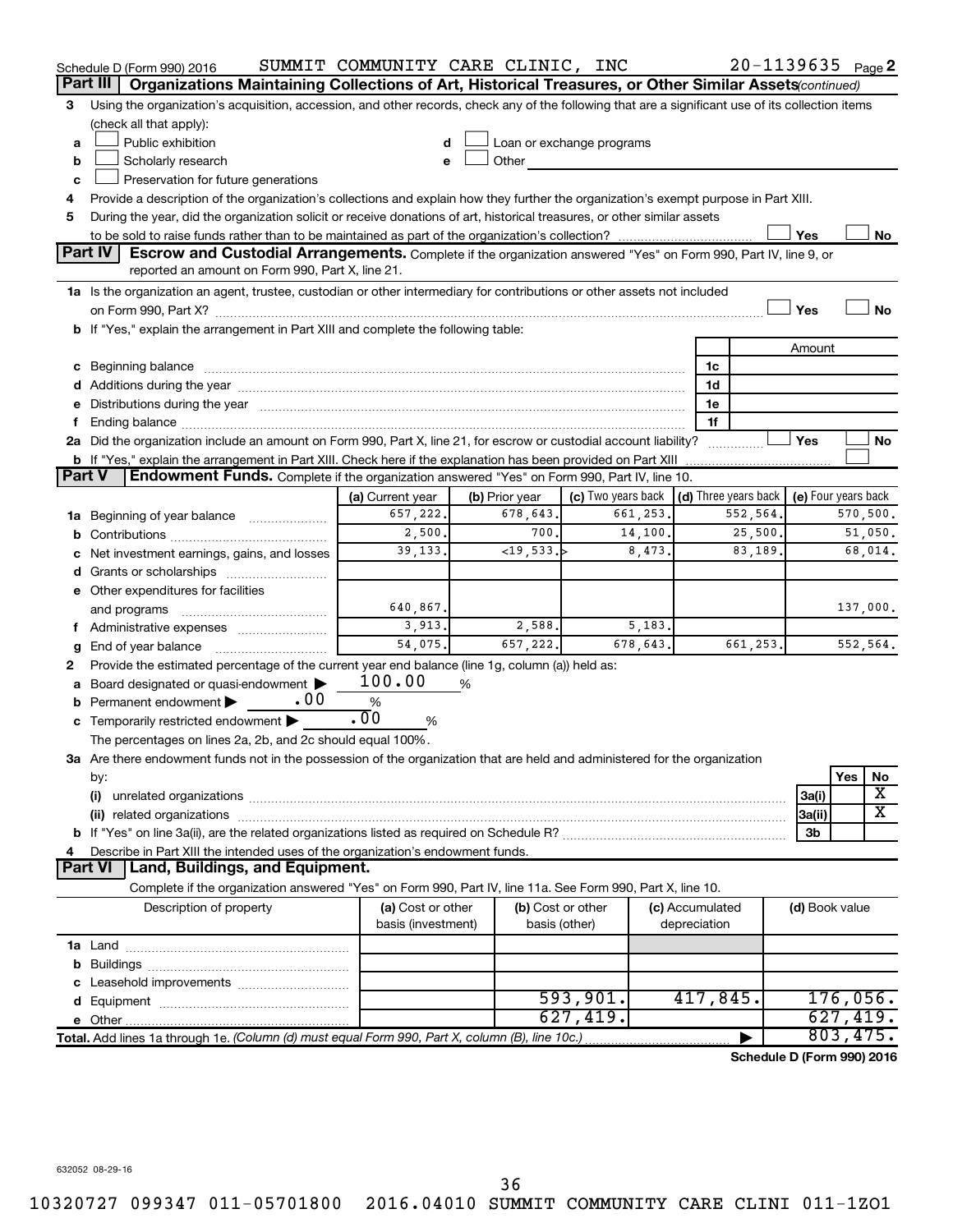Schedule D (Form 990) 2016 SUMMIT COMMUNITY CARE CLINIC, INC 20-1139635 Page 2

## Part III Organizations Maintaining Collections of Art, Historical Treasures, or Other Similar Assets *(continued)*

3 Using the organization's acquisition, accession, and other records, check any of the following that are a significant use of its collection items (check all that apply):

- a ☐ Public exhibition
- b ☐ Scholarly research
- c ☐ Preservation for future generations
- d ☐ Loan or exchange programs
- e ☐ Other

4 Provide a description of the organization's collections and explain how they further the organization's exempt purpose in Part XIII.

5 During the year, did the organization solicit or receive donations of art, historical treasures, or other similar assets to be sold to raise funds rather than to be maintained as part of the organization's collection? ☐ Yes ☐ No

## Part IV Escrow and Custodial Arrangements.

Complete if the organization answered "Yes" on Form 990, Part IV, line 9, or reported an amount on Form 990, Part X, line 21.

1a Is the organization an agent, trustee, custodian or other intermediary for contributions or other assets not included on Form 990, Part X? ☐ Yes ☐ No

b If "Yes," explain the arrangement in Part XIII and complete the following table:

| | | Amount |
|---|---|---|
| c Beginning balance | 1c | |
| d Additions during the year | 1d | |
| e Distributions during the year | 1e | |
| f Ending balance | 1f | |

2a Did the organization include an amount on Form 990, Part X, line 21, for escrow or custodial account liability? ☐ Yes ☐ No

b If "Yes," explain the arrangement in Part XIII. Check here if the explanation has been provided on Part XIII ☐

## Part V Endowment Funds.

Complete if the organization answered "Yes" on Form 990, Part IV, line 10.

| | (a) Current year | (b) Prior year | (c) Two years back | (d) Three years back | (e) Four years back |
|---|---|---|---|---|---|
| 1a Beginning of year balance | 657,222. | 678,643. | 661,253. | 552,564. | 570,500. |
| b Contributions | 2,500. | 700. | 14,100. | 25,500. | 51,050. |
| c Net investment earnings, gains, and losses | 39,133. | <19,533.> | 8,473. | 83,189. | 68,014. |
| d Grants or scholarships | | | | | |
| e Other expenditures for facilities and programs | 640,867. | | | | 137,000. |
| f Administrative expenses | 3,913. | 2,588. | 5,183. | | |
| g End of year balance | 54,075. | 657,222. | 678,643. | 661,253. | 552,564. |

2 Provide the estimated percentage of the current year end balance (line 1g, column (a)) held as:

- a Board designated or quasi-endowment ▶ 100.00 %
- b Permanent endowment ▶ .00 %
- c Temporarily restricted endowment ▶ .00 %

The percentages on lines 2a, 2b, and 2c should equal 100%.

3a Are there endowment funds not in the possession of the organization that are held and administered for the organization by:

| | | Yes | No |
|---|---|---|---|
| (i) unrelated organizations | 3a(i) | | X |
| (ii) related organizations | 3a(ii) | | X |
| b If "Yes" on line 3a(ii), are the related organizations listed as required on Schedule R? | 3b | | |

4 Describe in Part XIII the intended uses of the organization's endowment funds.

## Part VI Land, Buildings, and Equipment.

Complete if the organization answered "Yes" on Form 990, Part IV, line 11a. See Form 990, Part X, line 10.

| Description of property | (a) Cost or other basis (investment) | (b) Cost or other basis (other) | (c) Accumulated depreciation | (d) Book value |
|---|---|---|---|---|
| 1a Land | | | | |
| b Buildings | | | | |
| c Leasehold improvements | | | | |
| d Equipment | | 593,901. | 417,845. | 176,056. |
| e Other | | 627,419. | | 627,419. |
| **Total.** Add lines 1a through 1e. *(Column (d) must equal Form 990, Part X, column (B), line 10c.)* | | | ▶ | 803,475. |

**Schedule D (Form 990) 2016**

632052 08-29-16

10320727 099347 011-05701800 2016.04010 SUMMIT COMMUNITY CARE CLINI 011-1ZO1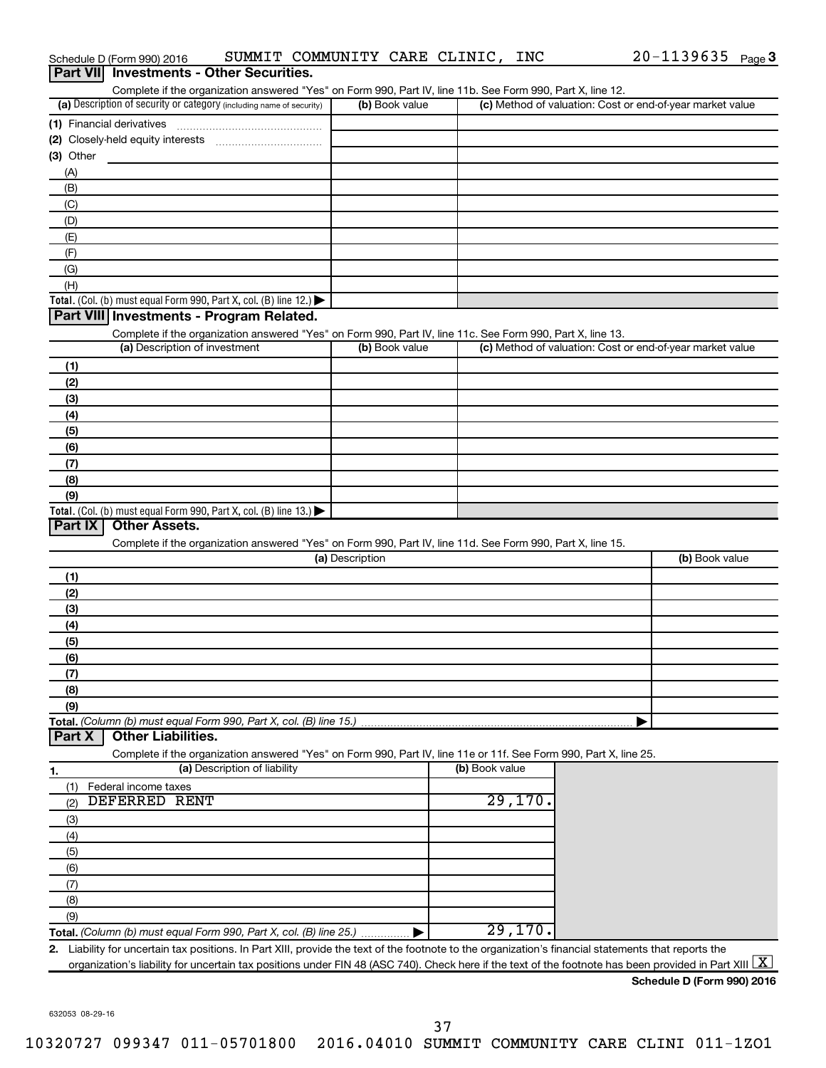Schedule D (Form 990) 2016 SUMMIT COMMUNITY CARE CLINIC, INC 20-1139635 Page 3

## Part VII Investments - Other Securities.

Complete if the organization answered "Yes" on Form 990, Part IV, line 11b. See Form 990, Part X, line 12.

| (a) Description of security or category (including name of security) | (b) Book value | (c) Method of valuation: Cost or end-of-year market value |
|---|---|---|
| (1) Financial derivatives | | |
| (2) Closely-held equity interests | | |
| (3) Other | | |
| (A) | | |
| (B) | | |
| (C) | | |
| (D) | | |
| (E) | | |
| (F) | | |
| (G) | | |
| (H) | | |
| **Total.** (Col. (b) must equal Form 990, Part X, col. (B) line 12.) ▶ | | |

## Part VIII Investments - Program Related.

Complete if the organization answered "Yes" on Form 990, Part IV, line 11c. See Form 990, Part X, line 13.

| (a) Description of investment | (b) Book value | (c) Method of valuation: Cost or end-of-year market value |
|---|---|---|
| (1) | | |
| (2) | | |
| (3) | | |
| (4) | | |
| (5) | | |
| (6) | | |
| (7) | | |
| (8) | | |
| (9) | | |
| **Total.** (Col. (b) must equal Form 990, Part X, col. (B) line 13.) ▶ | | |

## Part IX Other Assets.

Complete if the organization answered "Yes" on Form 990, Part IV, line 11d. See Form 990, Part X, line 15.

| (a) Description | (b) Book value |
|---|---|
| (1) | |
| (2) | |
| (3) | |
| (4) | |
| (5) | |
| (6) | |
| (7) | |
| (8) | |
| (9) | |
| **Total.** *(Column (b) must equal Form 990, Part X, col. (B) line 15.)* ▶ | |

## Part X Other Liabilities.

Complete if the organization answered "Yes" on Form 990, Part IV, line 11e or 11f. See Form 990, Part X, line 25.

| 1. (a) Description of liability | (b) Book value |
|---|---|
| (1) Federal income taxes | |
| (2) DEFERRED RENT | 29,170. |
| (3) | |
| (4) | |
| (5) | |
| (6) | |
| (7) | |
| (8) | |
| (9) | |
| **Total.** *(Column (b) must equal Form 990, Part X, col. (B) line 25.)* ▶ | 29,170. |

**2.** Liability for uncertain tax positions. In Part XIII, provide the text of the footnote to the organization's financial statements that reports the organization's liability for uncertain tax positions under FIN 48 (ASC 740). Check here if the text of the footnote has been provided in Part XIII [X]

**Schedule D (Form 990) 2016**

632053 08-29-16

10320727 099347 011-05701800 2016.04010 SUMMIT COMMUNITY CARE CLINI 011-1ZO1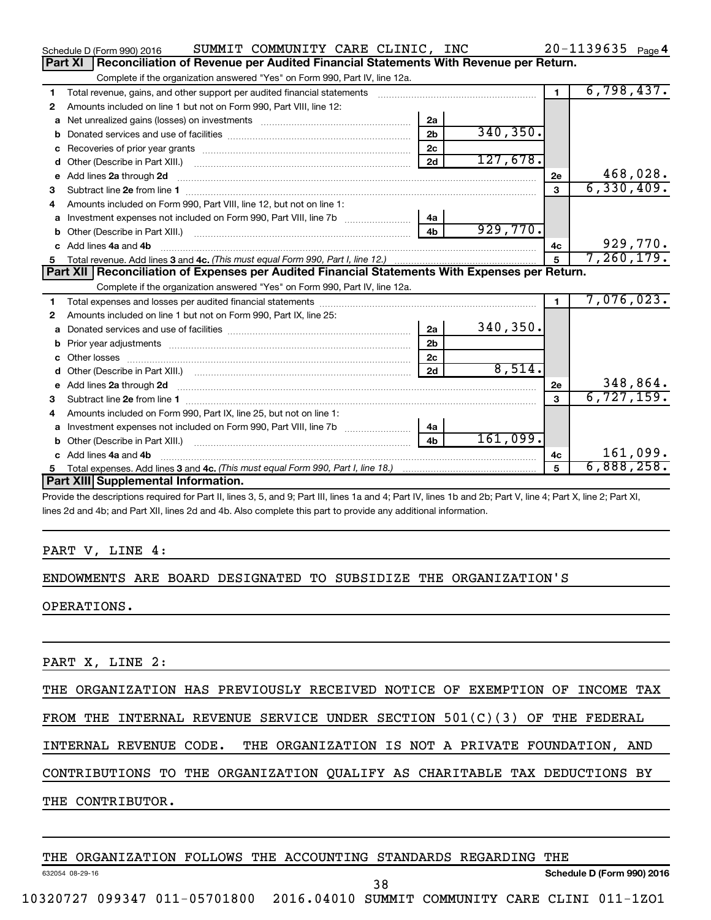Schedule D (Form 990) 2016 SUMMIT COMMUNITY CARE CLINIC, INC 20-1139635 Page 4

## Part XI Reconciliation of Revenue per Audited Financial Statements With Revenue per Return.

Complete if the organization answered "Yes" on Form 990, Part IV, line 12a.

| | | | | | |
|---|---|---|---|---|---|
| 1 | Total revenue, gains, and other support per audited financial statements | | | 1 | 6,798,437. |
| 2 | Amounts included on line 1 but not on Form 990, Part VIII, line 12: | | | | |
| a | Net unrealized gains (losses) on investments | 2a | | | |
| b | Donated services and use of facilities | 2b | 340,350. | | |
| c | Recoveries of prior year grants | 2c | | | |
| d | Other (Describe in Part XIII.) | 2d | 127,678. | | |
| e | Add lines 2a through 2d | | | 2e | 468,028. |
| 3 | Subtract line 2e from line 1 | | | 3 | 6,330,409. |
| 4 | Amounts included on Form 990, Part VIII, line 12, but not on line 1: | | | | |
| a | Investment expenses not included on Form 990, Part VIII, line 7b | 4a | | | |
| b | Other (Describe in Part XIII.) | 4b | 929,770. | | |
| c | Add lines 4a and 4b | | | 4c | 929,770. |
| 5 | Total revenue. Add lines 3 and 4c. *(This must equal Form 990, Part I, line 12.)* | | | 5 | 7,260,179. |

## Part XII Reconciliation of Expenses per Audited Financial Statements With Expenses per Return.

Complete if the organization answered "Yes" on Form 990, Part IV, line 12a.

| | | | | | |
|---|---|---|---|---|---|
| 1 | Total expenses and losses per audited financial statements | | | 1 | 7,076,023. |
| 2 | Amounts included on line 1 but not on Form 990, Part IX, line 25: | | | | |
| a | Donated services and use of facilities | 2a | 340,350. | | |
| b | Prior year adjustments | 2b | | | |
| c | Other losses | 2c | | | |
| d | Other (Describe in Part XIII.) | 2d | 8,514. | | |
| e | Add lines 2a through 2d | | | 2e | 348,864. |
| 3 | Subtract line 2e from line 1 | | | 3 | 6,727,159. |
| 4 | Amounts included on Form 990, Part IX, line 25, but not on line 1: | | | | |
| a | Investment expenses not included on Form 990, Part VIII, line 7b | 4a | | | |
| b | Other (Describe in Part XIII.) | 4b | 161,099. | | |
| c | Add lines 4a and 4b | | | 4c | 161,099. |
| 5 | Total expenses. Add lines 3 and 4c. *(This must equal Form 990, Part I, line 18.)* | | | 5 | 6,888,258. |

## Part XIII Supplemental Information.

Provide the descriptions required for Part II, lines 3, 5, and 9; Part III, lines 1a and 4; Part IV, lines 1b and 2b; Part V, line 4; Part X, line 2; Part XI, lines 2d and 4b; and Part XII, lines 2d and 4b. Also complete this part to provide any additional information.

PART V, LINE 4:

ENDOWMENTS ARE BOARD DESIGNATED TO SUBSIDIZE THE ORGANIZATION'S OPERATIONS.

PART X, LINE 2:

THE ORGANIZATION HAS PREVIOUSLY RECEIVED NOTICE OF EXEMPTION OF INCOME TAX FROM THE INTERNAL REVENUE SERVICE UNDER SECTION 501(C)(3) OF THE FEDERAL INTERNAL REVENUE CODE. THE ORGANIZATION IS NOT A PRIVATE FOUNDATION, AND CONTRIBUTIONS TO THE ORGANIZATION QUALIFY AS CHARITABLE TAX DEDUCTIONS BY THE CONTRIBUTOR.

THE ORGANIZATION FOLLOWS THE ACCOUNTING STANDARDS REGARDING THE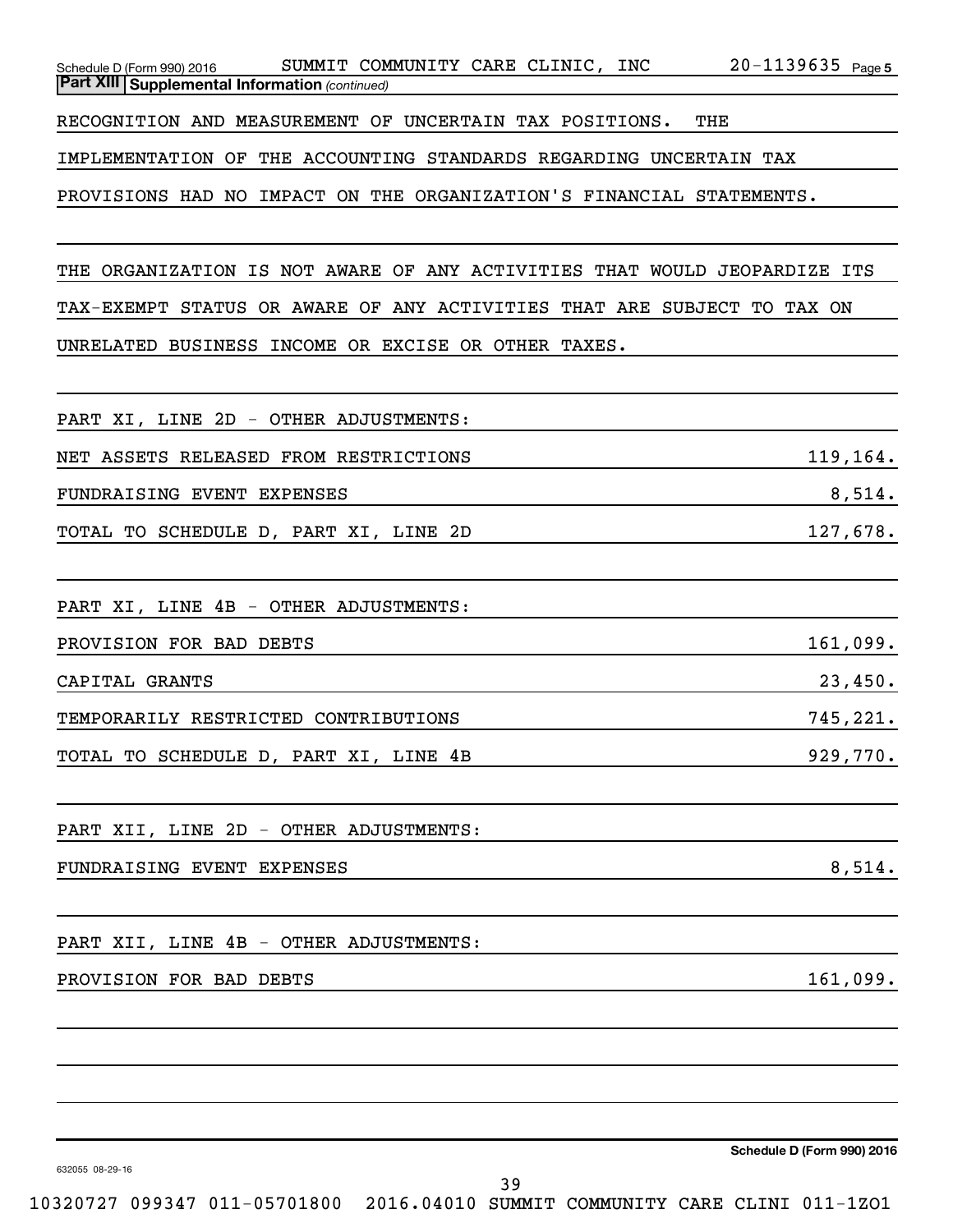**Part XIII Supplemental Information** *(continued)*

RECOGNITION AND MEASUREMENT OF UNCERTAIN TAX POSITIONS. THE IMPLEMENTATION OF THE ACCOUNTING STANDARDS REGARDING UNCERTAIN TAX PROVISIONS HAD NO IMPACT ON THE ORGANIZATION'S FINANCIAL STATEMENTS.

THE ORGANIZATION IS NOT AWARE OF ANY ACTIVITIES THAT WOULD JEOPARDIZE ITS TAX-EXEMPT STATUS OR AWARE OF ANY ACTIVITIES THAT ARE SUBJECT TO TAX ON UNRELATED BUSINESS INCOME OR EXCISE OR OTHER TAXES.

PART XI, LINE 2D - OTHER ADJUSTMENTS:

| | |
|---|---|
| NET ASSETS RELEASED FROM RESTRICTIONS | 119,164. |
| FUNDRAISING EVENT EXPENSES | 8,514. |
| TOTAL TO SCHEDULE D, PART XI, LINE 2D | 127,678. |

PART XI, LINE 4B - OTHER ADJUSTMENTS:

| | |
|---|---|
| PROVISION FOR BAD DEBTS | 161,099. |
| CAPITAL GRANTS | 23,450. |
| TEMPORARILY RESTRICTED CONTRIBUTIONS | 745,221. |
| TOTAL TO SCHEDULE D, PART XI, LINE 4B | 929,770. |

PART XII, LINE 2D - OTHER ADJUSTMENTS:

| | |
|---|---|
| FUNDRAISING EVENT EXPENSES | 8,514. |

PART XII, LINE 4B - OTHER ADJUSTMENTS:

| | |
|---|---|
| PROVISION FOR BAD DEBTS | 161,099. |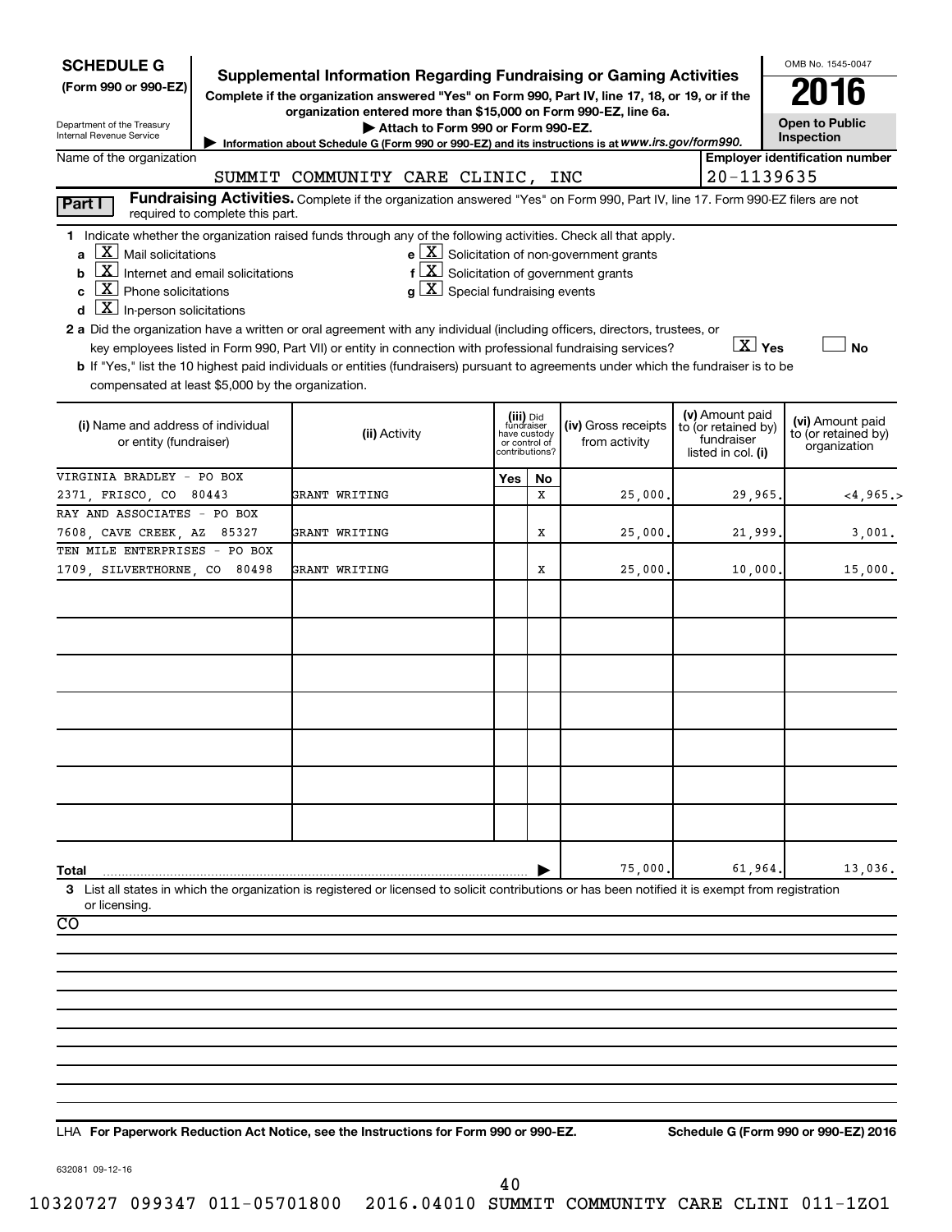# SCHEDULE G (Form 990 or 990-EZ)

Department of the Treasury
Internal Revenue Service

## Supplemental Information Regarding Fundraising or Gaming Activities

**Complete if the organization answered "Yes" on Form 990, Part IV, line 17, 18, or 19, or if the organization entered more than $15,000 on Form 990-EZ, line 6a.**

▶ **Attach to Form 990 or Form 990-EZ.**

▶ Information about Schedule G (Form 990 or 990-EZ) and its instructions is at *www.irs.gov/form990.*

OMB No. 1545-0047

**2016**

**Open to Public Inspection**

Name of the organization: SUMMIT COMMUNITY CARE CLINIC, INC

Employer identification number: 20-1139635

**Part I** **Fundraising Activities.** Complete if the organization answered "Yes" on Form 990, Part IV, line 17. Form 990-EZ filers are not required to complete this part.

**1** Indicate whether the organization raised funds through any of the following activities. Check all that apply.

- **a** [X] Mail solicitations
- **b** [X] Internet and email solicitations
- **c** [X] Phone solicitations
- **d** [X] In-person solicitations
- **e** [X] Solicitation of non-government grants
- **f** [X] Solicitation of government grants
- **g** [X] Special fundraising events

**2 a** Did the organization have a written or oral agreement with any individual (including officers, directors, trustees, or key employees listed in Form 990, Part VII) or entity in connection with professional fundraising services? [X] Yes [ ] No

**b** If "Yes," list the 10 highest paid individuals or entities (fundraisers) pursuant to agreements under which the fundraiser is to be compensated at least $5,000 by the organization.

| (i) Name and address of individual or entity (fundraiser) | (ii) Activity | (iii) Did fundraiser have custody or control of contributions? Yes | No | (iv) Gross receipts from activity | (v) Amount paid to (or retained by) fundraiser listed in col. (i) | (vi) Amount paid to (or retained by) organization |
|---|---|---|---|---|---|---|
| VIRGINIA BRADLEY - PO BOX 2371, FRISCO, CO 80443 | GRANT WRITING | | X | 25,000. | 29,965. | <4,965.> |
| RAY AND ASSOCIATES - PO BOX 7608, CAVE CREEK, AZ 85327 | GRANT WRITING | | X | 25,000. | 21,999. | 3,001. |
| TEN MILE ENTERPRISES - PO BOX 1709, SILVERTHORNE, CO 80498 | GRANT WRITING | | X | 25,000. | 10,000. | 15,000. |
| | | | | | | |
| | | | | | | |
| | | | | | | |
| | | | | | | |
| | | | | | | |
| | | | | | | |
| | | | | | | |
| **Total** ▶ | | | | 75,000. | 61,964. | 13,036. |

**3** List all states in which the organization is registered or licensed to solicit contributions or has been notified it is exempt from registration or licensing.

CO

LHA **For Paperwork Reduction Act Notice, see the Instructions for Form 990 or 990-EZ.** **Schedule G (Form 990 or 990-EZ) 2016**

632081 09-12-16

10320727 099347 011-05701800 2016.04010 SUMMIT COMMUNITY CARE CLINI 011-1ZO1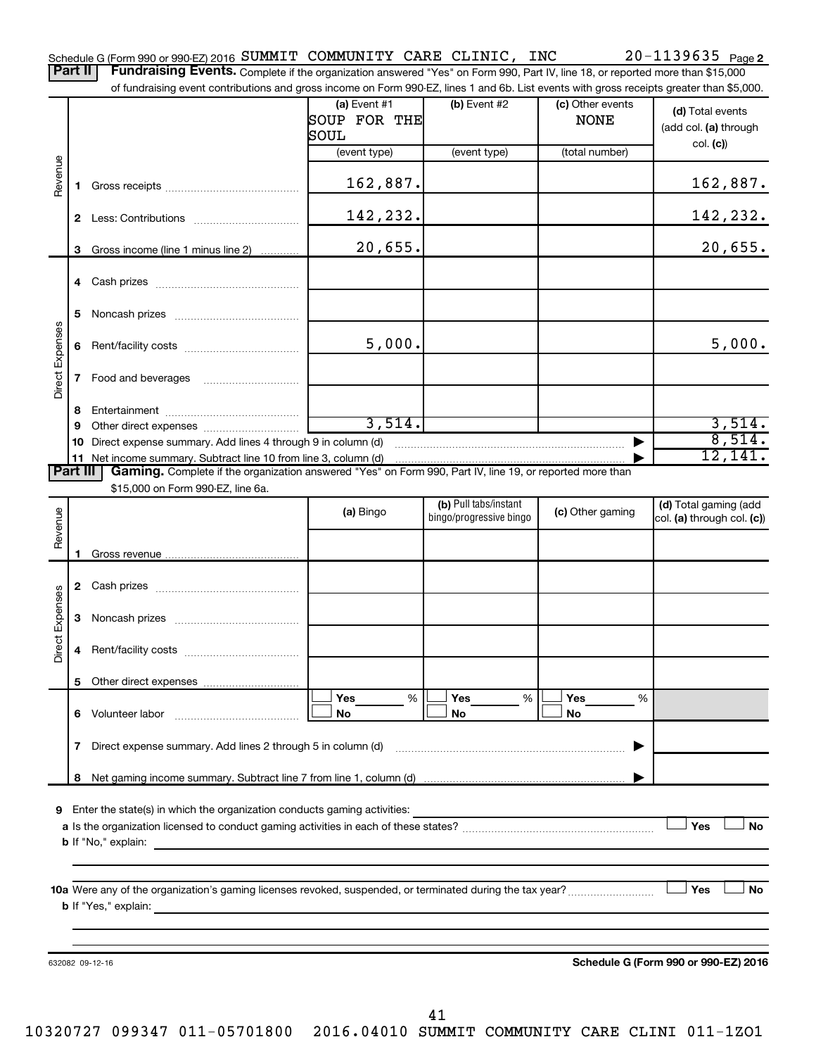Schedule G (Form 990 or 990-EZ) 2016 SUMMIT COMMUNITY CARE CLINIC, INC 20-1139635 Page 2

**Part II** **Fundraising Events.** Complete if the organization answered "Yes" on Form 990, Part IV, line 18, or reported more than $15,000 of fundraising event contributions and gross income on Form 990-EZ, lines 1 and 6b. List events with gross receipts greater than $5,000.

| | | (a) Event #1 SOUP FOR THE SOUL (event type) | (b) Event #2 (event type) | (c) Other events NONE (total number) | (d) Total events (add col. (a) through col. (c)) |
|---|---|---|---|---|---|
| Revenue | 1 Gross receipts | 162,887. | | | 162,887. |
| | 2 Less: Contributions | 142,232. | | | 142,232. |
| | 3 Gross income (line 1 minus line 2) | 20,655. | | | 20,655. |
| Direct Expenses | 4 Cash prizes | | | | |
| | 5 Noncash prizes | | | | |
| | 6 Rent/facility costs | 5,000. | | | 5,000. |
| | 7 Food and beverages | | | | |
| | 8 Entertainment | | | | |
| | 9 Other direct expenses | 3,514. | | | 3,514. |
| | 10 Direct expense summary. Add lines 4 through 9 in column (d) | | | | 8,514. |
| | 11 Net income summary. Subtract line 10 from line 3, column (d) | | | | 12,141. |

**Part III** **Gaming.** Complete if the organization answered "Yes" on Form 990, Part IV, line 19, or reported more than $15,000 on Form 990-EZ, line 6a.

| | | (a) Bingo | (b) Pull tabs/instant bingo/progressive bingo | (c) Other gaming | (d) Total gaming (add col. (a) through col. (c)) |
|---|---|---|---|---|---|
| Revenue | 1 Gross revenue | | | | |
| Direct Expenses | 2 Cash prizes | | | | |
| | 3 Noncash prizes | | | | |
| | 4 Rent/facility costs | | | | |
| | 5 Other direct expenses | | | | |
| | 6 Volunteer labor | ☐ Yes ____ % ☐ No | ☐ Yes ____ % ☐ No | ☐ Yes ____ % ☐ No | |
| | 7 Direct expense summary. Add lines 2 through 5 in column (d) | | | | |
| | 8 Net gaming income summary. Subtract line 7 from line 1, column (d) | | | | |

9 Enter the state(s) in which the organization conducts gaming activities: 

a Is the organization licensed to conduct gaming activities in each of these states? ☐ Yes ☐ No

b If "No," explain:

10a Were any of the organization's gaming licenses revoked, suspended, or terminated during the tax year? ☐ Yes ☐ No

b If "Yes," explain:

632082 09-12-16 **Schedule G (Form 990 or 990-EZ) 2016**

10320727 099347 011-05701800 2016.04010 SUMMIT COMMUNITY CARE CLINI 011-1ZO1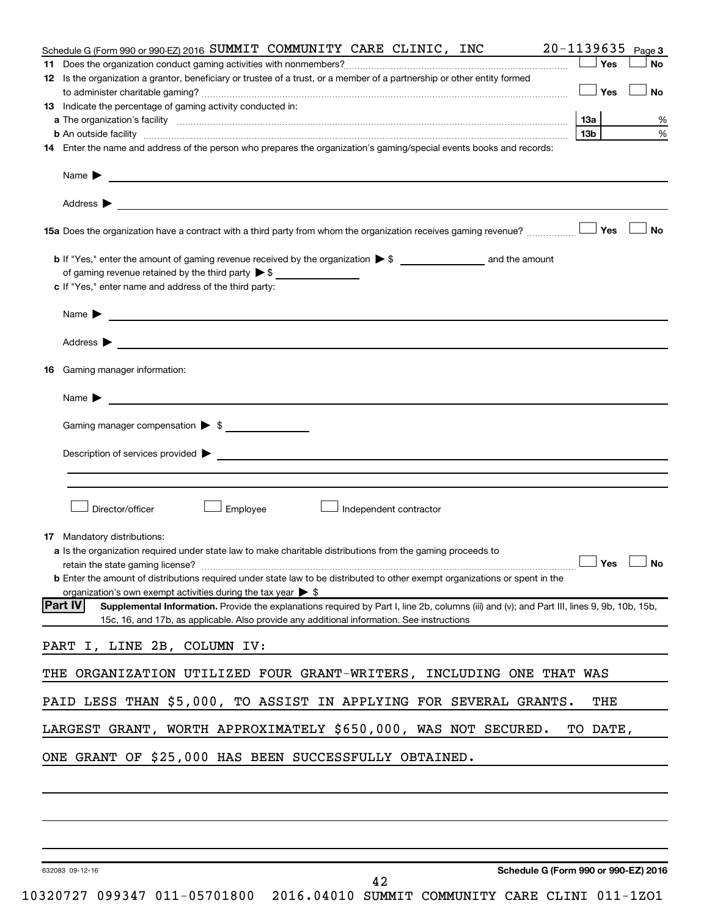Schedule G (Form 990 or 990-EZ) 2016 SUMMIT COMMUNITY CARE CLINIC, INC 20-1139635 Page 3

**11** Does the organization conduct gaming activities with nonmembers? ☐ Yes ☐ No

**12** Is the organization a grantor, beneficiary or trustee of a trust, or a member of a partnership or other entity formed to administer charitable gaming? ☐ Yes ☐ No

**13** Indicate the percentage of gaming activity conducted in:

**a** The organization's facility **13a** %

**b** An outside facility **13b** %

**14** Enter the name and address of the person who prepares the organization's gaming/special events books and records:

Name ▶

Address ▶

**15a** Does the organization have a contract with a third party from whom the organization receives gaming revenue? ☐ Yes ☐ No

**b** If "Yes," enter the amount of gaming revenue received by the organization ▶ $ ______ and the amount of gaming revenue retained by the third party ▶ $ ______

**c** If "Yes," enter name and address of the third party:

Name ▶

Address ▶

**16** Gaming manager information:

Name ▶

Gaming manager compensation ▶ $

Description of services provided ▶

☐ Director/officer ☐ Employee ☐ Independent contractor

**17** Mandatory distributions:

**a** Is the organization required under state law to make charitable distributions from the gaming proceeds to retain the state gaming license? ☐ Yes ☐ No

**b** Enter the amount of distributions required under state law to be distributed to other exempt organizations or spent in the organization's own exempt activities during the tax year ▶ $

**Part IV** **Supplemental Information.** Provide the explanations required by Part I, line 2b, columns (iii) and (v); and Part III, lines 9, 9b, 10b, 15b, 15c, 16, and 17b, as applicable. Also provide any additional information. See instructions

PART I, LINE 2B, COLUMN IV:

THE ORGANIZATION UTILIZED FOUR GRANT-WRITERS, INCLUDING ONE THAT WAS PAID LESS THAN $5,000, TO ASSIST IN APPLYING FOR SEVERAL GRANTS. THE LARGEST GRANT, WORTH APPROXIMATELY $650,000, WAS NOT SECURED. TO DATE, ONE GRANT OF $25,000 HAS BEEN SUCCESSFULLY OBTAINED.

632083 09-12-16 **Schedule G (Form 990 or 990-EZ) 2016**

10320727 099347 011-05701800 2016.04010 SUMMIT COMMUNITY CARE CLINI 011-1ZO1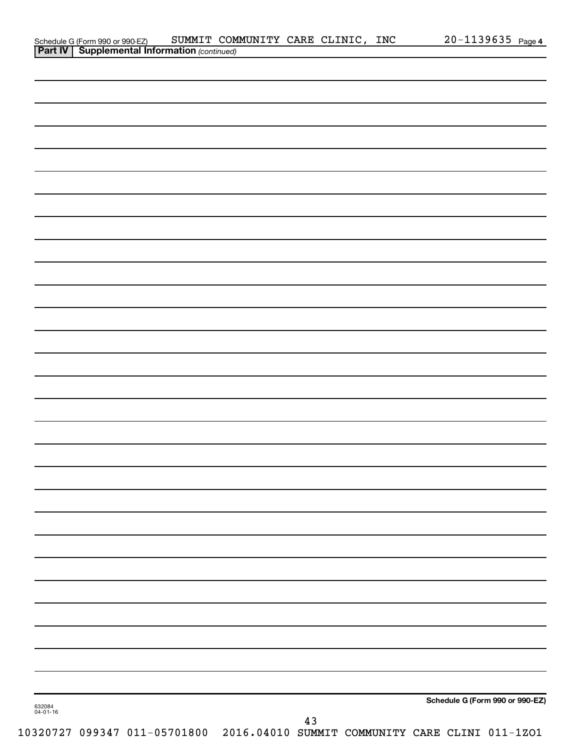Schedule G (Form 990 or 990-EZ) SUMMIT COMMUNITY CARE CLINIC, INC 20-1139635 Page 4

**Part IV | Supplemental Information** *(continued)*

632084
04-01-16

**Schedule G (Form 990 or 990-EZ)**

10320727 099347 011-05701800 2016.04010 SUMMIT COMMUNITY CARE CLINI 011-1ZO1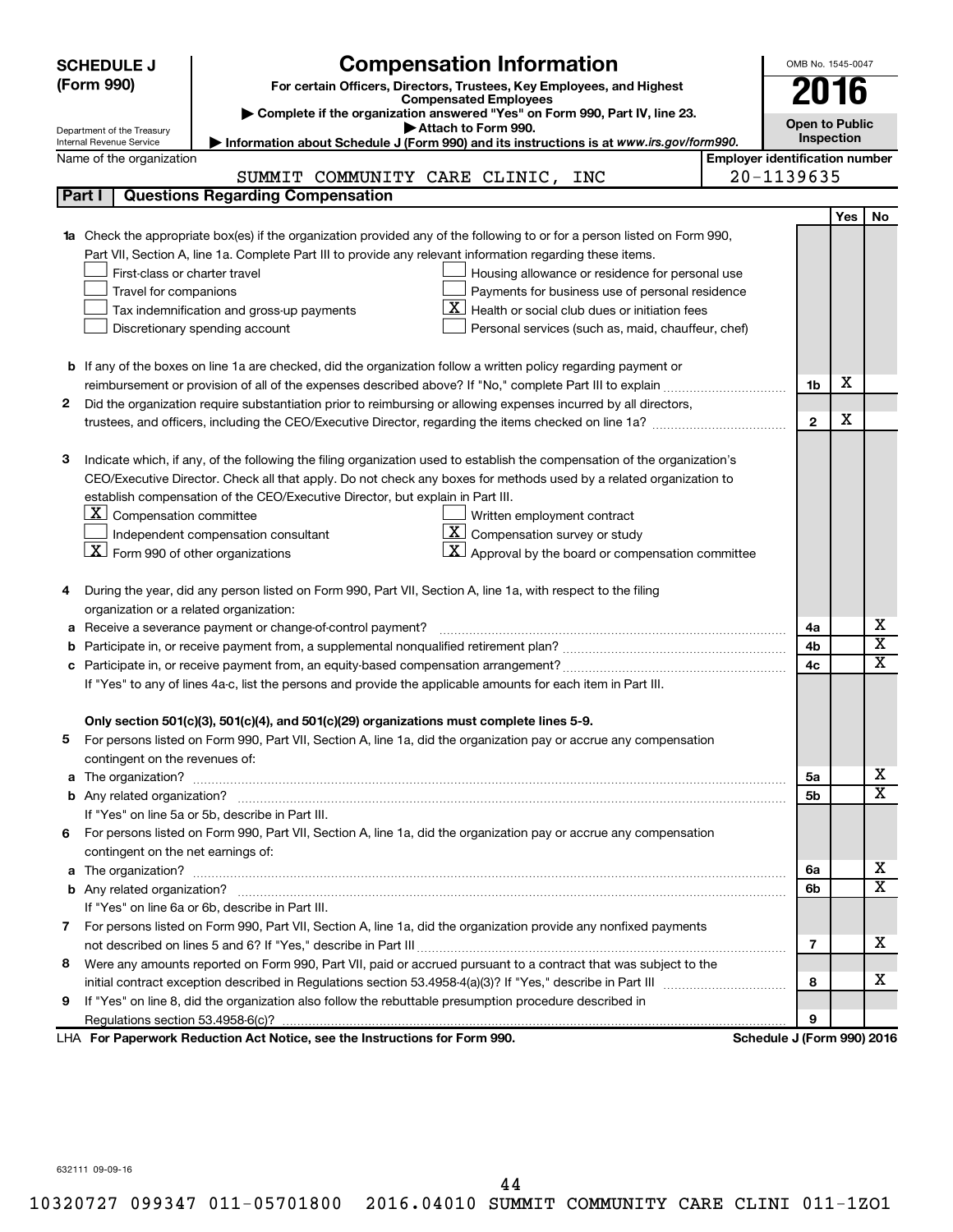**SCHEDULE J (Form 990)**

# Compensation Information

**For certain Officers, Directors, Trustees, Key Employees, and Highest Compensated Employees**

▶ **Complete if the organization answered "Yes" on Form 990, Part IV, line 23.**

▶ **Attach to Form 990.**

▶ **Information about Schedule J (Form 990) and its instructions is at www.irs.gov/form990.**

Department of the Treasury
Internal Revenue Service

OMB No. 1545-0047

**2016**

**Open to Public Inspection**

Name of the organization: SUMMIT COMMUNITY CARE CLINIC, INC

**Employer identification number:** 20-1139635

## Part I Questions Regarding Compensation

| | | Line | Yes | No |
|---|---|---|---|---|
| **1a** | Check the appropriate box(es) if the organization provided any of the following to or for a person listed on Form 990, Part VII, Section A, line 1a. Complete Part III to provide any relevant information regarding these items.<br>☐ First-class or charter travel<br>☐ Travel for companions<br>☐ Tax indemnification and gross-up payments<br>☐ Discretionary spending account<br>☐ Housing allowance or residence for personal use<br>☐ Payments for business use of personal residence<br>☒ Health or social club dues or initiation fees<br>☐ Personal services (such as, maid, chauffeur, chef) | | | |
| **b** | If any of the boxes on line 1a are checked, did the organization follow a written policy regarding payment or reimbursement or provision of all of the expenses described above? If "No," complete Part III to explain | 1b | X | |
| **2** | Did the organization require substantiation prior to reimbursing or allowing expenses incurred by all directors, trustees, and officers, including the CEO/Executive Director, regarding the items checked on line 1a? | 2 | X | |
| **3** | Indicate which, if any, of the following the filing organization used to establish the compensation of the organization's CEO/Executive Director. Check all that apply. Do not check any boxes for methods used by a related organization to establish compensation of the CEO/Executive Director, but explain in Part III.<br>☒ Compensation committee<br>☐ Independent compensation consultant<br>☒ Form 990 of other organizations<br>☐ Written employment contract<br>☒ Compensation survey or study<br>☒ Approval by the board or compensation committee | | | |
| **4** | During the year, did any person listed on Form 990, Part VII, Section A, line 1a, with respect to the filing organization or a related organization: | | | |
| **a** | Receive a severance payment or change-of-control payment? | 4a | | X |
| **b** | Participate in, or receive payment from, a supplemental nonqualified retirement plan? | 4b | | X |
| **c** | Participate in, or receive payment from, an equity-based compensation arrangement? | 4c | | X |
| | If "Yes" to any of lines 4a-c, list the persons and provide the applicable amounts for each item in Part III. | | | |
| | **Only section 501(c)(3), 501(c)(4), and 501(c)(29) organizations must complete lines 5-9.** | | | |
| **5** | For persons listed on Form 990, Part VII, Section A, line 1a, did the organization pay or accrue any compensation contingent on the revenues of: | | | |
| **a** | The organization? | 5a | | X |
| **b** | Any related organization? | 5b | | X |
| | If "Yes" on line 5a or 5b, describe in Part III. | | | |
| **6** | For persons listed on Form 990, Part VII, Section A, line 1a, did the organization pay or accrue any compensation contingent on the net earnings of: | | | |
| **a** | The organization? | 6a | | X |
| **b** | Any related organization? | 6b | | X |
| | If "Yes" on line 6a or 6b, describe in Part III. | | | |
| **7** | For persons listed on Form 990, Part VII, Section A, line 1a, did the organization provide any nonfixed payments not described on lines 5 and 6? If "Yes," describe in Part III | 7 | | X |
| **8** | Were any amounts reported on Form 990, Part VII, paid or accrued pursuant to a contract that was subject to the initial contract exception described in Regulations section 53.4958-4(a)(3)? If "Yes," describe in Part III | 8 | | X |
| **9** | If "Yes" on line 8, did the organization also follow the rebuttable presumption procedure described in Regulations section 53.4958-6(c)? | 9 | | |

LHA **For Paperwork Reduction Act Notice, see the Instructions for Form 990.** **Schedule J (Form 990) 2016**

632111 09-09-16

10320727 099347 011-05701800 2016.04010 SUMMIT COMMUNITY CARE CLINI 011-1ZO1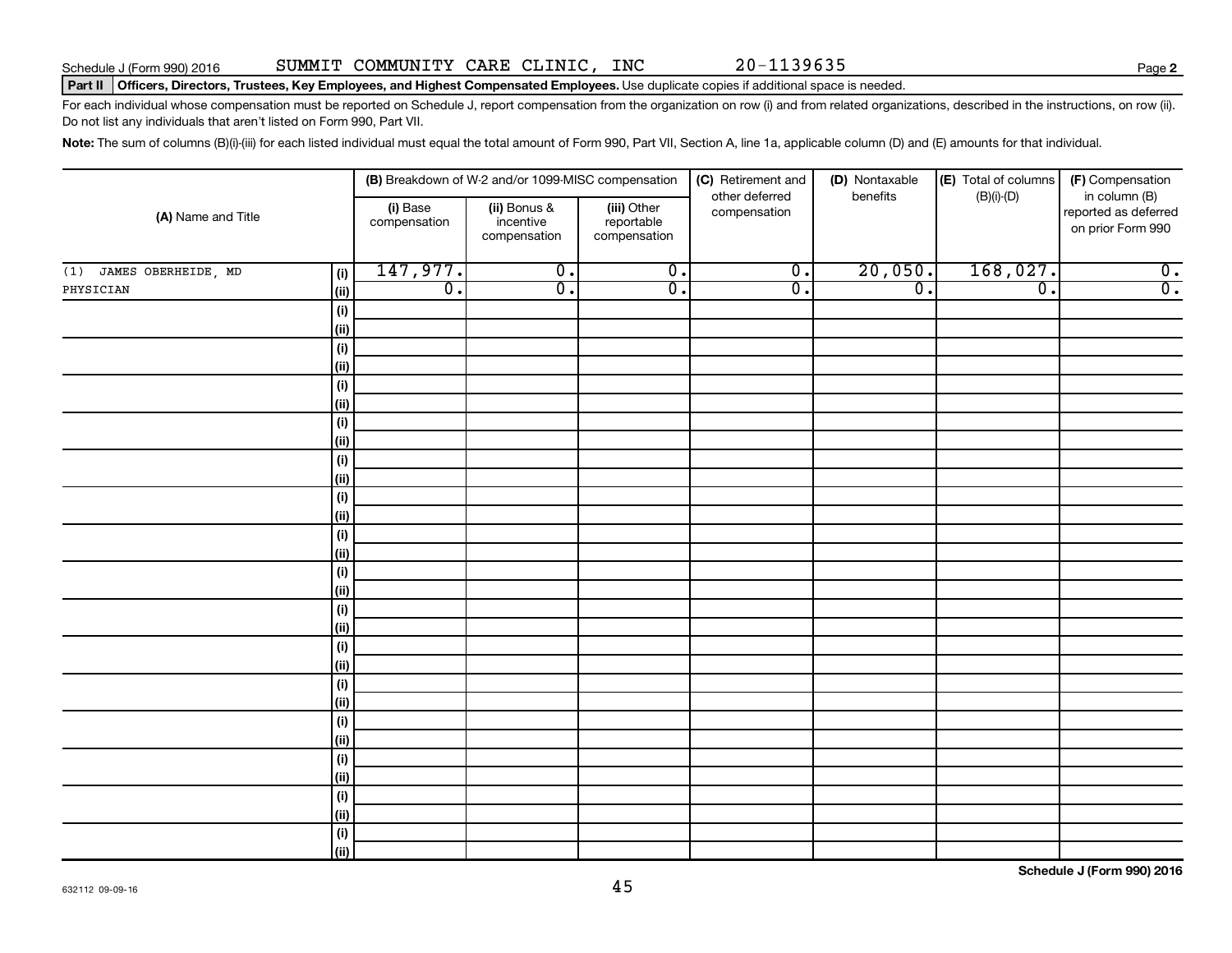Schedule J (Form 990) 2016 SUMMIT COMMUNITY CARE CLINIC, INC 20-1139635 Page **2**

**Part II** **Officers, Directors, Trustees, Key Employees, and Highest Compensated Employees.** Use duplicate copies if additional space is needed.

For each individual whose compensation must be reported on Schedule J, report compensation from the organization on row (i) and from related organizations, described in the instructions, on row (ii). Do not list any individuals that aren't listed on Form 990, Part VII.

**Note:** The sum of columns (B)(i)-(iii) for each listed individual must equal the total amount of Form 990, Part VII, Section A, line 1a, applicable column (D) and (E) amounts for that individual.

| (A) Name and Title | | (B) Breakdown of W-2 and/or 1099-MISC compensation | | | (C) Retirement and other deferred compensation | (D) Nontaxable benefits | (E) Total of columns (B)(i)-(D) | (F) Compensation in column (B) reported as deferred on prior Form 990 |
|---|---|---|---|---|---|---|---|---|
| | | (i) Base compensation | (ii) Bonus & incentive compensation | (iii) Other reportable compensation | | | | |
| (1) JAMES OBERHEIDE, MD | (i) | 147,977. | 0. | 0. | 0. | 20,050. | 168,027. | 0. |
| PHYSICIAN | (ii) | 0. | 0. | 0. | 0. | 0. | 0. | 0. |
| | (i) | | | | | | | |
| | (ii) | | | | | | | |
| | (i) | | | | | | | |
| | (ii) | | | | | | | |
| | (i) | | | | | | | |
| | (ii) | | | | | | | |
| | (i) | | | | | | | |
| | (ii) | | | | | | | |
| | (i) | | | | | | | |
| | (ii) | | | | | | | |
| | (i) | | | | | | | |
| | (ii) | | | | | | | |
| | (i) | | | | | | | |
| | (ii) | | | | | | | |
| | (i) | | | | | | | |
| | (ii) | | | | | | | |
| | (i) | | | | | | | |
| | (ii) | | | | | | | |
| | (i) | | | | | | | |
| | (ii) | | | | | | | |
| | (i) | | | | | | | |
| | (ii) | | | | | | | |
| | (i) | | | | | | | |
| | (ii) | | | | | | | |
| | (i) | | | | | | | |
| | (ii) | | | | | | | |
| | (i) | | | | | | | |
| | (ii) | | | | | | | |
| | (i) | | | | | | | |
| | (ii) | | | | | | | |

632112 09-09-16

**Schedule J (Form 990) 2016**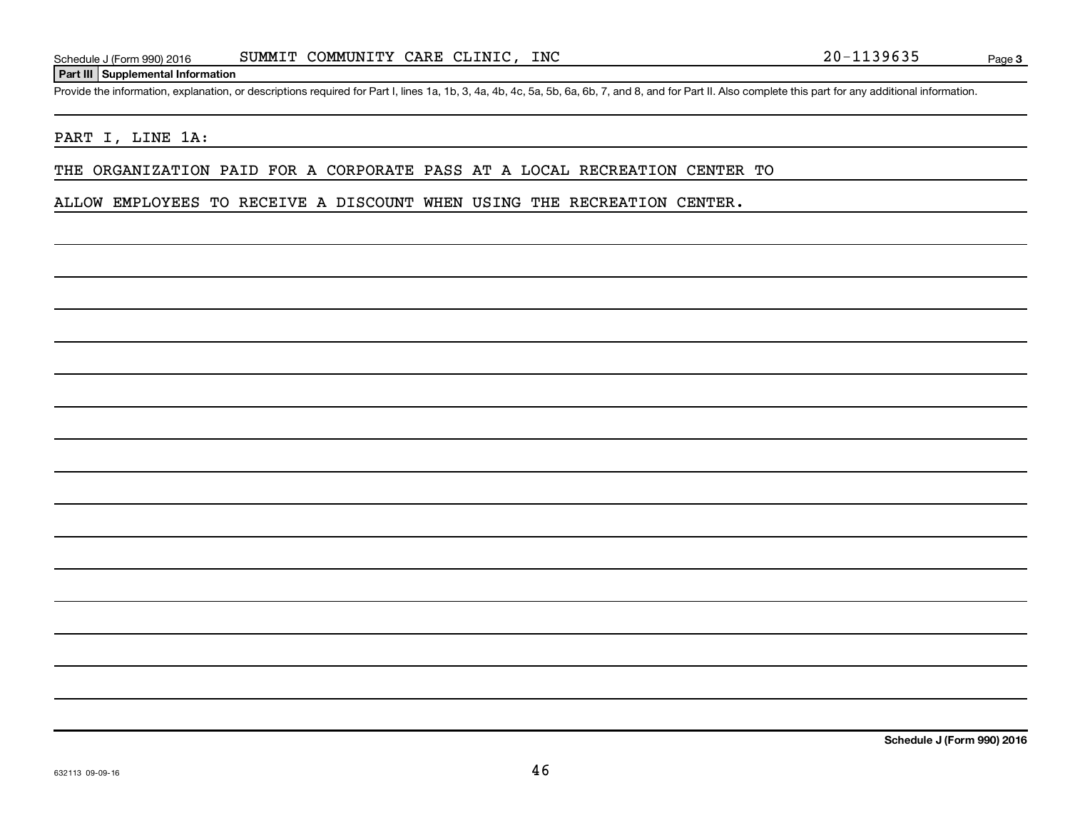Schedule J (Form 990) 2016 SUMMIT COMMUNITY CARE CLINIC, INC 20-1139635 Page **3**

## Part III Supplemental Information

Provide the information, explanation, or descriptions required for Part I, lines 1a, 1b, 3, 4a, 4b, 4c, 5a, 5b, 6a, 6b, 7, and 8, and for Part II. Also complete this part for any additional information.

PART I, LINE 1A:

THE ORGANIZATION PAID FOR A CORPORATE PASS AT A LOCAL RECREATION CENTER TO ALLOW EMPLOYEES TO RECEIVE A DISCOUNT WHEN USING THE RECREATION CENTER.

**Schedule J (Form 990) 2016**

632113 09-09-16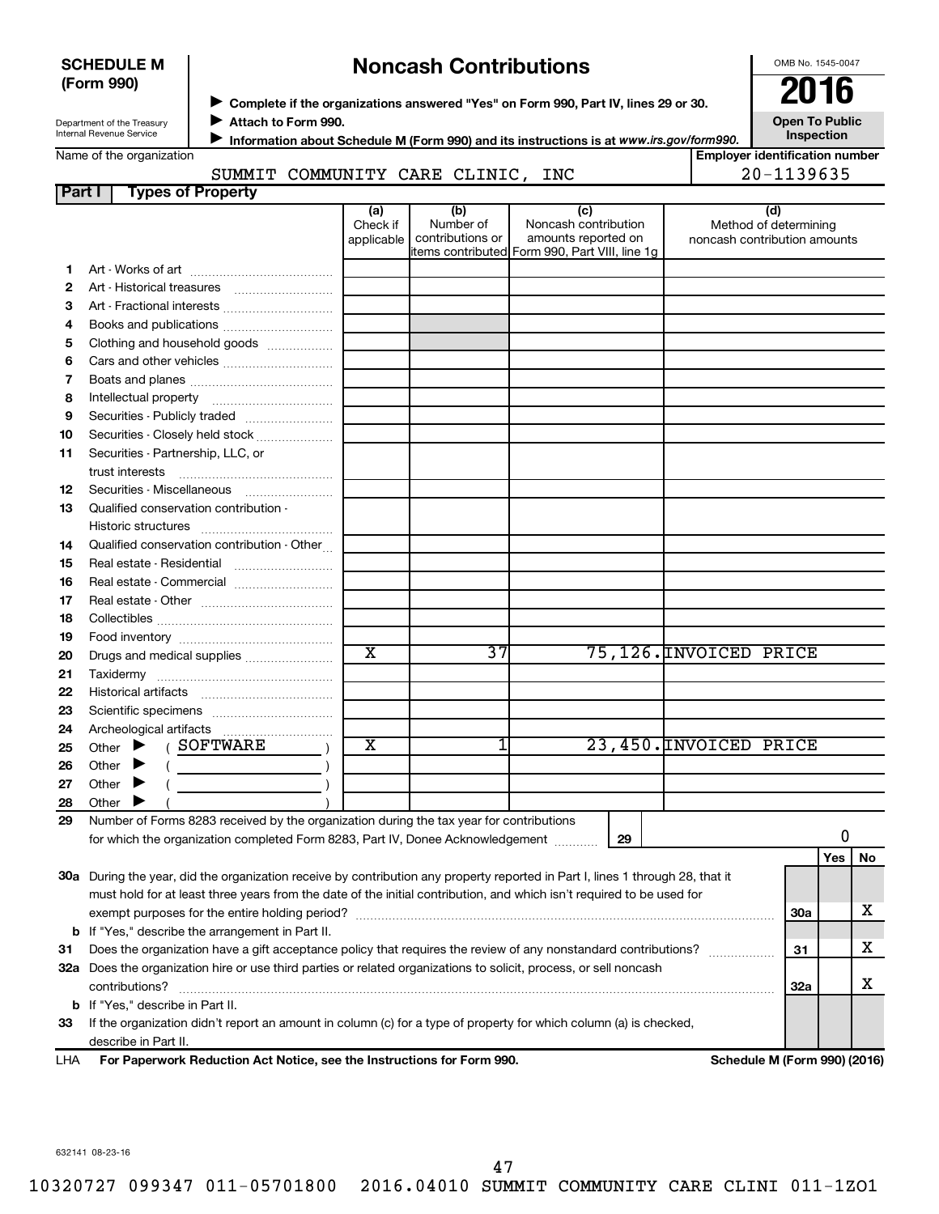**SCHEDULE M (Form 990)**

Department of the Treasury
Internal Revenue Service

# Noncash Contributions

▶ Complete if the organizations answered "Yes" on Form 990, Part IV, lines 29 or 30.
▶ Attach to Form 990.
▶ Information about Schedule M (Form 990) and its instructions is at *www.irs.gov/form990.*

OMB No. 1545-0047
**2016**
**Open To Public Inspection**

Name of the organization: SUMMIT COMMUNITY CARE CLINIC, INC

Employer identification number: 20-1139635

## Part I Types of Property

| | | (a) Check if applicable | (b) Number of contributions or items contributed | (c) Noncash contribution amounts reported on Form 990, Part VIII, line 1g | (d) Method of determining noncash contribution amounts |
|---|---|---|---|---|---|
| 1 | Art - Works of art | | | | |
| 2 | Art - Historical treasures | | | | |
| 3 | Art - Fractional interests | | | | |
| 4 | Books and publications | | | | |
| 5 | Clothing and household goods | | | | |
| 6 | Cars and other vehicles | | | | |
| 7 | Boats and planes | | | | |
| 8 | Intellectual property | | | | |
| 9 | Securities - Publicly traded | | | | |
| 10 | Securities - Closely held stock | | | | |
| 11 | Securities - Partnership, LLC, or trust interests | | | | |
| 12 | Securities - Miscellaneous | | | | |
| 13 | Qualified conservation contribution - Historic structures | | | | |
| 14 | Qualified conservation contribution - Other | | | | |
| 15 | Real estate - Residential | | | | |
| 16 | Real estate - Commercial | | | | |
| 17 | Real estate - Other | | | | |
| 18 | Collectibles | | | | |
| 19 | Food inventory | | | | |
| 20 | Drugs and medical supplies | X | 37 | 75,126. | INVOICED PRICE |
| 21 | Taxidermy | | | | |
| 22 | Historical artifacts | | | | |
| 23 | Scientific specimens | | | | |
| 24 | Archeological artifacts | | | | |
| 25 | Other ▶ ( SOFTWARE ) | X | 1 | 23,450. | INVOICED PRICE |
| 26 | Other ▶ ( ) | | | | |
| 27 | Other ▶ ( ) | | | | |
| 28 | Other ▶ ( ) | | | | |

29 Number of Forms 8283 received by the organization during the tax year for contributions for which the organization completed Form 8283, Part IV, Donee Acknowledgement ..... **29** | 0

| | | | Yes | No |
|---|---|---|---|---|
| 30a | During the year, did the organization receive by contribution any property reported in Part I, lines 1 through 28, that it must hold for at least three years from the date of the initial contribution, and which isn't required to be used for exempt purposes for the entire holding period? | 30a | | X |
| b | If "Yes," describe the arrangement in Part II. | | | |
| 31 | Does the organization have a gift acceptance policy that requires the review of any nonstandard contributions? | 31 | | X |
| 32a | Does the organization hire or use third parties or related organizations to solicit, process, or sell noncash contributions? | 32a | | X |
| b | If "Yes," describe in Part II. | | | |
| 33 | If the organization didn't report an amount in column (c) for a type of property for which column (a) is checked, describe in Part II. | | | |

LHA **For Paperwork Reduction Act Notice, see the Instructions for Form 990.** **Schedule M (Form 990) (2016)**

632141 08-23-16

10320727 099347 011-05701800 2016.04010 SUMMIT COMMUNITY CARE CLINI 011-1ZO1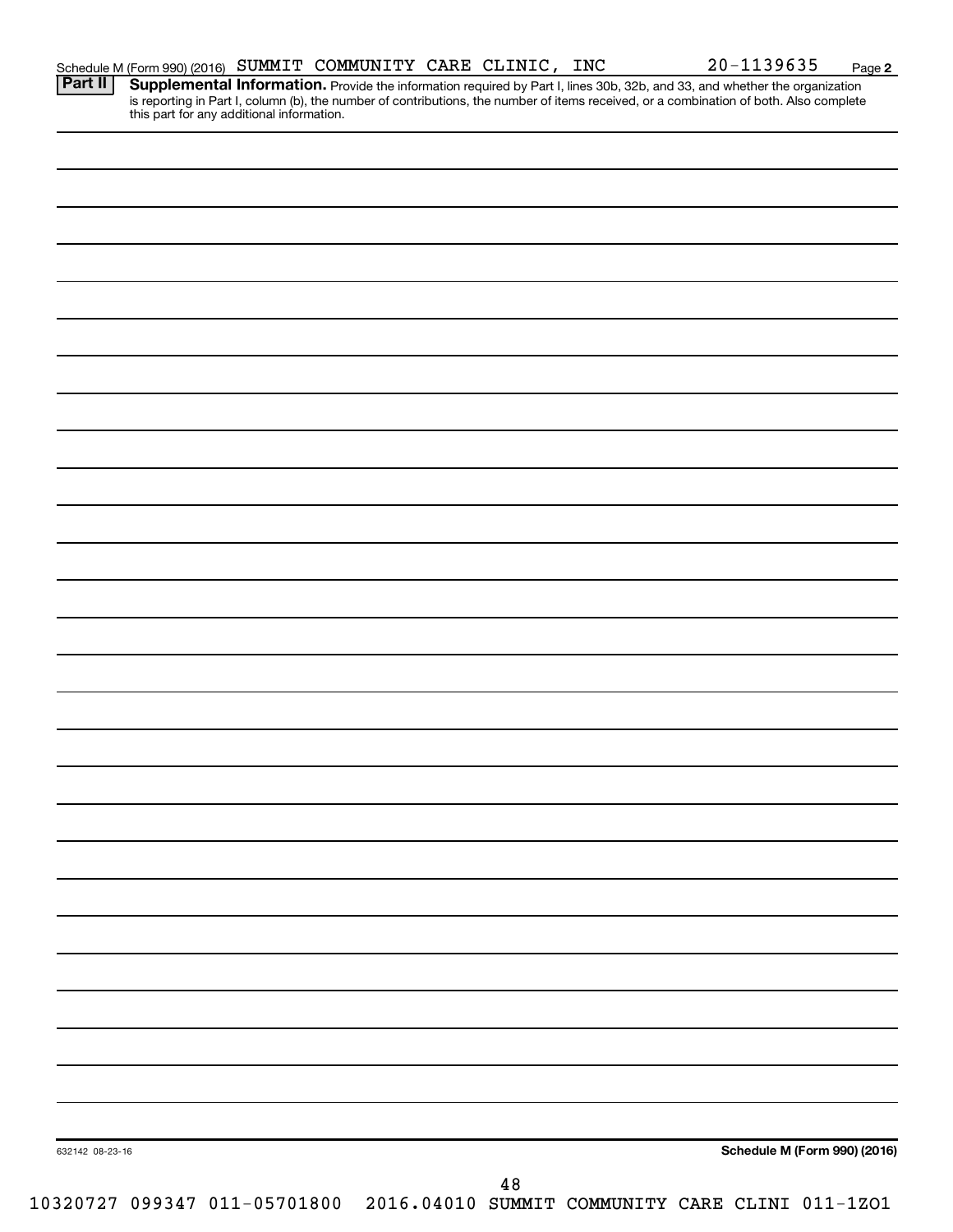Schedule M (Form 990) (2016) SUMMIT COMMUNITY CARE CLINIC, INC 20-1139635 Page 2

**Part II** **Supplemental Information.** Provide the information required by Part I, lines 30b, 32b, and 33, and whether the organization is reporting in Part I, column (b), the number of contributions, the number of items received, or a combination of both. Also complete this part for any additional information.

632142 08-23-16 **Schedule M (Form 990) (2016)**

10320727 099347 011-05701800 2016.04010 SUMMIT COMMUNITY CARE CLINI 011-1ZO1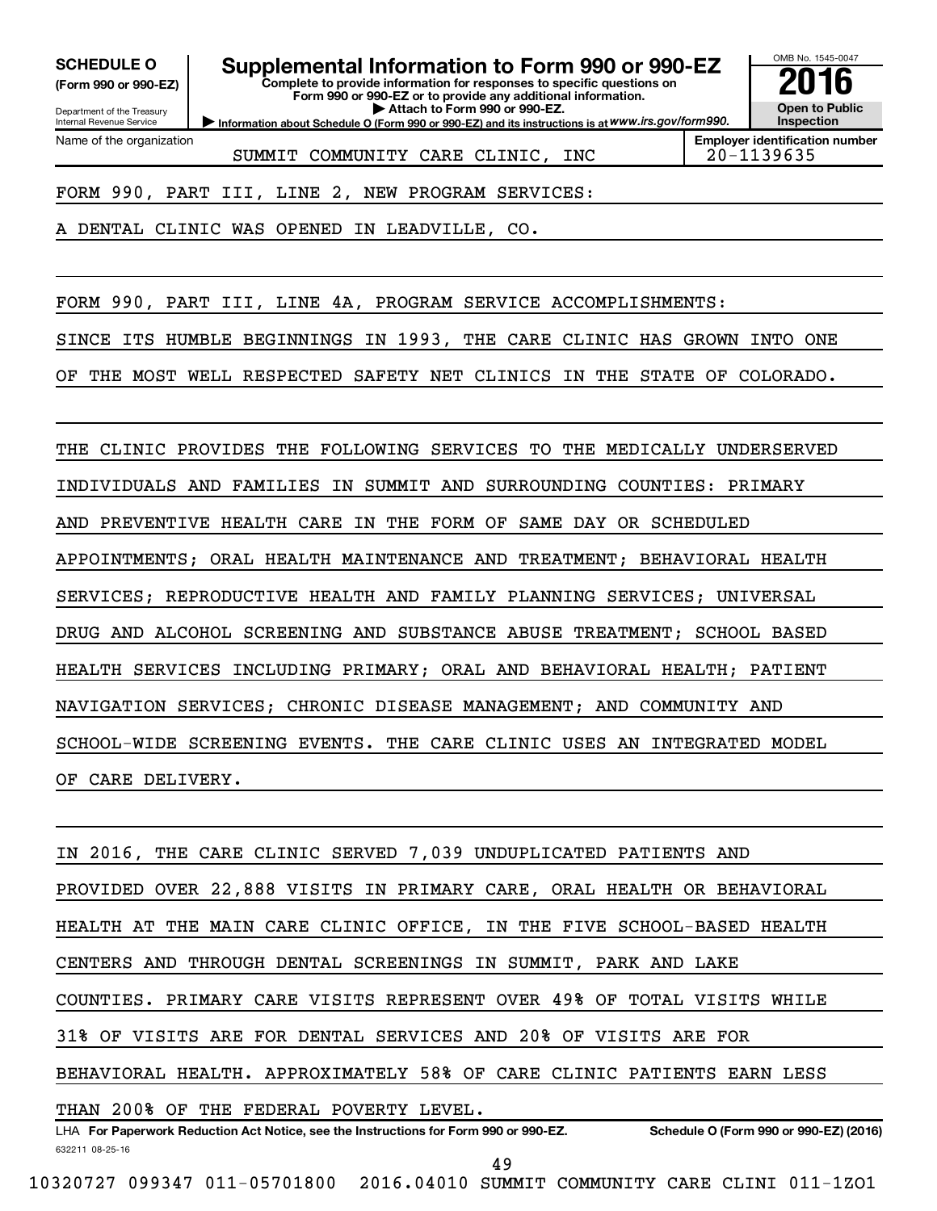**SCHEDULE O**
**(Form 990 or 990-EZ)**

Department of the Treasury
Internal Revenue Service

# Supplemental Information to Form 990 or 990-EZ

**Complete to provide information for responses to specific questions on Form 990 or 990-EZ or to provide any additional information.**
**▶ Attach to Form 990 or 990-EZ.**
▶ Information about Schedule O (Form 990 or 990-EZ) and its instructions is at *www.irs.gov/form990.*

OMB No. 1545-0047
**2016**
**Open to Public Inspection**

| Name of the organization | Employer identification number |
|---|---|
| SUMMIT COMMUNITY CARE CLINIC, INC | 20-1139635 |

FORM 990, PART III, LINE 2, NEW PROGRAM SERVICES:

A DENTAL CLINIC WAS OPENED IN LEADVILLE, CO.

FORM 990, PART III, LINE 4A, PROGRAM SERVICE ACCOMPLISHMENTS:

SINCE ITS HUMBLE BEGINNINGS IN 1993, THE CARE CLINIC HAS GROWN INTO ONE OF THE MOST WELL RESPECTED SAFETY NET CLINICS IN THE STATE OF COLORADO.

THE CLINIC PROVIDES THE FOLLOWING SERVICES TO THE MEDICALLY UNDERSERVED INDIVIDUALS AND FAMILIES IN SUMMIT AND SURROUNDING COUNTIES: PRIMARY AND PREVENTIVE HEALTH CARE IN THE FORM OF SAME DAY OR SCHEDULED APPOINTMENTS; ORAL HEALTH MAINTENANCE AND TREATMENT; BEHAVIORAL HEALTH SERVICES; REPRODUCTIVE HEALTH AND FAMILY PLANNING SERVICES; UNIVERSAL DRUG AND ALCOHOL SCREENING AND SUBSTANCE ABUSE TREATMENT; SCHOOL BASED HEALTH SERVICES INCLUDING PRIMARY; ORAL AND BEHAVIORAL HEALTH; PATIENT NAVIGATION SERVICES; CHRONIC DISEASE MANAGEMENT; AND COMMUNITY AND SCHOOL-WIDE SCREENING EVENTS. THE CARE CLINIC USES AN INTEGRATED MODEL OF CARE DELIVERY.

IN 2016, THE CARE CLINIC SERVED 7,039 UNDUPLICATED PATIENTS AND PROVIDED OVER 22,888 VISITS IN PRIMARY CARE, ORAL HEALTH OR BEHAVIORAL HEALTH AT THE MAIN CARE CLINIC OFFICE, IN THE FIVE SCHOOL-BASED HEALTH CENTERS AND THROUGH DENTAL SCREENINGS IN SUMMIT, PARK AND LAKE COUNTIES. PRIMARY CARE VISITS REPRESENT OVER 49% OF TOTAL VISITS WHILE 31% OF VISITS ARE FOR DENTAL SERVICES AND 20% OF VISITS ARE FOR BEHAVIORAL HEALTH. APPROXIMATELY 58% OF CARE CLINIC PATIENTS EARN LESS THAN 200% OF THE FEDERAL POVERTY LEVEL.

LHA **For Paperwork Reduction Act Notice, see the Instructions for Form 990 or 990-EZ.** **Schedule O (Form 990 or 990-EZ) (2016)**
632211 08-25-16

10320727 099347 011-05701800 2016.04010 SUMMIT COMMUNITY CARE CLINI 011-1ZO1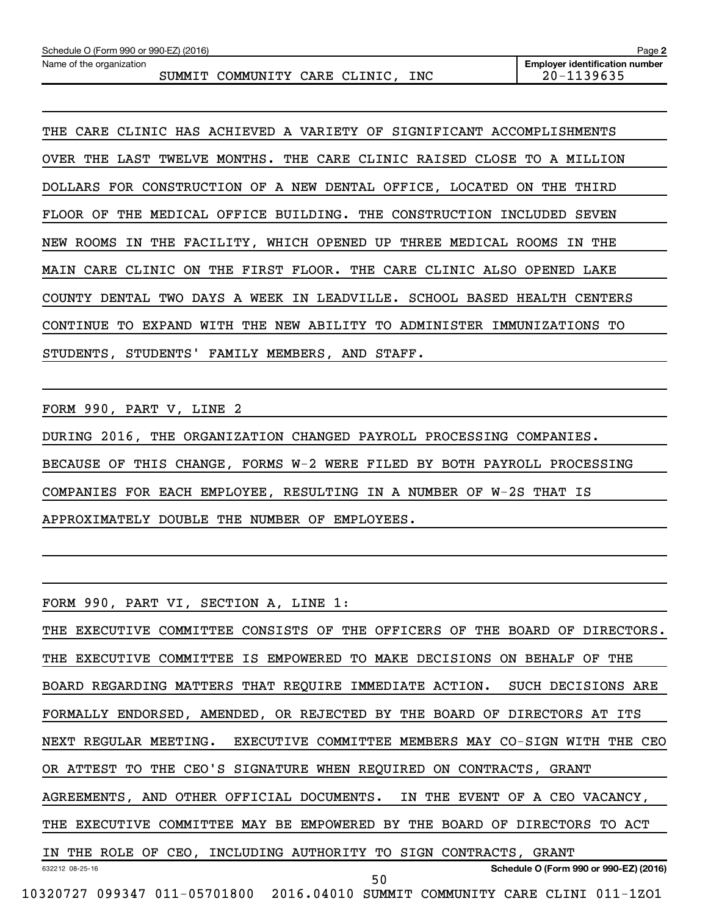Schedule O (Form 990 or 990-EZ) (2016) Page 2

Name of the organization: SUMMIT COMMUNITY CARE CLINIC, INC

Employer identification number: 20-1139635

THE CARE CLINIC HAS ACHIEVED A VARIETY OF SIGNIFICANT ACCOMPLISHMENTS OVER THE LAST TWELVE MONTHS. THE CARE CLINIC RAISED CLOSE TO A MILLION DOLLARS FOR CONSTRUCTION OF A NEW DENTAL OFFICE, LOCATED ON THE THIRD FLOOR OF THE MEDICAL OFFICE BUILDING. THE CONSTRUCTION INCLUDED SEVEN NEW ROOMS IN THE FACILITY, WHICH OPENED UP THREE MEDICAL ROOMS IN THE MAIN CARE CLINIC ON THE FIRST FLOOR. THE CARE CLINIC ALSO OPENED LAKE COUNTY DENTAL TWO DAYS A WEEK IN LEADVILLE. SCHOOL BASED HEALTH CENTERS CONTINUE TO EXPAND WITH THE NEW ABILITY TO ADMINISTER IMMUNIZATIONS TO STUDENTS, STUDENTS' FAMILY MEMBERS, AND STAFF.

FORM 990, PART V, LINE 2

DURING 2016, THE ORGANIZATION CHANGED PAYROLL PROCESSING COMPANIES. BECAUSE OF THIS CHANGE, FORMS W-2 WERE FILED BY BOTH PAYROLL PROCESSING COMPANIES FOR EACH EMPLOYEE, RESULTING IN A NUMBER OF W-2S THAT IS APPROXIMATELY DOUBLE THE NUMBER OF EMPLOYEES.

FORM 990, PART VI, SECTION A, LINE 1:

THE EXECUTIVE COMMITTEE CONSISTS OF THE OFFICERS OF THE BOARD OF DIRECTORS. THE EXECUTIVE COMMITTEE IS EMPOWERED TO MAKE DECISIONS ON BEHALF OF THE BOARD REGARDING MATTERS THAT REQUIRE IMMEDIATE ACTION. SUCH DECISIONS ARE FORMALLY ENDORSED, AMENDED, OR REJECTED BY THE BOARD OF DIRECTORS AT ITS NEXT REGULAR MEETING. EXECUTIVE COMMITTEE MEMBERS MAY CO-SIGN WITH THE CEO OR ATTEST TO THE CEO'S SIGNATURE WHEN REQUIRED ON CONTRACTS, GRANT AGREEMENTS, AND OTHER OFFICIAL DOCUMENTS. IN THE EVENT OF A CEO VACANCY, THE EXECUTIVE COMMITTEE MAY BE EMPOWERED BY THE BOARD OF DIRECTORS TO ACT IN THE ROLE OF CEO, INCLUDING AUTHORITY TO SIGN CONTRACTS, GRANT

632212 08-25-16 Schedule O (Form 990 or 990-EZ) (2016)

10320727 099347 011-05701800 2016.04010 SUMMIT COMMUNITY CARE CLINI 011-1ZO1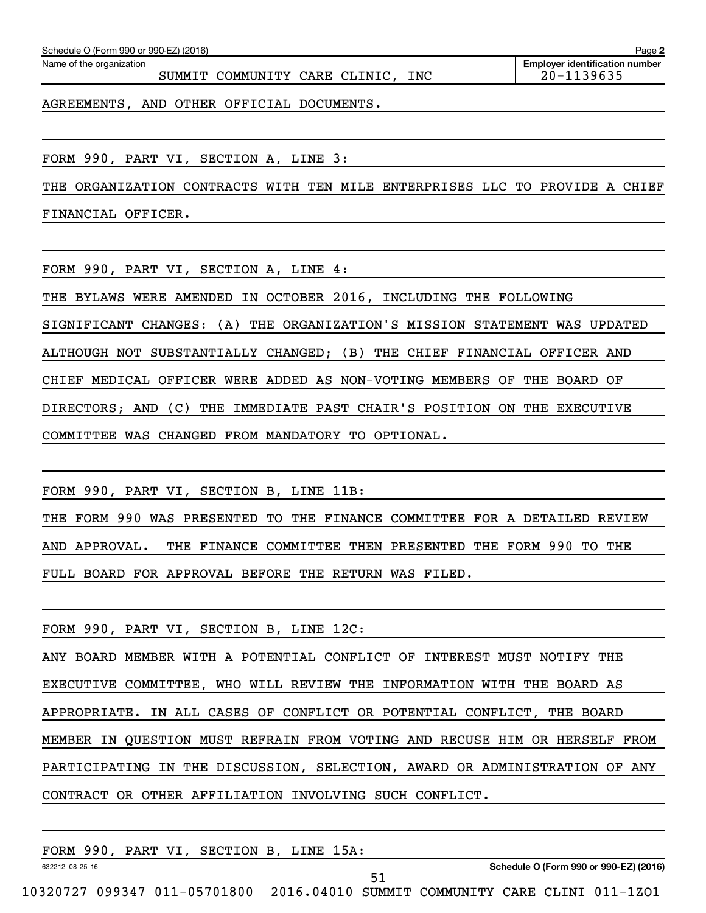Schedule O (Form 990 or 990-EZ) (2016)

Name of the organization: SUMMIT COMMUNITY CARE CLINIC, INC

Employer identification number: 20-1139635

AGREEMENTS, AND OTHER OFFICIAL DOCUMENTS.

FORM 990, PART VI, SECTION A, LINE 3:

THE ORGANIZATION CONTRACTS WITH TEN MILE ENTERPRISES LLC TO PROVIDE A CHIEF FINANCIAL OFFICER.

FORM 990, PART VI, SECTION A, LINE 4:

THE BYLAWS WERE AMENDED IN OCTOBER 2016, INCLUDING THE FOLLOWING SIGNIFICANT CHANGES: (A) THE ORGANIZATION'S MISSION STATEMENT WAS UPDATED ALTHOUGH NOT SUBSTANTIALLY CHANGED; (B) THE CHIEF FINANCIAL OFFICER AND CHIEF MEDICAL OFFICER WERE ADDED AS NON-VOTING MEMBERS OF THE BOARD OF DIRECTORS; AND (C) THE IMMEDIATE PAST CHAIR'S POSITION ON THE EXECUTIVE COMMITTEE WAS CHANGED FROM MANDATORY TO OPTIONAL.

FORM 990, PART VI, SECTION B, LINE 11B:

THE FORM 990 WAS PRESENTED TO THE FINANCE COMMITTEE FOR A DETAILED REVIEW AND APPROVAL. THE FINANCE COMMITTEE THEN PRESENTED THE FORM 990 TO THE FULL BOARD FOR APPROVAL BEFORE THE RETURN WAS FILED.

FORM 990, PART VI, SECTION B, LINE 12C:

ANY BOARD MEMBER WITH A POTENTIAL CONFLICT OF INTEREST MUST NOTIFY THE EXECUTIVE COMMITTEE, WHO WILL REVIEW THE INFORMATION WITH THE BOARD AS APPROPRIATE. IN ALL CASES OF CONFLICT OR POTENTIAL CONFLICT, THE BOARD MEMBER IN QUESTION MUST REFRAIN FROM VOTING AND RECUSE HIM OR HERSELF FROM PARTICIPATING IN THE DISCUSSION, SELECTION, AWARD OR ADMINISTRATION OF ANY CONTRACT OR OTHER AFFILIATION INVOLVING SUCH CONFLICT.

FORM 990, PART VI, SECTION B, LINE 15A: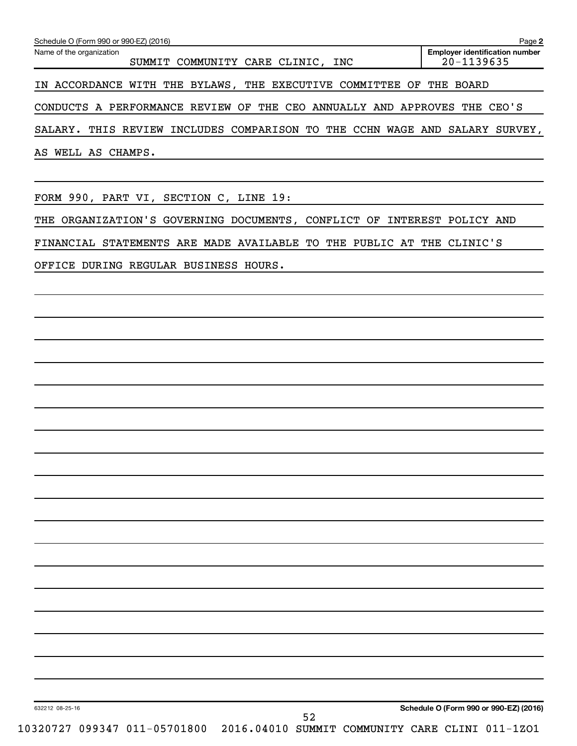Schedule O (Form 990 or 990-EZ) (2016)

Name of the organization: SUMMIT COMMUNITY CARE CLINIC, INC

Employer identification number: 20-1139635

IN ACCORDANCE WITH THE BYLAWS, THE EXECUTIVE COMMITTEE OF THE BOARD CONDUCTS A PERFORMANCE REVIEW OF THE CEO ANNUALLY AND APPROVES THE CEO'S SALARY. THIS REVIEW INCLUDES COMPARISON TO THE CCHN WAGE AND SALARY SURVEY, AS WELL AS CHAMPS.

FORM 990, PART VI, SECTION C, LINE 19:

THE ORGANIZATION'S GOVERNING DOCUMENTS, CONFLICT OF INTEREST POLICY AND FINANCIAL STATEMENTS ARE MADE AVAILABLE TO THE PUBLIC AT THE CLINIC'S OFFICE DURING REGULAR BUSINESS HOURS.

632212 08-25-16

Schedule O (Form 990 or 990-EZ) (2016)

10320727 099347 011-05701800 2016.04010 SUMMIT COMMUNITY CARE CLINI 011-1ZO1